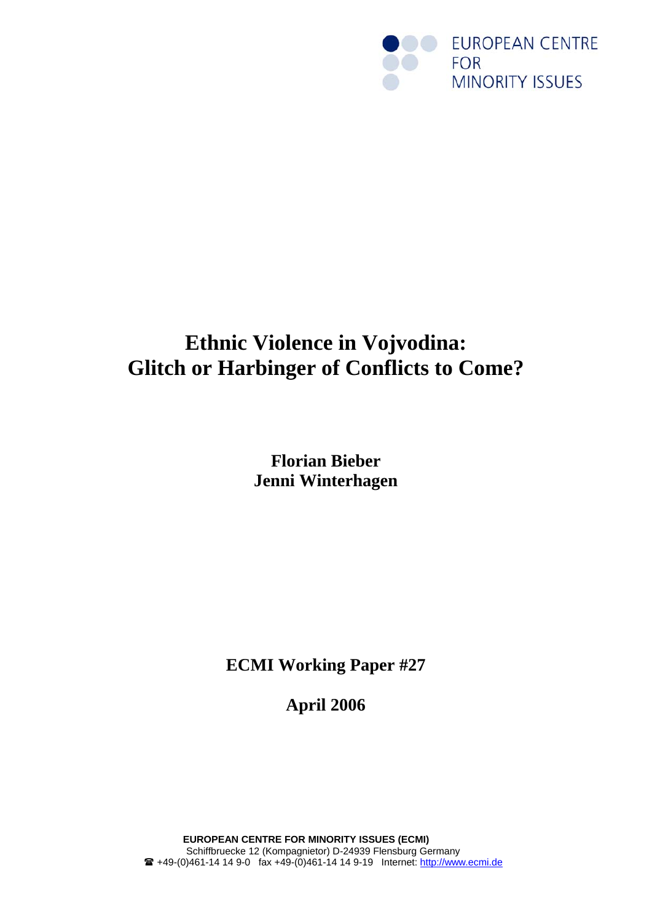EUROPEAN CENTRE FOR MINORITY ISSUES

# Ethnic Violence in Vojvodina: Glitch or Harbinger of Conflicts to Come?

**Florian Bieber**
**Jenni Winterhagen**

**ECMI Working Paper #27**

**April 2006**

**EUROPEAN CENTRE FOR MINORITY ISSUES (ECMI)**
Schiffbruecke 12 (Kompagnietor) D-24939 Flensburg Germany
☎ +49-(0)461-14 14 9-0 fax +49-(0)461-14 14 9-19 Internet: http://www.ecmi.de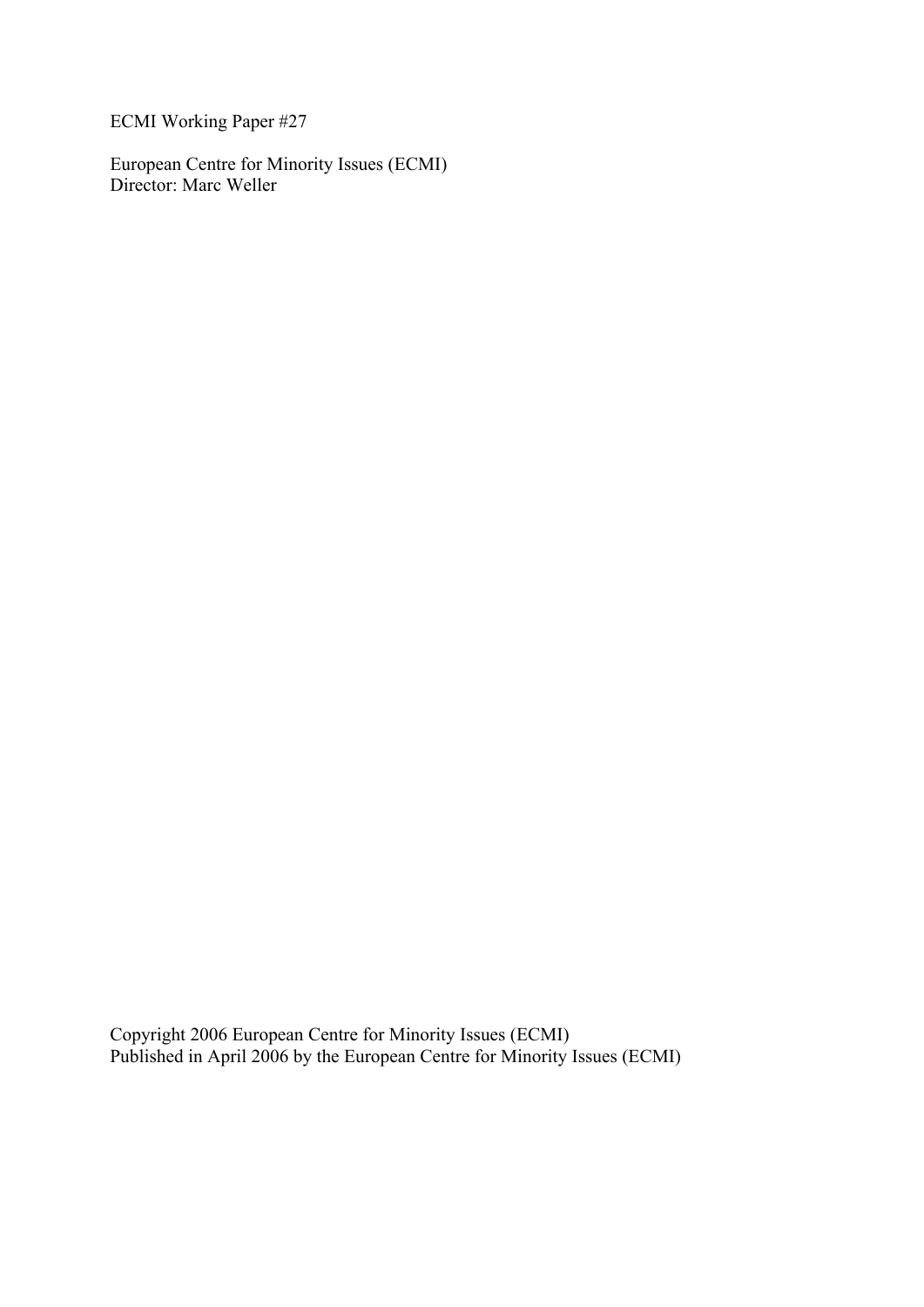ECMI Working Paper #27

European Centre for Minority Issues (ECMI)
Director: Marc Weller

Copyright 2006 European Centre for Minority Issues (ECMI)
Published in April 2006 by the European Centre for Minority Issues (ECMI)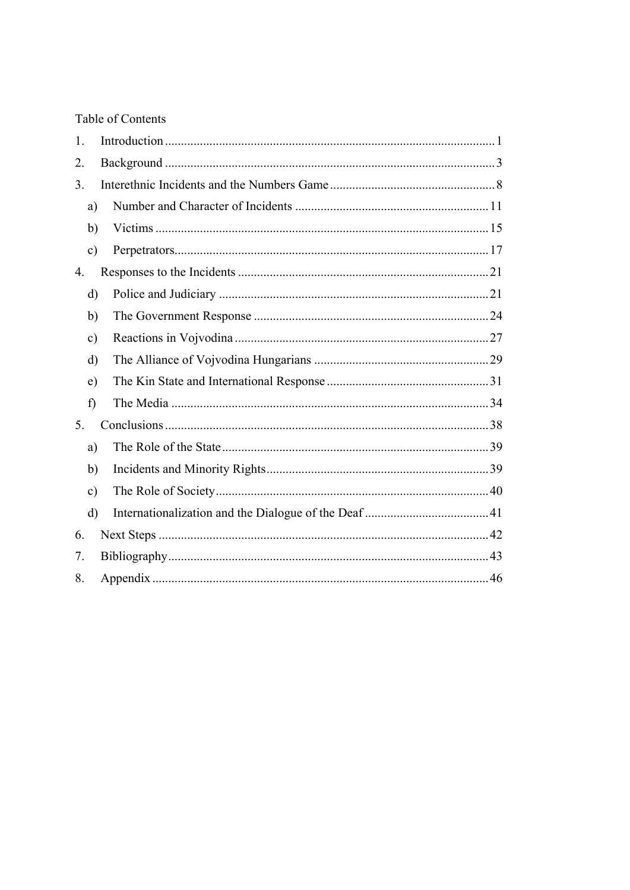Table of Contents

1. Introduction ....................................................................................................... 1
2. Background ....................................................................................................... 3
3. Interethnic Incidents and the Numbers Game .................................................... 8
   a) Number and Character of Incidents ............................................................ 11
   b) Victims ........................................................................................................ 15
   c) Perpetrators.................................................................................................. 17
4. Responses to the Incidents .............................................................................. 21
   d) Police and Judiciary .................................................................................... 21
   b) The Government Response ......................................................................... 24
   c) Reactions in Vojvodina ............................................................................... 27
   d) The Alliance of Vojvodina Hungarians ....................................................... 29
   e) The Kin State and International Response .................................................. 31
   f) The Media ................................................................................................... 34
5. Conclusions ..................................................................................................... 38
   a) The Role of the State ................................................................................... 39
   b) Incidents and Minority Rights...................................................................... 39
   c) The Role of Society..................................................................................... 40
   d) Internationalization and the Dialogue of the Deaf ....................................... 41
6. Next Steps ....................................................................................................... 42
7. Bibliography.................................................................................................... 43
8. Appendix ......................................................................................................... 46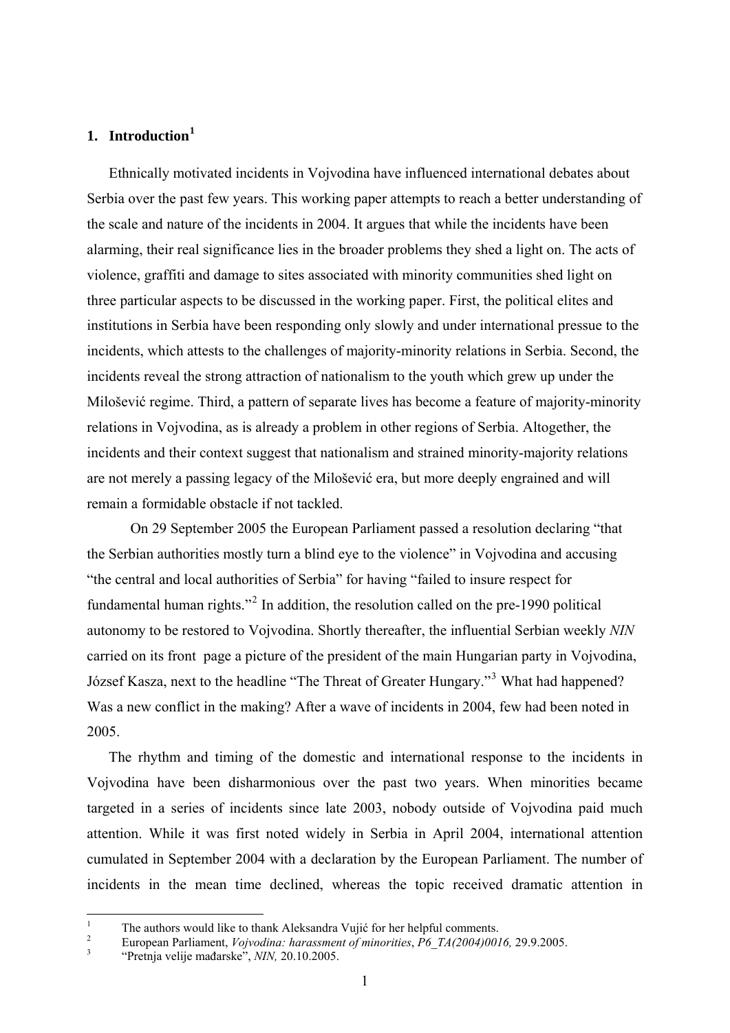## 1. Introduction[1]

Ethnically motivated incidents in Vojvodina have influenced international debates about Serbia over the past few years. This working paper attempts to reach a better understanding of the scale and nature of the incidents in 2004. It argues that while the incidents have been alarming, their real significance lies in the broader problems they shed a light on. The acts of violence, graffiti and damage to sites associated with minority communities shed light on three particular aspects to be discussed in the working paper. First, the political elites and institutions in Serbia have been responding only slowly and under international pressue to the incidents, which attests to the challenges of majority-minority relations in Serbia. Second, the incidents reveal the strong attraction of nationalism to the youth which grew up under the Milošević regime. Third, a pattern of separate lives has become a feature of majority-minority relations in Vojvodina, as is already a problem in other regions of Serbia. Altogether, the incidents and their context suggest that nationalism and strained minority-majority relations are not merely a passing legacy of the Milošević era, but more deeply engrained and will remain a formidable obstacle if not tackled.

On 29 September 2005 the European Parliament passed a resolution declaring "that the Serbian authorities mostly turn a blind eye to the violence" in Vojvodina and accusing "the central and local authorities of Serbia" for having "failed to insure respect for fundamental human rights."[2] In addition, the resolution called on the pre-1990 political autonomy to be restored to Vojvodina. Shortly thereafter, the influential Serbian weekly *NIN* carried on its front page a picture of the president of the main Hungarian party in Vojvodina, József Kasza, next to the headline "The Threat of Greater Hungary."[3] What had happened? Was a new conflict in the making? After a wave of incidents in 2004, few had been noted in 2005.

The rhythm and timing of the domestic and international response to the incidents in Vojvodina have been disharmonious over the past two years. When minorities became targeted in a series of incidents since late 2003, nobody outside of Vojvodina paid much attention. While it was first noted widely in Serbia in April 2004, international attention cumulated in September 2004 with a declaration by the European Parliament. The number of incidents in the mean time declined, whereas the topic received dramatic attention in

---

[1] The authors would like to thank Aleksandra Vujić for her helpful comments.

[2] European Parliament, *Vojvodina: harassment of minorities*, *P6_TA(2004)0016,* 29.9.2005.

[3] "Pretnja velije mađarske", *NIN,* 20.10.2005.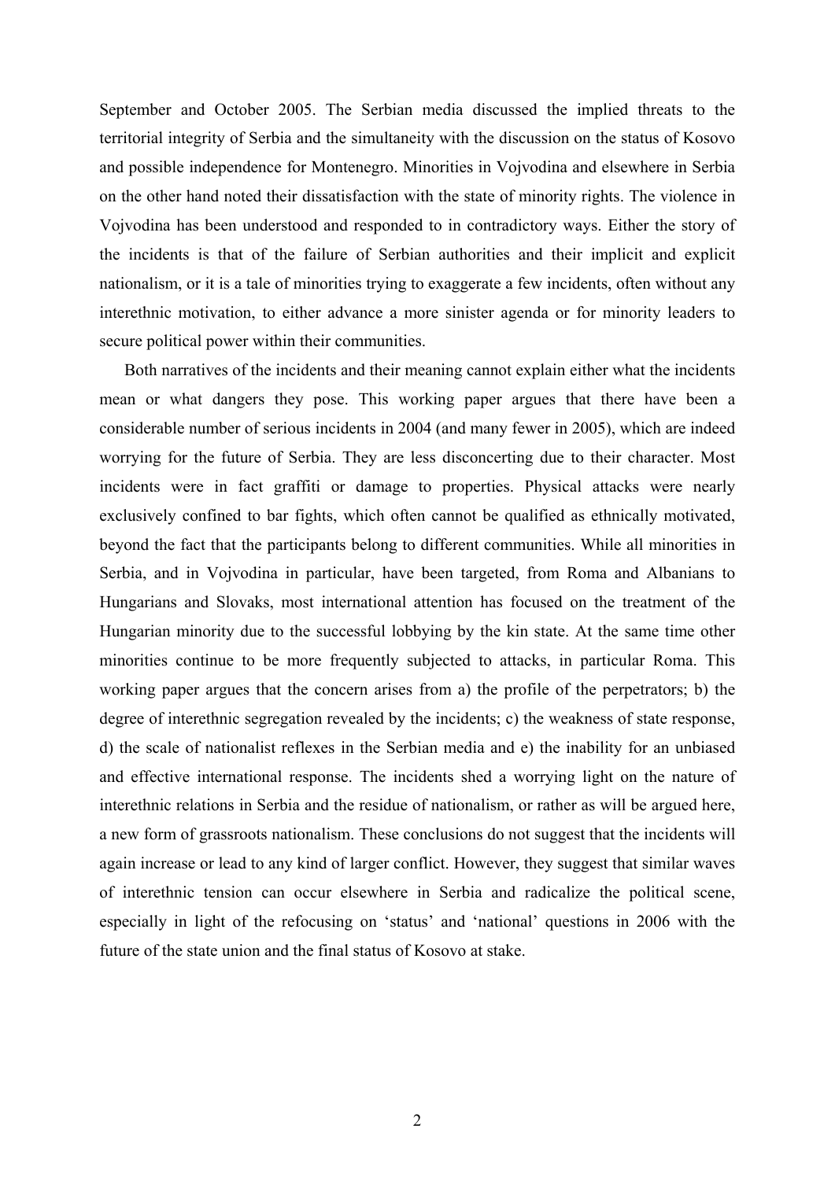September and October 2005. The Serbian media discussed the implied threats to the territorial integrity of Serbia and the simultaneity with the discussion on the status of Kosovo and possible independence for Montenegro. Minorities in Vojvodina and elsewhere in Serbia on the other hand noted their dissatisfaction with the state of minority rights. The violence in Vojvodina has been understood and responded to in contradictory ways. Either the story of the incidents is that of the failure of Serbian authorities and their implicit and explicit nationalism, or it is a tale of minorities trying to exaggerate a few incidents, often without any interethnic motivation, to either advance a more sinister agenda or for minority leaders to secure political power within their communities.

Both narratives of the incidents and their meaning cannot explain either what the incidents mean or what dangers they pose. This working paper argues that there have been a considerable number of serious incidents in 2004 (and many fewer in 2005), which are indeed worrying for the future of Serbia. They are less disconcerting due to their character. Most incidents were in fact graffiti or damage to properties. Physical attacks were nearly exclusively confined to bar fights, which often cannot be qualified as ethnically motivated, beyond the fact that the participants belong to different communities. While all minorities in Serbia, and in Vojvodina in particular, have been targeted, from Roma and Albanians to Hungarians and Slovaks, most international attention has focused on the treatment of the Hungarian minority due to the successful lobbying by the kin state. At the same time other minorities continue to be more frequently subjected to attacks, in particular Roma. This working paper argues that the concern arises from a) the profile of the perpetrators; b) the degree of interethnic segregation revealed by the incidents; c) the weakness of state response, d) the scale of nationalist reflexes in the Serbian media and e) the inability for an unbiased and effective international response. The incidents shed a worrying light on the nature of interethnic relations in Serbia and the residue of nationalism, or rather as will be argued here, a new form of grassroots nationalism. These conclusions do not suggest that the incidents will again increase or lead to any kind of larger conflict. However, they suggest that similar waves of interethnic tension can occur elsewhere in Serbia and radicalize the political scene, especially in light of the refocusing on 'status' and 'national' questions in 2006 with the future of the state union and the final status of Kosovo at stake.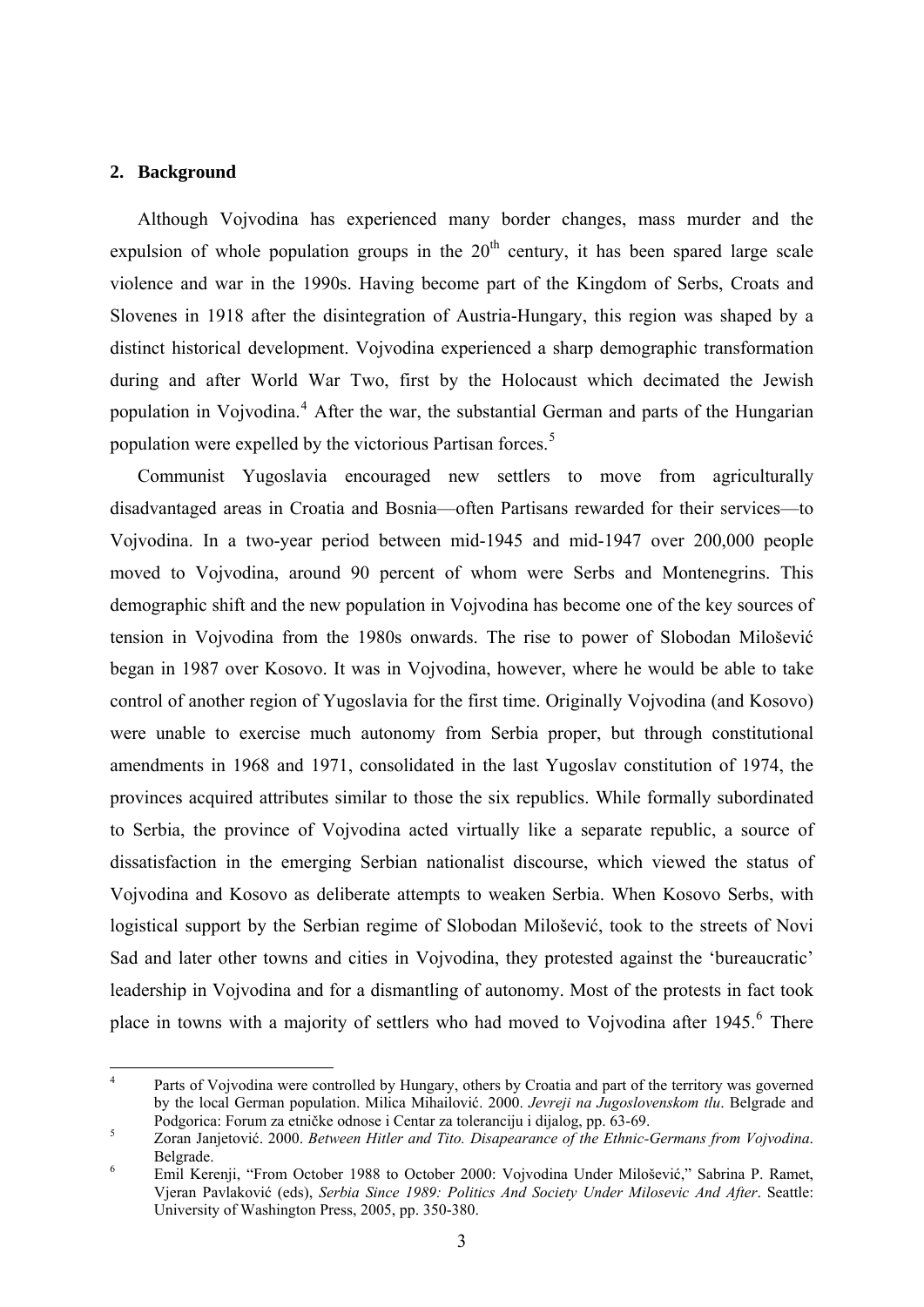## 2. Background

Although Vojvodina has experienced many border changes, mass murder and the expulsion of whole population groups in the 20th century, it has been spared large scale violence and war in the 1990s. Having become part of the Kingdom of Serbs, Croats and Slovenes in 1918 after the disintegration of Austria-Hungary, this region was shaped by a distinct historical development. Vojvodina experienced a sharp demographic transformation during and after World War Two, first by the Holocaust which decimated the Jewish population in Vojvodina.[4] After the war, the substantial German and parts of the Hungarian population were expelled by the victorious Partisan forces.[5]

Communist Yugoslavia encouraged new settlers to move from agriculturally disadvantaged areas in Croatia and Bosnia—often Partisans rewarded for their services—to Vojvodina. In a two-year period between mid-1945 and mid-1947 over 200,000 people moved to Vojvodina, around 90 percent of whom were Serbs and Montenegrins. This demographic shift and the new population in Vojvodina has become one of the key sources of tension in Vojvodina from the 1980s onwards. The rise to power of Slobodan Milošević began in 1987 over Kosovo. It was in Vojvodina, however, where he would be able to take control of another region of Yugoslavia for the first time. Originally Vojvodina (and Kosovo) were unable to exercise much autonomy from Serbia proper, but through constitutional amendments in 1968 and 1971, consolidated in the last Yugoslav constitution of 1974, the provinces acquired attributes similar to those the six republics. While formally subordinated to Serbia, the province of Vojvodina acted virtually like a separate republic, a source of dissatisfaction in the emerging Serbian nationalist discourse, which viewed the status of Vojvodina and Kosovo as deliberate attempts to weaken Serbia. When Kosovo Serbs, with logistical support by the Serbian regime of Slobodan Milošević, took to the streets of Novi Sad and later other towns and cities in Vojvodina, they protested against the 'bureaucratic' leadership in Vojvodina and for a dismantling of autonomy. Most of the protests in fact took place in towns with a majority of settlers who had moved to Vojvodina after 1945.[6] There

---

[4] Parts of Vojvodina were controlled by Hungary, others by Croatia and part of the territory was governed by the local German population. Milica Mihailović. 2000. *Jevreji na Jugoslovenskom tlu*. Belgrade and Podgorica: Forum za etničke odnose i Centar za toleranciju i dijalog, pp. 63-69.

[5] Zoran Janjetović. 2000. *Between Hitler and Tito. Disapearance of the Ethnic-Germans from Vojvodina*. Belgrade.

[6] Emil Kerenji, "From October 1988 to October 2000: Vojvodina Under Milošević," Sabrina P. Ramet, Vjeran Pavlaković (eds), *Serbia Since 1989: Politics And Society Under Milosevic And After*. Seattle: University of Washington Press, 2005, pp. 350-380.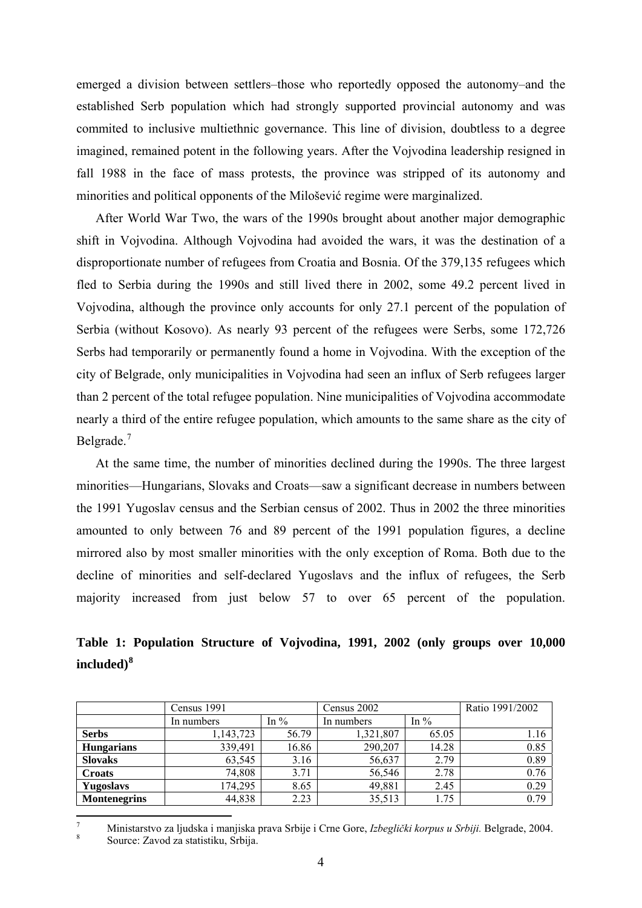emerged a division between settlers–those who reportedly opposed the autonomy–and the established Serb population which had strongly supported provincial autonomy and was commited to inclusive multiethnic governance. This line of division, doubtless to a degree imagined, remained potent in the following years. After the Vojvodina leadership resigned in fall 1988 in the face of mass protests, the province was stripped of its autonomy and minorities and political opponents of the Milošević regime were marginalized.

After World War Two, the wars of the 1990s brought about another major demographic shift in Vojvodina. Although Vojvodina had avoided the wars, it was the destination of a disproportionate number of refugees from Croatia and Bosnia. Of the 379,135 refugees which fled to Serbia during the 1990s and still lived there in 2002, some 49.2 percent lived in Vojvodina, although the province only accounts for only 27.1 percent of the population of Serbia (without Kosovo). As nearly 93 percent of the refugees were Serbs, some 172,726 Serbs had temporarily or permanently found a home in Vojvodina. With the exception of the city of Belgrade, only municipalities in Vojvodina had seen an influx of Serb refugees larger than 2 percent of the total refugee population. Nine municipalities of Vojvodina accommodate nearly a third of the entire refugee population, which amounts to the same share as the city of Belgrade.[7]

At the same time, the number of minorities declined during the 1990s. The three largest minorities—Hungarians, Slovaks and Croats—saw a significant decrease in numbers between the 1991 Yugoslav census and the Serbian census of 2002. Thus in 2002 the three minorities amounted to only between 76 and 89 percent of the 1991 population figures, a decline mirrored also by most smaller minorities with the only exception of Roma. Both due to the decline of minorities and self-declared Yugoslavs and the influx of refugees, the Serb majority increased from just below 57 to over 65 percent of the population.

**Table 1: Population Structure of Vojvodina, 1991, 2002 (only groups over 10,000 included)[8]**

| | Census 1991 | | Census 2002 | | Ratio 1991/2002 |
|---|---|---|---|---|---|
| | In numbers | In % | In numbers | In % | |
| **Serbs** | 1,143,723 | 56.79 | 1,321,807 | 65.05 | 1.16 |
| **Hungarians** | 339,491 | 16.86 | 290,207 | 14.28 | 0.85 |
| **Slovaks** | 63,545 | 3.16 | 56,637 | 2.79 | 0.89 |
| **Croats** | 74,808 | 3.71 | 56,546 | 2.78 | 0.76 |
| **Yugoslavs** | 174,295 | 8.65 | 49,881 | 2.45 | 0.29 |
| **Montenegrins** | 44,838 | 2.23 | 35,513 | 1.75 | 0.79 |

[7] Ministarstvo za ljudska i manjiska prava Srbije i Crne Gore, *Izbeglički korpus u Srbiji.* Belgrade, 2004.

[8] Source: Zavod za statistiku, Srbija.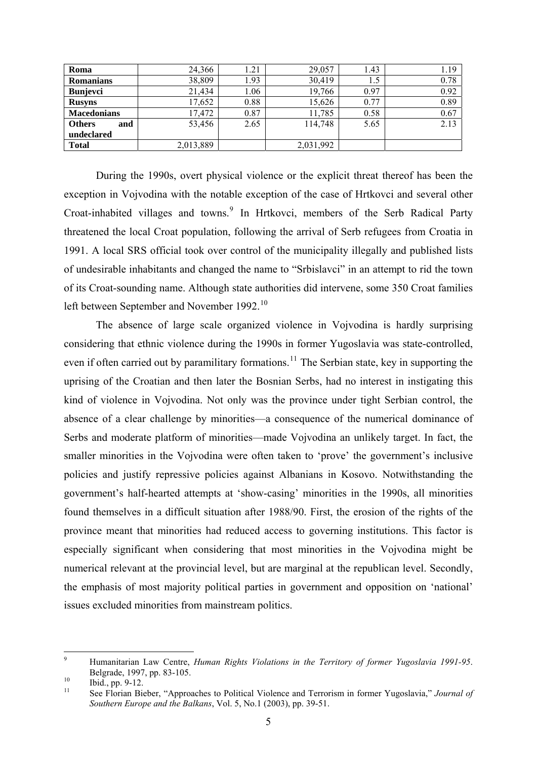| | | | | | |
|---|---|---|---|---|---|
| **Roma** | 24,366 | 1.21 | 29,057 | 1.43 | 1.19 |
| **Romanians** | 38,809 | 1.93 | 30,419 | 1.5 | 0.78 |
| **Bunjevci** | 21,434 | 1.06 | 19,766 | 0.97 | 0.92 |
| **Rusyns** | 17,652 | 0.88 | 15,626 | 0.77 | 0.89 |
| **Macedonians** | 17,472 | 0.87 | 11,785 | 0.58 | 0.67 |
| **Others and undeclared** | 53,456 | 2.65 | 114,748 | 5.65 | 2.13 |
| **Total** | 2,013,889 | | 2,031,992 | | |

During the 1990s, overt physical violence or the explicit threat thereof has been the exception in Vojvodina with the notable exception of the case of Hrtkovci and several other Croat-inhabited villages and towns.[9] In Hrtkovci, members of the Serb Radical Party threatened the local Croat population, following the arrival of Serb refugees from Croatia in 1991. A local SRS official took over control of the municipality illegally and published lists of undesirable inhabitants and changed the name to "Srbislavci" in an attempt to rid the town of its Croat-sounding name. Although state authorities did intervene, some 350 Croat families left between September and November 1992.[10]

The absence of large scale organized violence in Vojvodina is hardly surprising considering that ethnic violence during the 1990s in former Yugoslavia was state-controlled, even if often carried out by paramilitary formations.[11] The Serbian state, key in supporting the uprising of the Croatian and then later the Bosnian Serbs, had no interest in instigating this kind of violence in Vojvodina. Not only was the province under tight Serbian control, the absence of a clear challenge by minorities—a consequence of the numerical dominance of Serbs and moderate platform of minorities—made Vojvodina an unlikely target. In fact, the smaller minorities in the Vojvodina were often taken to 'prove' the government's inclusive policies and justify repressive policies against Albanians in Kosovo. Notwithstanding the government's half-hearted attempts at 'show-casing' minorities in the 1990s, all minorities found themselves in a difficult situation after 1988/90. First, the erosion of the rights of the province meant that minorities had reduced access to governing institutions. This factor is especially significant when considering that most minorities in the Vojvodina might be numerical relevant at the provincial level, but are marginal at the republican level. Secondly, the emphasis of most majority political parties in government and opposition on 'national' issues excluded minorities from mainstream politics.

---

[9] Humanitarian Law Centre, *Human Rights Violations in the Territory of former Yugoslavia 1991-95*. Belgrade, 1997, pp. 83-105.

[10] Ibid., pp. 9-12.

[11] See Florian Bieber, "Approaches to Political Violence and Terrorism in former Yugoslavia," *Journal of Southern Europe and the Balkans*, Vol. 5, No.1 (2003), pp. 39-51.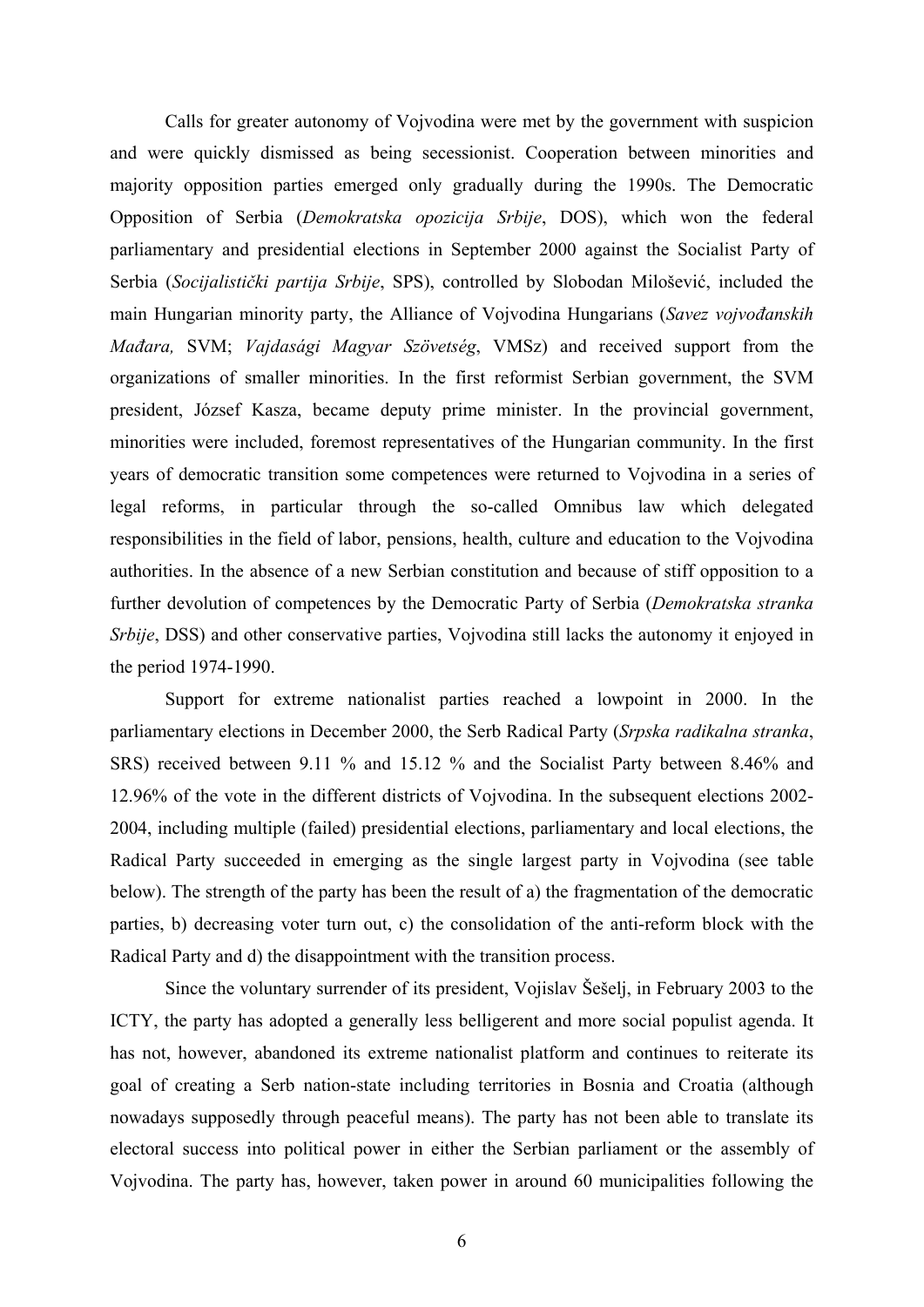Calls for greater autonomy of Vojvodina were met by the government with suspicion and were quickly dismissed as being secessionist. Cooperation between minorities and majority opposition parties emerged only gradually during the 1990s. The Democratic Opposition of Serbia (*Demokratska opozicija Srbije*, DOS), which won the federal parliamentary and presidential elections in September 2000 against the Socialist Party of Serbia (*Socijalistički partija Srbije*, SPS), controlled by Slobodan Milošević, included the main Hungarian minority party, the Alliance of Vojvodina Hungarians (*Savez vojvođanskih Mađara,* SVM; *Vajdasági Magyar Szövetség*, VMSz) and received support from the organizations of smaller minorities. In the first reformist Serbian government, the SVM president, József Kasza, became deputy prime minister. In the provincial government, minorities were included, foremost representatives of the Hungarian community. In the first years of democratic transition some competences were returned to Vojvodina in a series of legal reforms, in particular through the so-called Omnibus law which delegated responsibilities in the field of labor, pensions, health, culture and education to the Vojvodina authorities. In the absence of a new Serbian constitution and because of stiff opposition to a further devolution of competences by the Democratic Party of Serbia (*Demokratska stranka Srbije*, DSS) and other conservative parties, Vojvodina still lacks the autonomy it enjoyed in the period 1974-1990.

Support for extreme nationalist parties reached a lowpoint in 2000. In the parliamentary elections in December 2000, the Serb Radical Party (*Srpska radikalna stranka*, SRS) received between 9.11 % and 15.12 % and the Socialist Party between 8.46% and 12.96% of the vote in the different districts of Vojvodina. In the subsequent elections 2002-2004, including multiple (failed) presidential elections, parliamentary and local elections, the Radical Party succeeded in emerging as the single largest party in Vojvodina (see table below). The strength of the party has been the result of a) the fragmentation of the democratic parties, b) decreasing voter turn out, c) the consolidation of the anti-reform block with the Radical Party and d) the disappointment with the transition process.

Since the voluntary surrender of its president, Vojislav Šešelj, in February 2003 to the ICTY, the party has adopted a generally less belligerent and more social populist agenda. It has not, however, abandoned its extreme nationalist platform and continues to reiterate its goal of creating a Serb nation-state including territories in Bosnia and Croatia (although nowadays supposedly through peaceful means). The party has not been able to translate its electoral success into political power in either the Serbian parliament or the assembly of Vojvodina. The party has, however, taken power in around 60 municipalities following the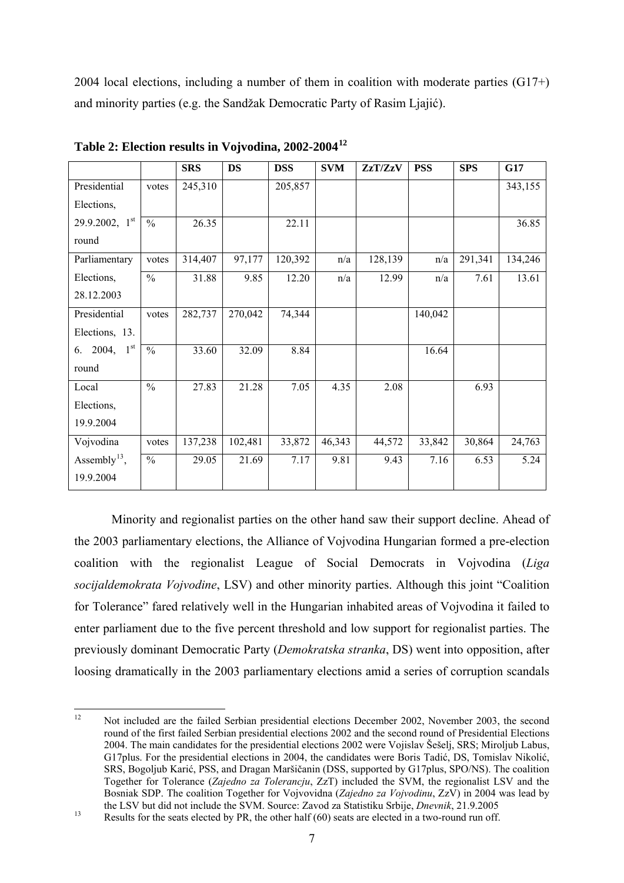2004 local elections, including a number of them in coalition with moderate parties (G17+) and minority parties (e.g. the Sandžak Democratic Party of Rasim Ljajić).

**Table 2: Election results in Vojvodina, 2002-2004**[12]

| | | SRS | DS | DSS | SVM | ZzT/ZzV | PSS | SPS | G17 |
|---|---|---|---|---|---|---|---|---|---|
| Presidential Elections, 29.9.2002, 1st round | votes | 245,310 | | 205,857 | | | | | 343,155 |
| | % | 26.35 | | 22.11 | | | | | 36.85 |
| Parliamentary Elections, 28.12.2003 | votes | 314,407 | 97,177 | 120,392 | n/a | 128,139 | n/a | 291,341 | 134,246 |
| | % | 31.88 | 9.85 | 12.20 | n/a | 12.99 | n/a | 7.61 | 13.61 |
| Presidential Elections, 13. 6. 2004, 1st round | votes | 282,737 | 270,042 | 74,344 | | | 140,042 | | |
| | % | 33.60 | 32.09 | 8.84 | | | 16.64 | | |
| Local Elections, 19.9.2004 | % | 27.83 | 21.28 | 7.05 | 4.35 | 2.08 | | 6.93 | |
| Vojvodina Assembly[13], 19.9.2004 | votes | 137,238 | 102,481 | 33,872 | 46,343 | 44,572 | 33,842 | 30,864 | 24,763 |
| | % | 29.05 | 21.69 | 7.17 | 9.81 | 9.43 | 7.16 | 6.53 | 5.24 |

Minority and regionalist parties on the other hand saw their support decline. Ahead of the 2003 parliamentary elections, the Alliance of Vojvodina Hungarian formed a pre-election coalition with the regionalist League of Social Democrats in Vojvodina (*Liga socijaldemokrata Vojvodine*, LSV) and other minority parties. Although this joint "Coalition for Tolerance" fared relatively well in the Hungarian inhabited areas of Vojvodina it failed to enter parliament due to the five percent threshold and low support for regionalist parties. The previously dominant Democratic Party (*Demokratska stranka*, DS) went into opposition, after loosing dramatically in the 2003 parliamentary elections amid a series of corruption scandals

[12] Not included are the failed Serbian presidential elections December 2002, November 2003, the second round of the first failed Serbian presidential elections 2002 and the second round of Presidential Elections 2004. The main candidates for the presidential elections 2002 were Vojislav Šešelj, SRS; Miroljub Labus, G17plus. For the presidential elections in 2004, the candidates were Boris Tadić, DS, Tomislav Nikolić, SRS, Bogoljub Karić, PSS, and Dragan Maršičanin (DSS, supported by G17plus, SPO/NS). The coalition Together for Tolerance (*Zajedno za Tolerancju*, ZzT) included the SVM, the regionalist LSV and the Bosniak SDP. The coalition Together for Vojvovidna (*Zajedno za Vojvodinu*, ZzV) in 2004 was lead by the LSV but did not include the SVM. Source: Zavod za Statistiku Srbije, *Dnevnik*, 21.9.2005

[13] Results for the seats elected by PR, the other half (60) seats are elected in a two-round run off.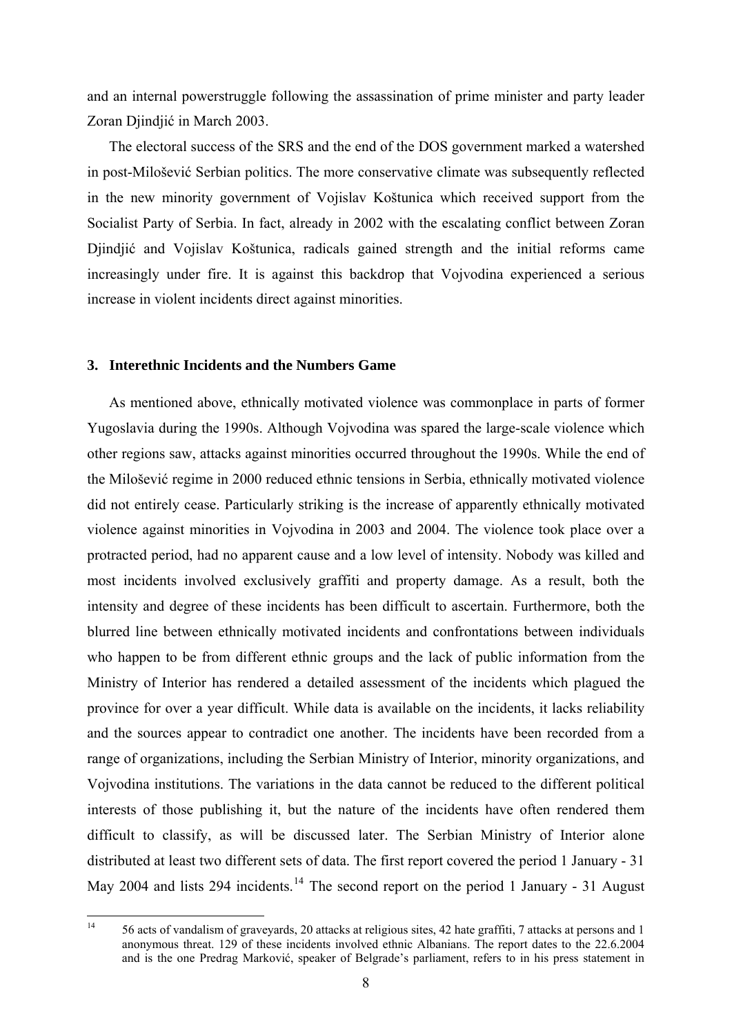and an internal powerstruggle following the assassination of prime minister and party leader Zoran Djindjić in March 2003.

The electoral success of the SRS and the end of the DOS government marked a watershed in post-Milošević Serbian politics. The more conservative climate was subsequently reflected in the new minority government of Vojislav Koštunica which received support from the Socialist Party of Serbia. In fact, already in 2002 with the escalating conflict between Zoran Djindjić and Vojislav Koštunica, radicals gained strength and the initial reforms came increasingly under fire. It is against this backdrop that Vojvodina experienced a serious increase in violent incidents direct against minorities.

## 3. Interethnic Incidents and the Numbers Game

As mentioned above, ethnically motivated violence was commonplace in parts of former Yugoslavia during the 1990s. Although Vojvodina was spared the large-scale violence which other regions saw, attacks against minorities occurred throughout the 1990s. While the end of the Milošević regime in 2000 reduced ethnic tensions in Serbia, ethnically motivated violence did not entirely cease. Particularly striking is the increase of apparently ethnically motivated violence against minorities in Vojvodina in 2003 and 2004. The violence took place over a protracted period, had no apparent cause and a low level of intensity. Nobody was killed and most incidents involved exclusively graffiti and property damage. As a result, both the intensity and degree of these incidents has been difficult to ascertain. Furthermore, both the blurred line between ethnically motivated incidents and confrontations between individuals who happen to be from different ethnic groups and the lack of public information from the Ministry of Interior has rendered a detailed assessment of the incidents which plagued the province for over a year difficult. While data is available on the incidents, it lacks reliability and the sources appear to contradict one another. The incidents have been recorded from a range of organizations, including the Serbian Ministry of Interior, minority organizations, and Vojvodina institutions. The variations in the data cannot be reduced to the different political interests of those publishing it, but the nature of the incidents have often rendered them difficult to classify, as will be discussed later. The Serbian Ministry of Interior alone distributed at least two different sets of data. The first report covered the period 1 January - 31 May 2004 and lists 294 incidents.[14] The second report on the period 1 January - 31 August

[14] 56 acts of vandalism of graveyards, 20 attacks at religious sites, 42 hate graffiti, 7 attacks at persons and 1 anonymous threat. 129 of these incidents involved ethnic Albanians. The report dates to the 22.6.2004 and is the one Predrag Marković, speaker of Belgrade's parliament, refers to in his press statement in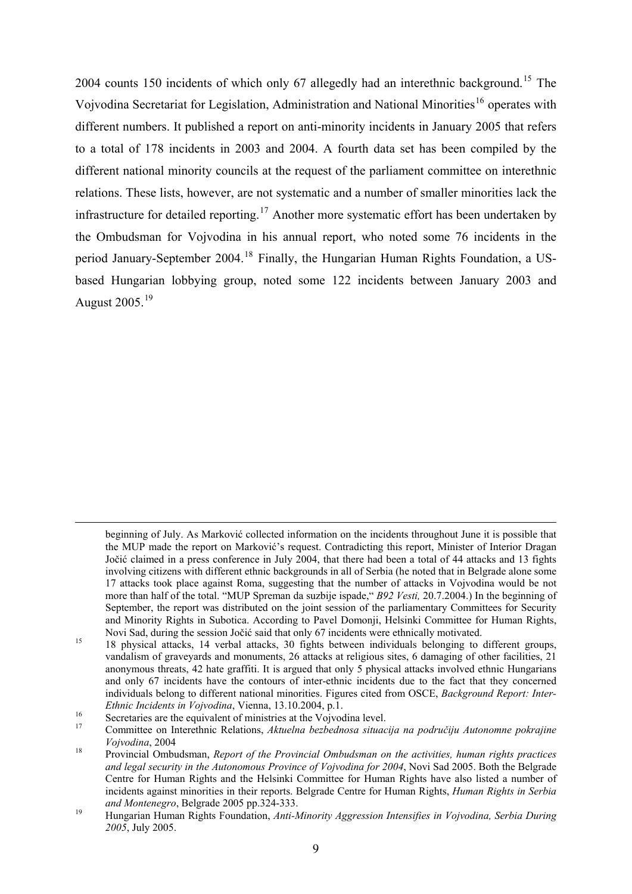2004 counts 150 incidents of which only 67 allegedly had an interethnic background.[15] The Vojvodina Secretariat for Legislation, Administration and National Minorities[16] operates with different numbers. It published a report on anti-minority incidents in January 2005 that refers to a total of 178 incidents in 2003 and 2004. A fourth data set has been compiled by the different national minority councils at the request of the parliament committee on interethnic relations. These lists, however, are not systematic and a number of smaller minorities lack the infrastructure for detailed reporting.[17] Another more systematic effort has been undertaken by the Ombudsman for Vojvodina in his annual report, who noted some 76 incidents in the period January-September 2004.[18] Finally, the Hungarian Human Rights Foundation, a US-based Hungarian lobbying group, noted some 122 incidents between January 2003 and August 2005.[19]

---

beginning of July. As Marković collected information on the incidents throughout June it is possible that the MUP made the report on Marković's request. Contradicting this report, Minister of Interior Dragan Jočić claimed in a press conference in July 2004, that there had been a total of 44 attacks and 13 fights involving citizens with different ethnic backgrounds in all of Serbia (he noted that in Belgrade alone some 17 attacks took place against Roma, suggesting that the number of attacks in Vojvodina would be not more than half of the total. "MUP Spreman da suzbije ispade," *B92 Vesti,* 20.7.2004.) In the beginning of September, the report was distributed on the joint session of the parliamentary Committees for Security and Minority Rights in Subotica. According to Pavel Domonji, Helsinki Committee for Human Rights, Novi Sad, during the session Jočić said that only 67 incidents were ethnically motivated.

[15] 18 physical attacks, 14 verbal attacks, 30 fights between individuals belonging to different groups, vandalism of graveyards and monuments, 26 attacks at religious sites, 6 damaging of other facilities, 21 anonymous threats, 42 hate graffiti. It is argued that only 5 physical attacks involved ethnic Hungarians and only 67 incidents have the contours of inter-ethnic incidents due to the fact that they concerned individuals belong to different national minorities. Figures cited from OSCE, *Background Report: Inter-Ethnic Incidents in Vojvodina*, Vienna, 13.10.2004, p.1.

[16] Secretaries are the equivalent of ministries at the Vojvodina level.

[17] Committee on Interethnic Relations, *Aktuelna bezbednosa situacija na području Autonomne pokrajine Vojvodina*, 2004

[18] Provincial Ombudsman, *Report of the Provincial Ombudsman on the activities, human rights practices and legal security in the Autonomous Province of Vojvodina for 2004*, Novi Sad 2005. Both the Belgrade Centre for Human Rights and the Helsinki Committee for Human Rights have also listed a number of incidents against minorities in their reports. Belgrade Centre for Human Rights, *Human Rights in Serbia and Montenegro*, Belgrade 2005 pp.324-333.

[19] Hungarian Human Rights Foundation, *Anti-Minority Aggression Intensifies in Vojvodina, Serbia During 2005*, July 2005.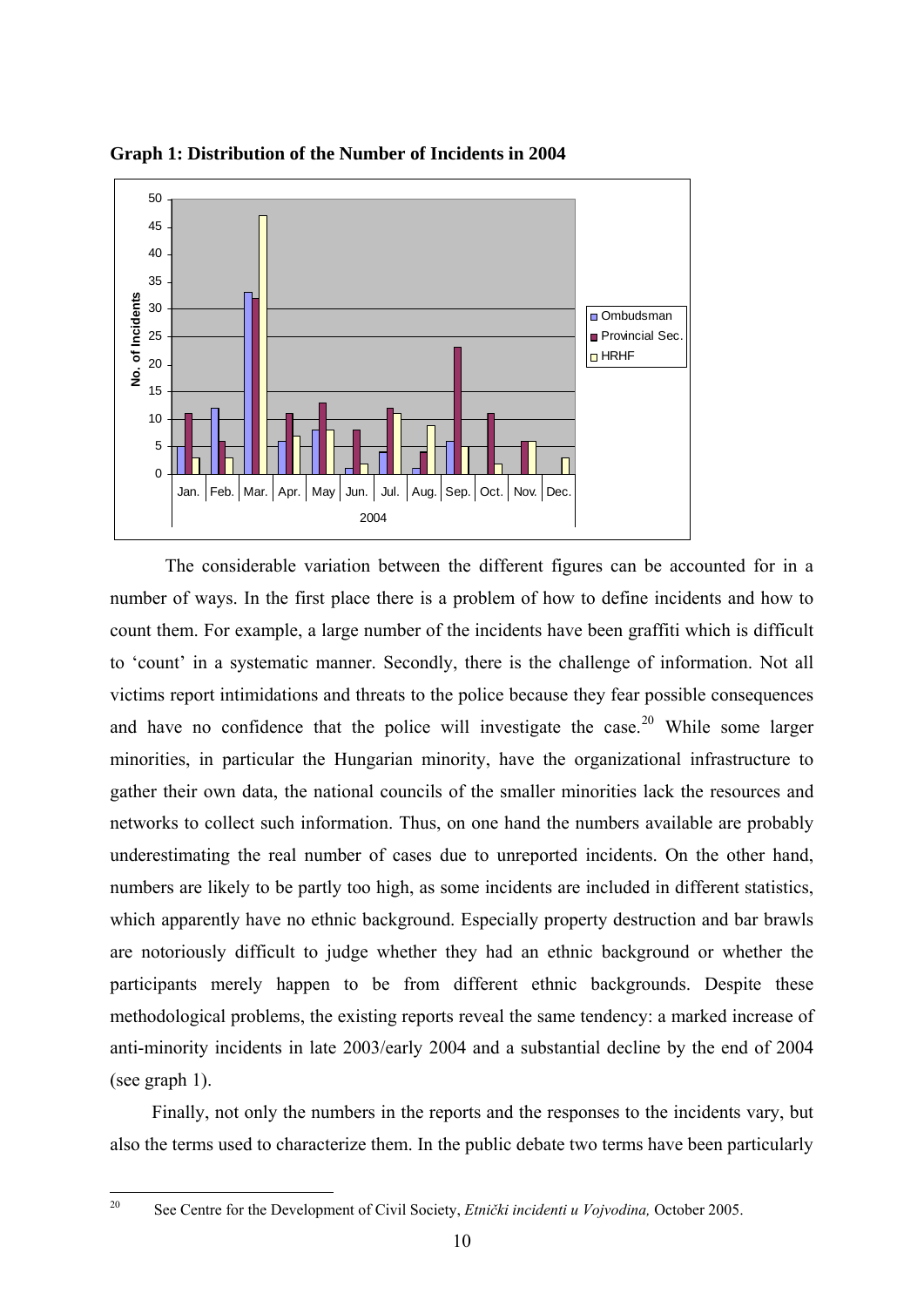**Graph 1: Distribution of the Number of Incidents in 2004**

The considerable variation between the different figures can be accounted for in a number of ways. In the first place there is a problem of how to define incidents and how to count them. For example, a large number of the incidents have been graffiti which is difficult to 'count' in a systematic manner. Secondly, there is the challenge of information. Not all victims report intimidations and threats to the police because they fear possible consequences and have no confidence that the police will investigate the case.[20] While some larger minorities, in particular the Hungarian minority, have the organizational infrastructure to gather their own data, the national councils of the smaller minorities lack the resources and networks to collect such information. Thus, on one hand the numbers available are probably underestimating the real number of cases due to unreported incidents. On the other hand, numbers are likely to be partly too high, as some incidents are included in different statistics, which apparently have no ethnic background. Especially property destruction and bar brawls are notoriously difficult to judge whether they had an ethnic background or whether the participants merely happen to be from different ethnic backgrounds. Despite these methodological problems, the existing reports reveal the same tendency: a marked increase of anti-minority incidents in late 2003/early 2004 and a substantial decline by the end of 2004 (see graph 1).

Finally, not only the numbers in the reports and the responses to the incidents vary, but also the terms used to characterize them. In the public debate two terms have been particularly

---

[20] See Centre for the Development of Civil Society, *Etnički incidenti u Vojvodina,* October 2005.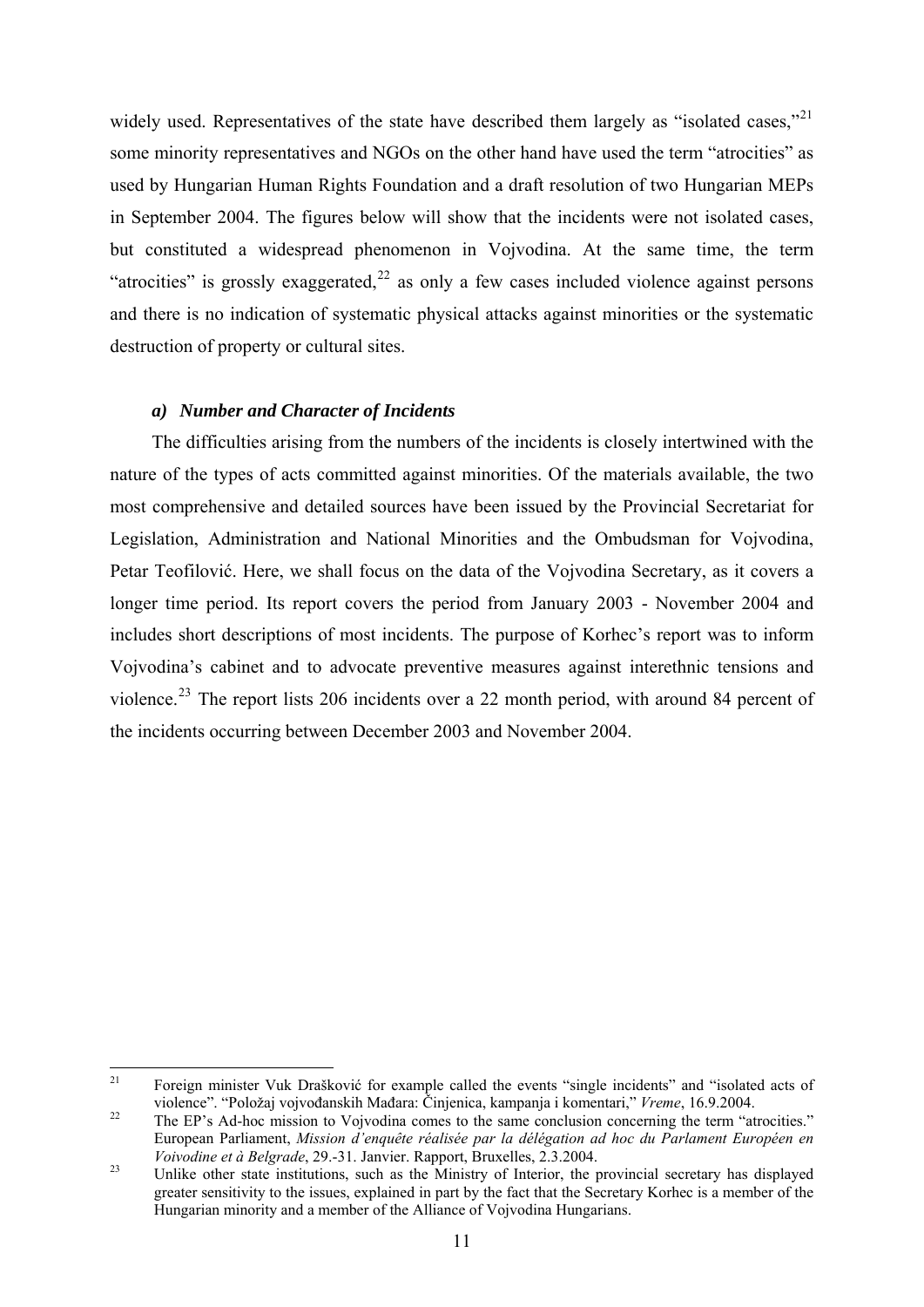widely used. Representatives of the state have described them largely as "isolated cases,"[21] some minority representatives and NGOs on the other hand have used the term "atrocities" as used by Hungarian Human Rights Foundation and a draft resolution of two Hungarian MEPs in September 2004. The figures below will show that the incidents were not isolated cases, but constituted a widespread phenomenon in Vojvodina. At the same time, the term "atrocities" is grossly exaggerated,[22] as only a few cases included violence against persons and there is no indication of systematic physical attacks against minorities or the systematic destruction of property or cultural sites.

### *a) Number and Character of Incidents*

The difficulties arising from the numbers of the incidents is closely intertwined with the nature of the types of acts committed against minorities. Of the materials available, the two most comprehensive and detailed sources have been issued by the Provincial Secretariat for Legislation, Administration and National Minorities and the Ombudsman for Vojvodina, Petar Teofilović. Here, we shall focus on the data of the Vojvodina Secretary, as it covers a longer time period. Its report covers the period from January 2003 - November 2004 and includes short descriptions of most incidents. The purpose of Korhec's report was to inform Vojvodina's cabinet and to advocate preventive measures against interethnic tensions and violence.[23] The report lists 206 incidents over a 22 month period, with around 84 percent of the incidents occurring between December 2003 and November 2004.

---

[21] Foreign minister Vuk Drašković for example called the events "single incidents" and "isolated acts of violence". "Položaj vojvođanskih Mađara: Činjenica, kampanja i komentari," *Vreme*, 16.9.2004.

[22] The EP's Ad-hoc mission to Vojvodina comes to the same conclusion concerning the term "atrocities." European Parliament, *Mission d'enquête réalisée par la délégation ad hoc du Parlament Européen en Voivodine et à Belgrade*, 29.-31. Janvier. Rapport, Bruxelles, 2.3.2004.

[23] Unlike other state institutions, such as the Ministry of Interior, the provincial secretary has displayed greater sensitivity to the issues, explained in part by the fact that the Secretary Korhec is a member of the Hungarian minority and a member of the Alliance of Vojvodina Hungarians.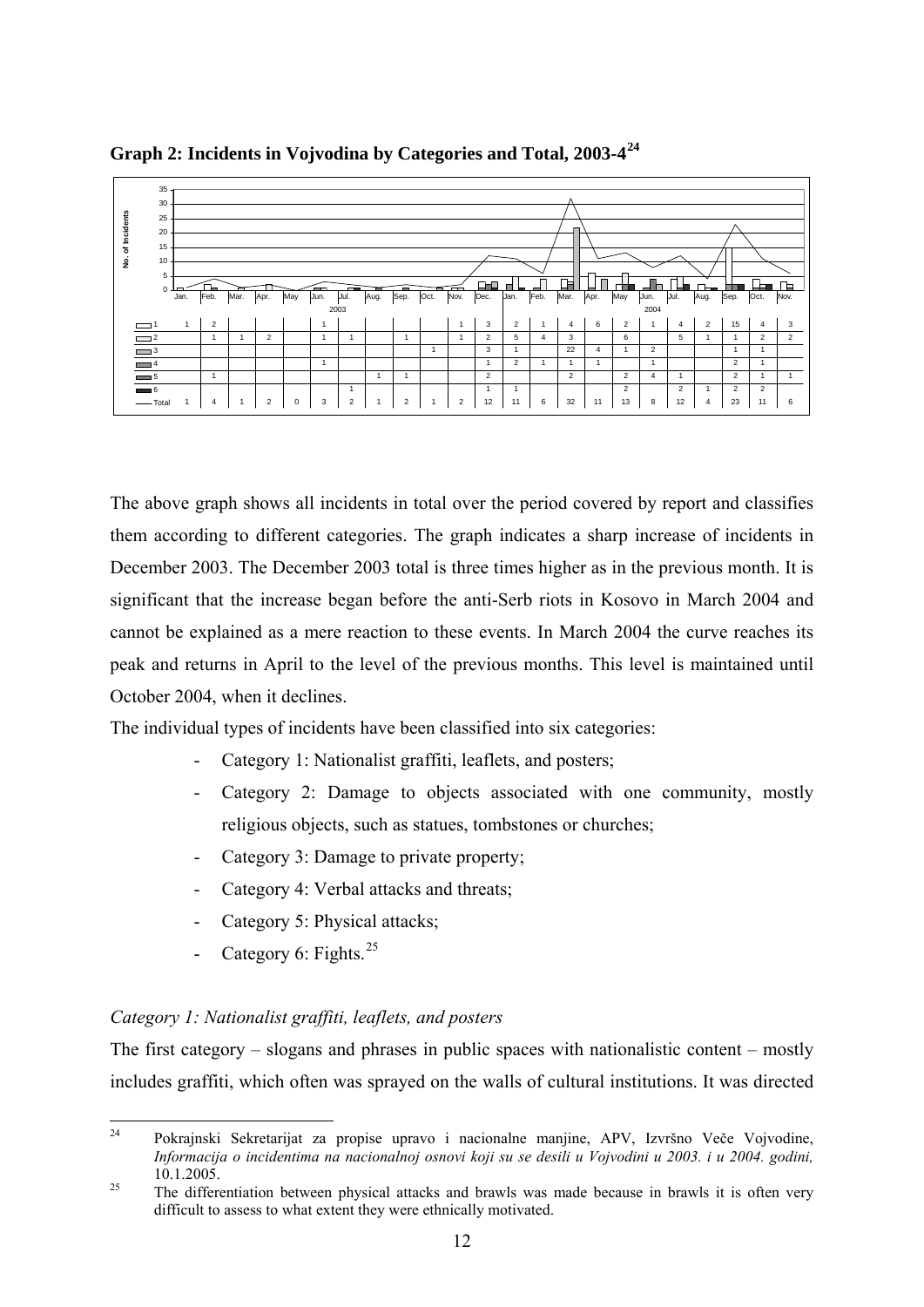**Graph 2: Incidents in Vojvodina by Categories and Total, 2003-4**[24]

| | 2003 | | | | | | | | | | | | 2004 | | | | | | | | | | |
|---|---|---|---|---|---|---|---|---|---|---|---|---|---|---|---|---|---|---|---|---|---|---|---|
| | Jan. | Feb. | Mar. | Apr. | May | Jun. | Jul. | Aug. | Sep. | Oct. | Nov. | Dec. | Jan. | Feb. | Mar. | Apr. | May | Jun. | Jul. | Aug. | Sep. | Oct. | Nov. |
| 1 | 1 | 2 | | | | 1 | | | | | 1 | 3 | 2 | 1 | 4 | 6 | 2 | 1 | 4 | 2 | 15 | 4 | 3 |
| 2 | | 1 | 1 | 2 | | 1 | 1 | | 1 | | 1 | 2 | 5 | 4 | 3 | | 6 | | 5 | 1 | 1 | 2 | 2 |
| 3 | | | | | | | | | | 1 | | 3 | 1 | | 22 | 4 | 1 | 2 | | | 1 | 1 | |
| 4 | | | | | | 1 | | | | | | 1 | 2 | 1 | 1 | 1 | | 1 | | | 2 | 1 | |
| 5 | | 1 | | | | | | 1 | 1 | | | 2 | | | 2 | | 2 | 4 | 1 | | 2 | 1 | 1 |
| 6 | | | | | | | 1 | | | | | 1 | 1 | | | | 2 | | 2 | 1 | 2 | 2 | |
| Total | 1 | 4 | 1 | 2 | 0 | 3 | 2 | 1 | 2 | 1 | 2 | 12 | 11 | 6 | 32 | 11 | 13 | 8 | 12 | 4 | 23 | 11 | 6 |

The above graph shows all incidents in total over the period covered by report and classifies them according to different categories. The graph indicates a sharp increase of incidents in December 2003. The December 2003 total is three times higher as in the previous month. It is significant that the increase began before the anti-Serb riots in Kosovo in March 2004 and cannot be explained as a mere reaction to these events. In March 2004 the curve reaches its peak and returns in April to the level of the previous months. This level is maintained until October 2004, when it declines.

The individual types of incidents have been classified into six categories:

- Category 1: Nationalist graffiti, leaflets, and posters;
- Category 2: Damage to objects associated with one community, mostly religious objects, such as statues, tombstones or churches;
- Category 3: Damage to private property;
- Category 4: Verbal attacks and threats;
- Category 5: Physical attacks;
- Category 6: Fights.[25]

*Category 1: Nationalist graffiti, leaflets, and posters*

The first category – slogans and phrases in public spaces with nationalistic content – mostly includes graffiti, which often was sprayed on the walls of cultural institutions. It was directed

---

[24] Pokrajnski Sekretarijat za propise upravo i nacionalne manjine, APV, Izvršno Veče Vojvodine, *Informacija o incidentima na nacionalnoj osnovi koji su se desili u Vojvodini u 2003. i u 2004. godini,* 10.1.2005.

[25] The differentiation between physical attacks and brawls was made because in brawls it is often very difficult to assess to what extent they were ethnically motivated.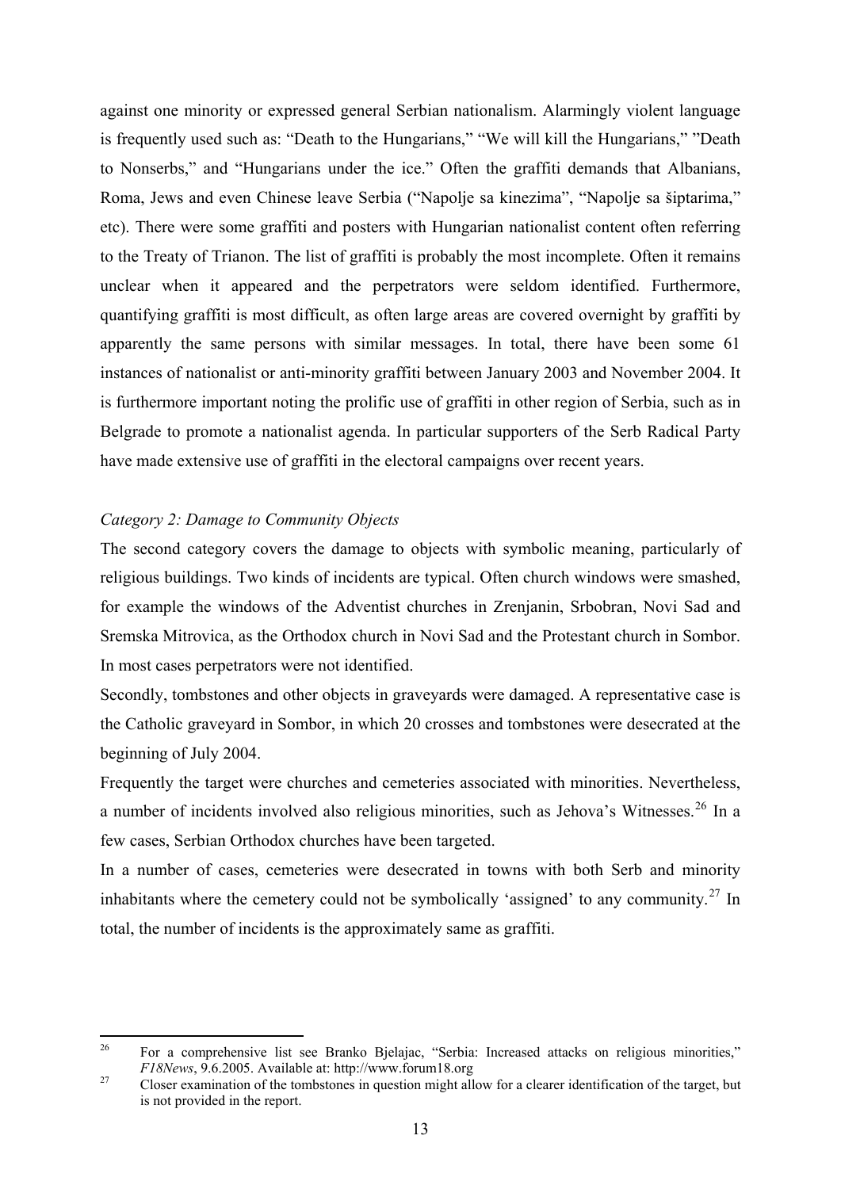against one minority or expressed general Serbian nationalism. Alarmingly violent language is frequently used such as: "Death to the Hungarians," "We will kill the Hungarians," "Death to Nonserbs," and "Hungarians under the ice." Often the graffiti demands that Albanians, Roma, Jews and even Chinese leave Serbia ("Napolje sa kinezima", "Napolje sa šiptarima," etc). There were some graffiti and posters with Hungarian nationalist content often referring to the Treaty of Trianon. The list of graffiti is probably the most incomplete. Often it remains unclear when it appeared and the perpetrators were seldom identified. Furthermore, quantifying graffiti is most difficult, as often large areas are covered overnight by graffiti by apparently the same persons with similar messages. In total, there have been some 61 instances of nationalist or anti-minority graffiti between January 2003 and November 2004. It is furthermore important noting the prolific use of graffiti in other region of Serbia, such as in Belgrade to promote a nationalist agenda. In particular supporters of the Serb Radical Party have made extensive use of graffiti in the electoral campaigns over recent years.

*Category 2: Damage to Community Objects*

The second category covers the damage to objects with symbolic meaning, particularly of religious buildings. Two kinds of incidents are typical. Often church windows were smashed, for example the windows of the Adventist churches in Zrenjanin, Srbobran, Novi Sad and Sremska Mitrovica, as the Orthodox church in Novi Sad and the Protestant church in Sombor. In most cases perpetrators were not identified.

Secondly, tombstones and other objects in graveyards were damaged. A representative case is the Catholic graveyard in Sombor, in which 20 crosses and tombstones were desecrated at the beginning of July 2004.

Frequently the target were churches and cemeteries associated with minorities. Nevertheless, a number of incidents involved also religious minorities, such as Jehova's Witnesses.[26] In a few cases, Serbian Orthodox churches have been targeted.

In a number of cases, cemeteries were desecrated in towns with both Serb and minority inhabitants where the cemetery could not be symbolically 'assigned' to any community.[27] In total, the number of incidents is the approximately same as graffiti.

---

[26] For a comprehensive list see Branko Bjelajac, "Serbia: Increased attacks on religious minorities," *F18News*, 9.6.2005. Available at: http://www.forum18.org

[27] Closer examination of the tombstones in question might allow for a clearer identification of the target, but is not provided in the report.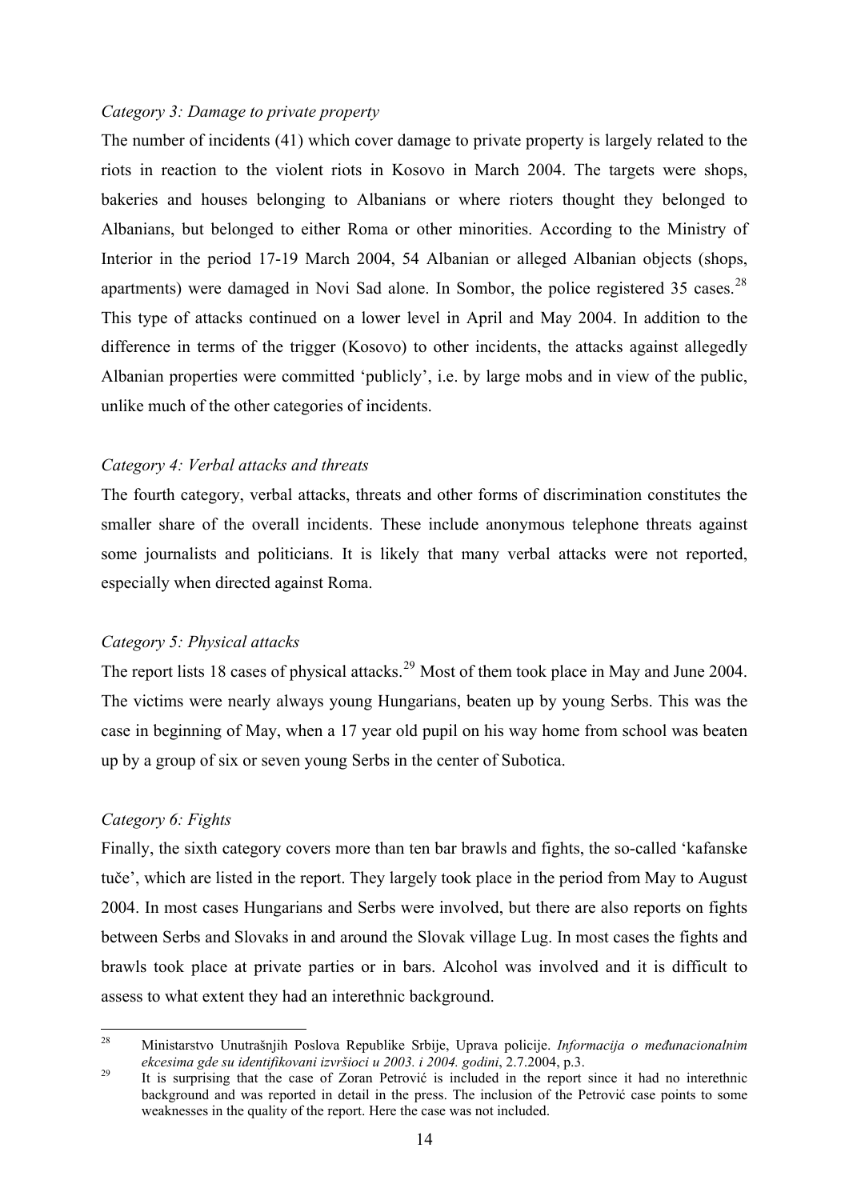*Category 3: Damage to private property*

The number of incidents (41) which cover damage to private property is largely related to the riots in reaction to the violent riots in Kosovo in March 2004. The targets were shops, bakeries and houses belonging to Albanians or where rioters thought they belonged to Albanians, but belonged to either Roma or other minorities. According to the Ministry of Interior in the period 17-19 March 2004, 54 Albanian or alleged Albanian objects (shops, apartments) were damaged in Novi Sad alone. In Sombor, the police registered 35 cases.[28] This type of attacks continued on a lower level in April and May 2004. In addition to the difference in terms of the trigger (Kosovo) to other incidents, the attacks against allegedly Albanian properties were committed 'publicly', i.e. by large mobs and in view of the public, unlike much of the other categories of incidents.

*Category 4: Verbal attacks and threats*

The fourth category, verbal attacks, threats and other forms of discrimination constitutes the smaller share of the overall incidents. These include anonymous telephone threats against some journalists and politicians. It is likely that many verbal attacks were not reported, especially when directed against Roma.

*Category 5: Physical attacks*

The report lists 18 cases of physical attacks.[29] Most of them took place in May and June 2004. The victims were nearly always young Hungarians, beaten up by young Serbs. This was the case in beginning of May, when a 17 year old pupil on his way home from school was beaten up by a group of six or seven young Serbs in the center of Subotica.

*Category 6: Fights*

Finally, the sixth category covers more than ten bar brawls and fights, the so-called 'kafanske tuče', which are listed in the report. They largely took place in the period from May to August 2004. In most cases Hungarians and Serbs were involved, but there are also reports on fights between Serbs and Slovaks in and around the Slovak village Lug. In most cases the fights and brawls took place at private parties or in bars. Alcohol was involved and it is difficult to assess to what extent they had an interethnic background.

---

[28] Ministarstvo Unutrašnjih Poslova Republike Srbije, Uprava policije. *Informacija o međunacionalnim ekcesima gde su identifikovani izvršioci u 2003. i 2004. godini*, 2.7.2004, p.3.

[29] It is surprising that the case of Zoran Petrović is included in the report since it had no interethnic background and was reported in detail in the press. The inclusion of the Petrović case points to some weaknesses in the quality of the report. Here the case was not included.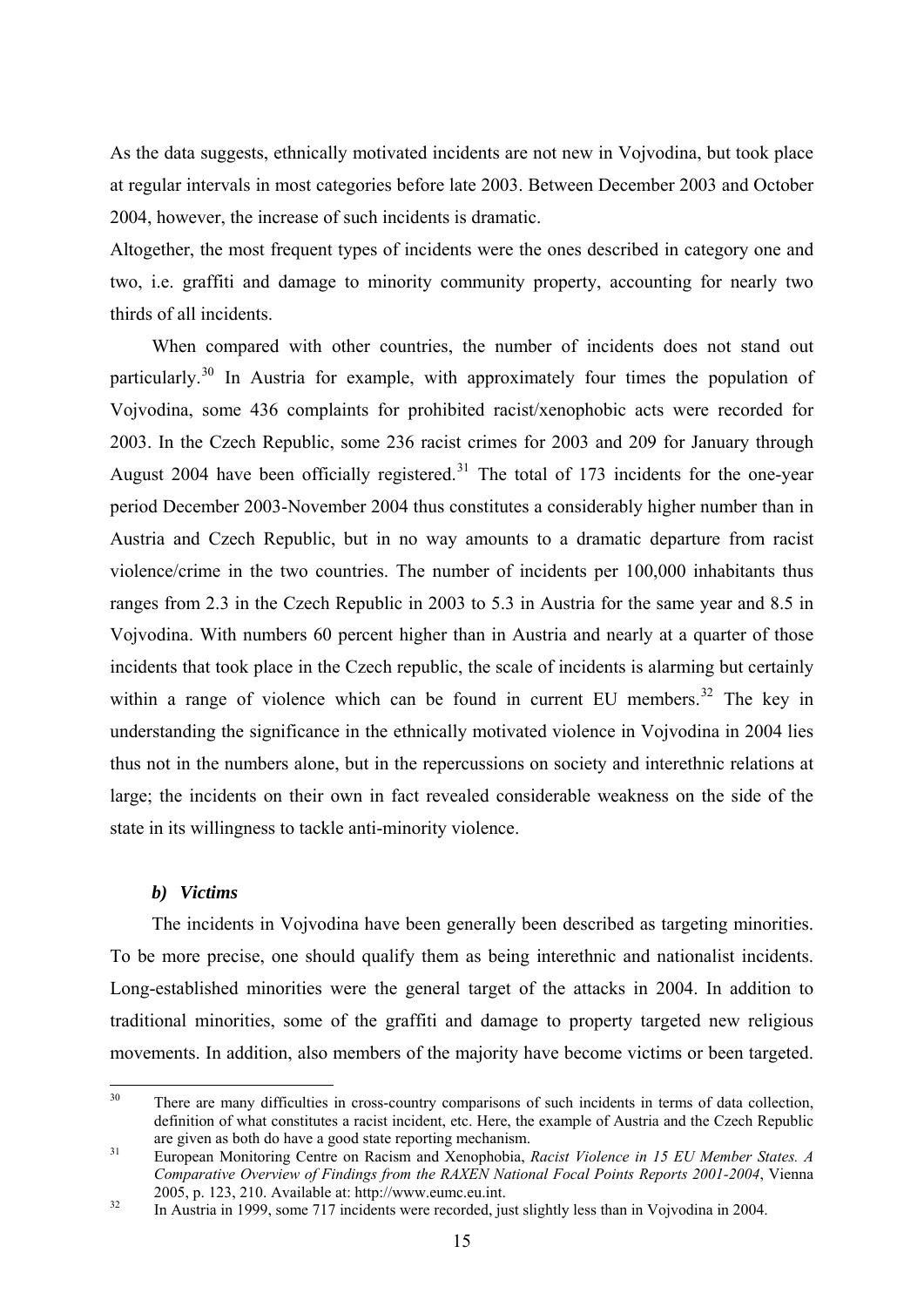As the data suggests, ethnically motivated incidents are not new in Vojvodina, but took place at regular intervals in most categories before late 2003. Between December 2003 and October 2004, however, the increase of such incidents is dramatic.

Altogether, the most frequent types of incidents were the ones described in category one and two, i.e. graffiti and damage to minority community property, accounting for nearly two thirds of all incidents.

When compared with other countries, the number of incidents does not stand out particularly.[30] In Austria for example, with approximately four times the population of Vojvodina, some 436 complaints for prohibited racist/xenophobic acts were recorded for 2003. In the Czech Republic, some 236 racist crimes for 2003 and 209 for January through August 2004 have been officially registered.[31] The total of 173 incidents for the one-year period December 2003-November 2004 thus constitutes a considerably higher number than in Austria and Czech Republic, but in no way amounts to a dramatic departure from racist violence/crime in the two countries. The number of incidents per 100,000 inhabitants thus ranges from 2.3 in the Czech Republic in 2003 to 5.3 in Austria for the same year and 8.5 in Vojvodina. With numbers 60 percent higher than in Austria and nearly at a quarter of those incidents that took place in the Czech republic, the scale of incidents is alarming but certainly within a range of violence which can be found in current EU members.[32] The key in understanding the significance in the ethnically motivated violence in Vojvodina in 2004 lies thus not in the numbers alone, but in the repercussions on society and interethnic relations at large; the incidents on their own in fact revealed considerable weakness on the side of the state in its willingness to tackle anti-minority violence.

### *b) Victims*

The incidents in Vojvodina have been generally been described as targeting minorities. To be more precise, one should qualify them as being interethnic and nationalist incidents. Long-established minorities were the general target of the attacks in 2004. In addition to traditional minorities, some of the graffiti and damage to property targeted new religious movements. In addition, also members of the majority have become victims or been targeted.

---

[30] There are many difficulties in cross-country comparisons of such incidents in terms of data collection, definition of what constitutes a racist incident, etc. Here, the example of Austria and the Czech Republic are given as both do have a good state reporting mechanism.

[31] European Monitoring Centre on Racism and Xenophobia, *Racist Violence in 15 EU Member States. A Comparative Overview of Findings from the RAXEN National Focal Points Reports 2001-2004*, Vienna 2005, p. 123, 210. Available at: http://www.eumc.eu.int.

[32] In Austria in 1999, some 717 incidents were recorded, just slightly less than in Vojvodina in 2004.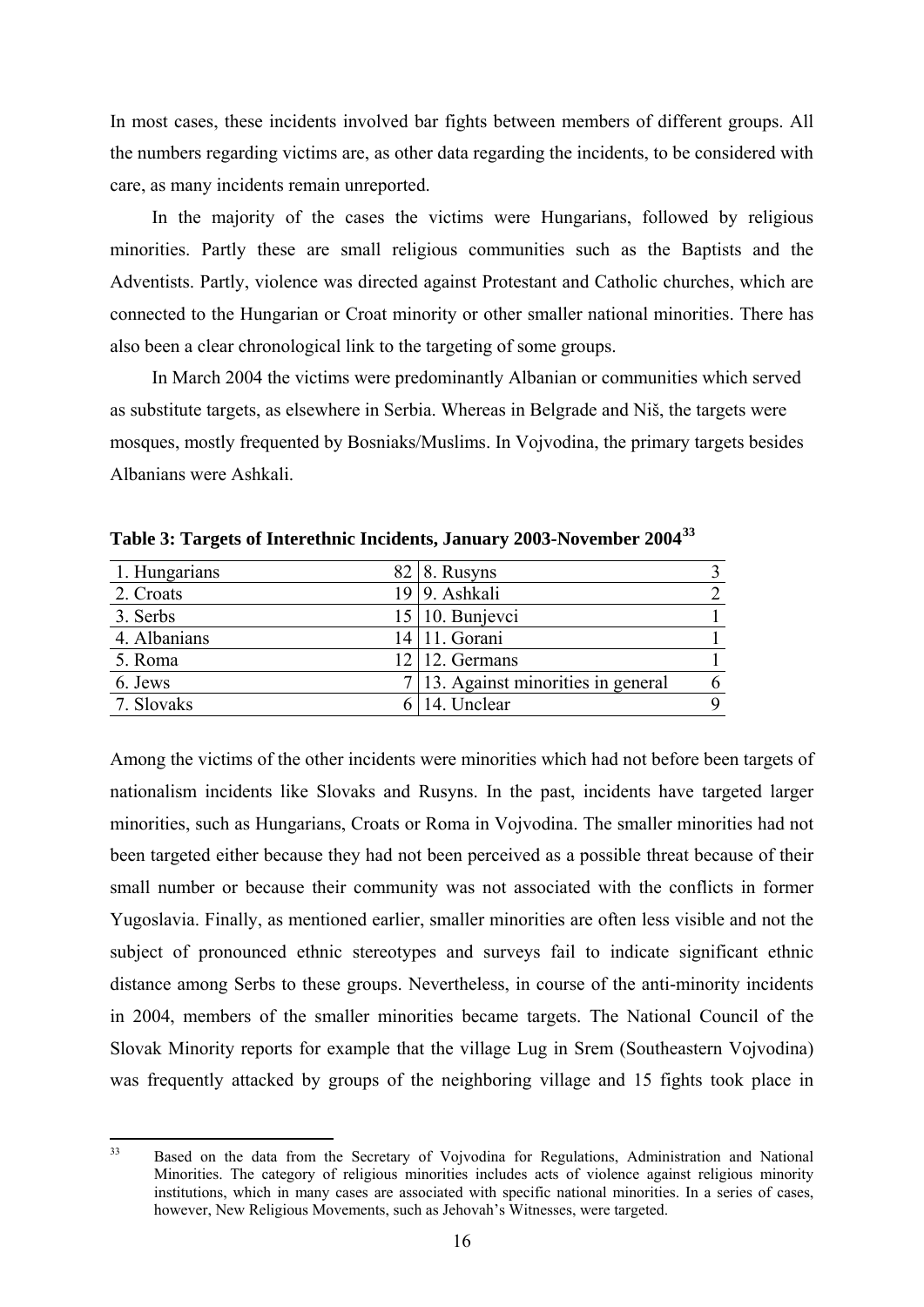In most cases, these incidents involved bar fights between members of different groups. All the numbers regarding victims are, as other data regarding the incidents, to be considered with care, as many incidents remain unreported.

In the majority of the cases the victims were Hungarians, followed by religious minorities. Partly these are small religious communities such as the Baptists and the Adventists. Partly, violence was directed against Protestant and Catholic churches, which are connected to the Hungarian or Croat minority or other smaller national minorities. There has also been a clear chronological link to the targeting of some groups.

In March 2004 the victims were predominantly Albanian or communities which served as substitute targets, as elsewhere in Serbia. Whereas in Belgrade and Niš, the targets were mosques, mostly frequented by Bosniaks/Muslims. In Vojvodina, the primary targets besides Albanians were Ashkali.

**Table 3: Targets of Interethnic Incidents, January 2003-November 2004**[33]

| | | | |
|---|---|---|---|
| 1. Hungarians | 82 | 8. Rusyns | 3 |
| 2. Croats | 19 | 9. Ashkali | 2 |
| 3. Serbs | 15 | 10. Bunjevci | 1 |
| 4. Albanians | 14 | 11. Gorani | 1 |
| 5. Roma | 12 | 12. Germans | 1 |
| 6. Jews | 7 | 13. Against minorities in general | 6 |
| 7. Slovaks | 6 | 14. Unclear | 9 |

Among the victims of the other incidents were minorities which had not before been targets of nationalism incidents like Slovaks and Rusyns. In the past, incidents have targeted larger minorities, such as Hungarians, Croats or Roma in Vojvodina. The smaller minorities had not been targeted either because they had not been perceived as a possible threat because of their small number or because their community was not associated with the conflicts in former Yugoslavia. Finally, as mentioned earlier, smaller minorities are often less visible and not the subject of pronounced ethnic stereotypes and surveys fail to indicate significant ethnic distance among Serbs to these groups. Nevertheless, in course of the anti-minority incidents in 2004, members of the smaller minorities became targets. The National Council of the Slovak Minority reports for example that the village Lug in Srem (Southeastern Vojvodina) was frequently attacked by groups of the neighboring village and 15 fights took place in

[33] Based on the data from the Secretary of Vojvodina for Regulations, Administration and National Minorities. The category of religious minorities includes acts of violence against religious minority institutions, which in many cases are associated with specific national minorities. In a series of cases, however, New Religious Movements, such as Jehovah's Witnesses, were targeted.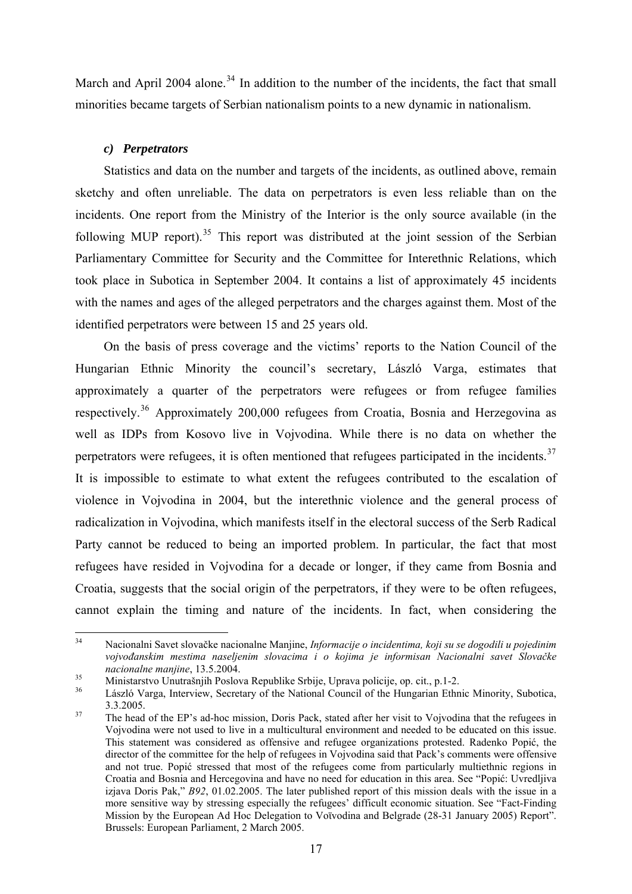March and April 2004 alone.[34] In addition to the number of the incidents, the fact that small minorities became targets of Serbian nationalism points to a new dynamic in nationalism.

### *c) Perpetrators*

Statistics and data on the number and targets of the incidents, as outlined above, remain sketchy and often unreliable. The data on perpetrators is even less reliable than on the incidents. One report from the Ministry of the Interior is the only source available (in the following MUP report).[35] This report was distributed at the joint session of the Serbian Parliamentary Committee for Security and the Committee for Interethnic Relations, which took place in Subotica in September 2004. It contains a list of approximately 45 incidents with the names and ages of the alleged perpetrators and the charges against them. Most of the identified perpetrators were between 15 and 25 years old.

On the basis of press coverage and the victims' reports to the Nation Council of the Hungarian Ethnic Minority the council's secretary, László Varga, estimates that approximately a quarter of the perpetrators were refugees or from refugee families respectively.[36] Approximately 200,000 refugees from Croatia, Bosnia and Herzegovina as well as IDPs from Kosovo live in Vojvodina. While there is no data on whether the perpetrators were refugees, it is often mentioned that refugees participated in the incidents.[37] It is impossible to estimate to what extent the refugees contributed to the escalation of violence in Vojvodina in 2004, but the interethnic violence and the general process of radicalization in Vojvodina, which manifests itself in the electoral success of the Serb Radical Party cannot be reduced to being an imported problem. In particular, the fact that most refugees have resided in Vojvodina for a decade or longer, if they came from Bosnia and Croatia, suggests that the social origin of the perpetrators, if they were to be often refugees, cannot explain the timing and nature of the incidents. In fact, when considering the

---

[34] Nacionalni Savet slovačke nacionalne Manjine, *Informacije o incidentima, koji su se dogodili u pojedinim vojvođanskim mestima naseljenim slovacima i o kojima je informisan Nacionalni savet Slovačke nacionalne manjine*, 13.5.2004.

[35] Ministarstvo Unutrašnjih Poslova Republike Srbije, Uprava policije, op. cit., p.1-2.

[36] László Varga, Interview, Secretary of the National Council of the Hungarian Ethnic Minority, Subotica, 3.3.2005.

[37] The head of the EP's ad-hoc mission, Doris Pack, stated after her visit to Vojvodina that the refugees in Vojvodina were not used to live in a multicultural environment and needed to be educated on this issue. This statement was considered as offensive and refugee organizations protested. Radenko Popić, the director of the committee for the help of refugees in Vojvodina said that Pack's comments were offensive and not true. Popić stressed that most of the refugees come from particularly multiethnic regions in Croatia and Bosnia and Hercegovina and have no need for education in this area. See "Popić: Uvredljiva izjava Doris Pak," *B92*, 01.02.2005. The later published report of this mission deals with the issue in a more sensitive way by stressing especially the refugees' difficult economic situation. See "Fact-Finding Mission by the European Ad Hoc Delegation to Voïvodina and Belgrade (28-31 January 2005) Report". Brussels: European Parliament, 2 March 2005.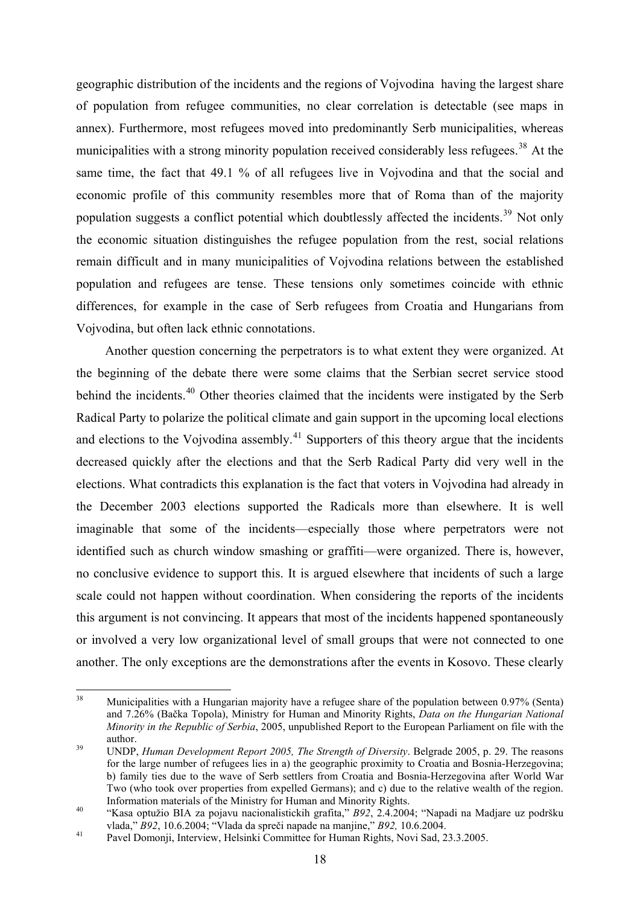geographic distribution of the incidents and the regions of Vojvodina having the largest share of population from refugee communities, no clear correlation is detectable (see maps in annex). Furthermore, most refugees moved into predominantly Serb municipalities, whereas municipalities with a strong minority population received considerably less refugees.[38] At the same time, the fact that 49.1 % of all refugees live in Vojvodina and that the social and economic profile of this community resembles more that of Roma than of the majority population suggests a conflict potential which doubtlessly affected the incidents.[39] Not only the economic situation distinguishes the refugee population from the rest, social relations remain difficult and in many municipalities of Vojvodina relations between the established population and refugees are tense. These tensions only sometimes coincide with ethnic differences, for example in the case of Serb refugees from Croatia and Hungarians from Vojvodina, but often lack ethnic connotations.

Another question concerning the perpetrators is to what extent they were organized. At the beginning of the debate there were some claims that the Serbian secret service stood behind the incidents.[40] Other theories claimed that the incidents were instigated by the Serb Radical Party to polarize the political climate and gain support in the upcoming local elections and elections to the Vojvodina assembly.[41] Supporters of this theory argue that the incidents decreased quickly after the elections and that the Serb Radical Party did very well in the elections. What contradicts this explanation is the fact that voters in Vojvodina had already in the December 2003 elections supported the Radicals more than elsewhere. It is well imaginable that some of the incidents—especially those where perpetrators were not identified such as church window smashing or graffiti—were organized. There is, however, no conclusive evidence to support this. It is argued elsewhere that incidents of such a large scale could not happen without coordination. When considering the reports of the incidents this argument is not convincing. It appears that most of the incidents happened spontaneously or involved a very low organizational level of small groups that were not connected to one another. The only exceptions are the demonstrations after the events in Kosovo. These clearly

---

[38] Municipalities with a Hungarian majority have a refugee share of the population between 0.97% (Senta) and 7.26% (Bačka Topola), Ministry for Human and Minority Rights, *Data on the Hungarian National Minority in the Republic of Serbia*, 2005, unpublished Report to the European Parliament on file with the author.

[39] UNDP, *Human Development Report 2005, The Strength of Diversity*. Belgrade 2005, p. 29. The reasons for the large number of refugees lies in a) the geographic proximity to Croatia and Bosnia-Herzegovina; b) family ties due to the wave of Serb settlers from Croatia and Bosnia-Herzegovina after World War Two (who took over properties from expelled Germans); and c) due to the relative wealth of the region. Information materials of the Ministry for Human and Minority Rights.

[40] "Kasa optužio BIA za pojavu nacionalistickih grafita," *B92*, 2.4.2004; "Napadi na Madjare uz podršku vlada," *B92*, 10.6.2004; "Vlada da spreči napade na manjine," *B92,* 10.6.2004.

[41] Pavel Domonji, Interview, Helsinki Committee for Human Rights, Novi Sad, 23.3.2005.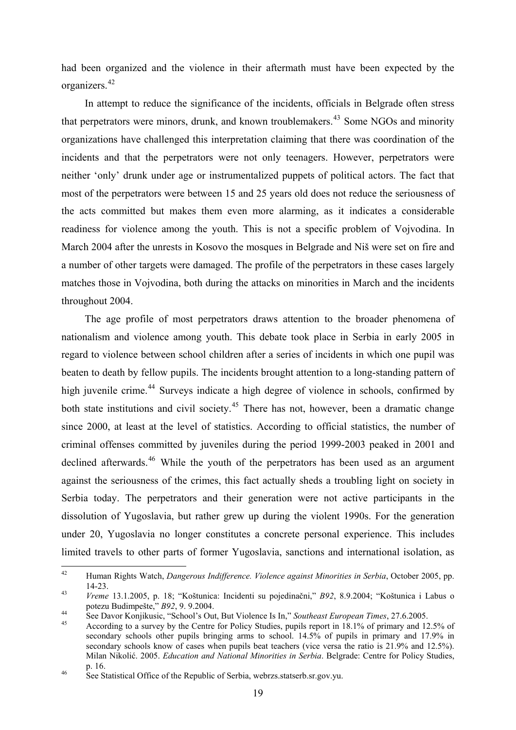had been organized and the violence in their aftermath must have been expected by the organizers.[42]

In attempt to reduce the significance of the incidents, officials in Belgrade often stress that perpetrators were minors, drunk, and known troublemakers.[43] Some NGOs and minority organizations have challenged this interpretation claiming that there was coordination of the incidents and that the perpetrators were not only teenagers. However, perpetrators were neither 'only' drunk under age or instrumentalized puppets of political actors. The fact that most of the perpetrators were between 15 and 25 years old does not reduce the seriousness of the acts committed but makes them even more alarming, as it indicates a considerable readiness for violence among the youth. This is not a specific problem of Vojvodina. In March 2004 after the unrests in Kosovo the mosques in Belgrade and Niš were set on fire and a number of other targets were damaged. The profile of the perpetrators in these cases largely matches those in Vojvodina, both during the attacks on minorities in March and the incidents throughout 2004.

The age profile of most perpetrators draws attention to the broader phenomena of nationalism and violence among youth. This debate took place in Serbia in early 2005 in regard to violence between school children after a series of incidents in which one pupil was beaten to death by fellow pupils. The incidents brought attention to a long-standing pattern of high juvenile crime.[44] Surveys indicate a high degree of violence in schools, confirmed by both state institutions and civil society.[45] There has not, however, been a dramatic change since 2000, at least at the level of statistics. According to official statistics, the number of criminal offenses committed by juveniles during the period 1999-2003 peaked in 2001 and declined afterwards.[46] While the youth of the perpetrators has been used as an argument against the seriousness of the crimes, this fact actually sheds a troubling light on society in Serbia today. The perpetrators and their generation were not active participants in the dissolution of Yugoslavia, but rather grew up during the violent 1990s. For the generation under 20, Yugoslavia no longer constitutes a concrete personal experience. This includes limited travels to other parts of former Yugoslavia, sanctions and international isolation, as

---

[42] Human Rights Watch, *Dangerous Indifference. Violence against Minorities in Serbia*, October 2005, pp. 14-23.

[43] *Vreme* 13.1.2005, p. 18; "Koštunica: Incidenti su pojedinačni," *B92*, 8.9.2004; "Koštunica i Labus o potezu Budimpešte," *B92*, 9. 9.2004.

[44] See Davor Konjikusic, "School's Out, But Violence Is In," *Southeast European Times*, 27.6.2005.

[45] According to a survey by the Centre for Policy Studies, pupils report in 18.1% of primary and 12.5% of secondary schools other pupils bringing arms to school. 14.5% of pupils in primary and 17.9% in secondary schools know of cases when pupils beat teachers (vice versa the ratio is 21.9% and 12.5%). Milan Nikolić. 2005. *Education and National Minorities in Serbia*. Belgrade: Centre for Policy Studies, p. 16.

[46] See Statistical Office of the Republic of Serbia, webrzs.statserb.sr.gov.yu.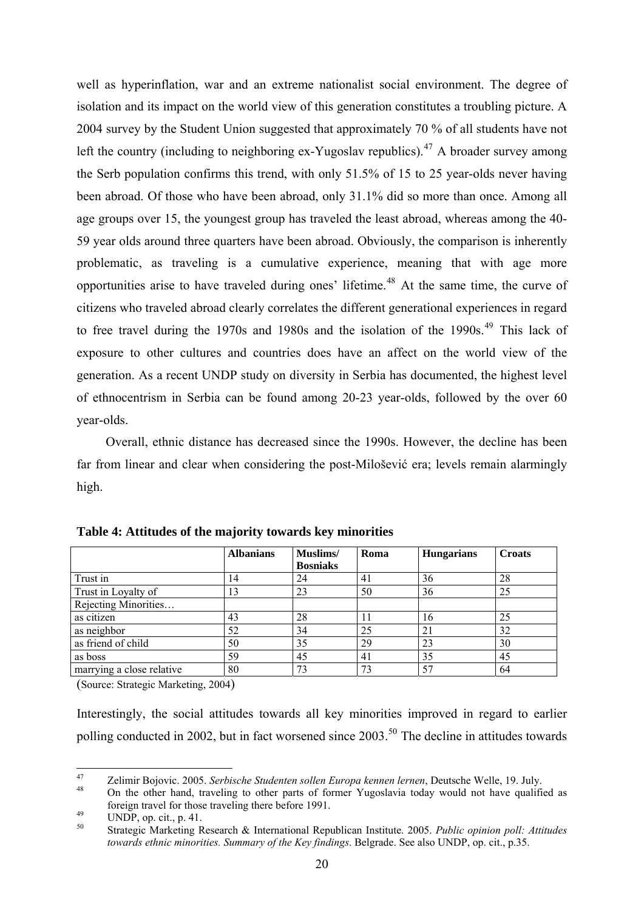well as hyperinflation, war and an extreme nationalist social environment. The degree of isolation and its impact on the world view of this generation constitutes a troubling picture. A 2004 survey by the Student Union suggested that approximately 70 % of all students have not left the country (including to neighboring ex-Yugoslav republics).[47] A broader survey among the Serb population confirms this trend, with only 51.5% of 15 to 25 year-olds never having been abroad. Of those who have been abroad, only 31.1% did so more than once. Among all age groups over 15, the youngest group has traveled the least abroad, whereas among the 40-59 year olds around three quarters have been abroad. Obviously, the comparison is inherently problematic, as traveling is a cumulative experience, meaning that with age more opportunities arise to have traveled during ones' lifetime.[48] At the same time, the curve of citizens who traveled abroad clearly correlates the different generational experiences in regard to free travel during the 1970s and 1980s and the isolation of the 1990s.[49] This lack of exposure to other cultures and countries does have an affect on the world view of the generation. As a recent UNDP study on diversity in Serbia has documented, the highest level of ethnocentrism in Serbia can be found among 20-23 year-olds, followed by the over 60 year-olds.

Overall, ethnic distance has decreased since the 1990s. However, the decline has been far from linear and clear when considering the post-Milošević era; levels remain alarmingly high.

**Table 4: Attitudes of the majority towards key minorities**

| | Albanians | Muslims/ Bosniaks | Roma | Hungarians | Croats |
|---|---|---|---|---|---|
| Trust in | 14 | 24 | 41 | 36 | 28 |
| Trust in Loyalty of | 13 | 23 | 50 | 36 | 25 |
| Rejecting Minorities… | | | | | |
| as citizen | 43 | 28 | 11 | 16 | 25 |
| as neighbor | 52 | 34 | 25 | 21 | 32 |
| as friend of child | 50 | 35 | 29 | 23 | 30 |
| as boss | 59 | 45 | 41 | 35 | 45 |
| marrying a close relative | 80 | 73 | 73 | 57 | 64 |

(Source: Strategic Marketing, 2004)

Interestingly, the social attitudes towards all key minorities improved in regard to earlier polling conducted in 2002, but in fact worsened since 2003.[50] The decline in attitudes towards

---

[47] Zelimir Bojovic. 2005. *Serbische Studenten sollen Europa kennen lernen*, Deutsche Welle, 19. July.

[48] On the other hand, traveling to other parts of former Yugoslavia today would not have qualified as foreign travel for those traveling there before 1991.

[49] UNDP, op. cit., p. 41.

[50] Strategic Marketing Research & International Republican Institute. 2005. *Public opinion poll: Attitudes towards ethnic minorities. Summary of the Key findings*. Belgrade. See also UNDP, op. cit., p.35.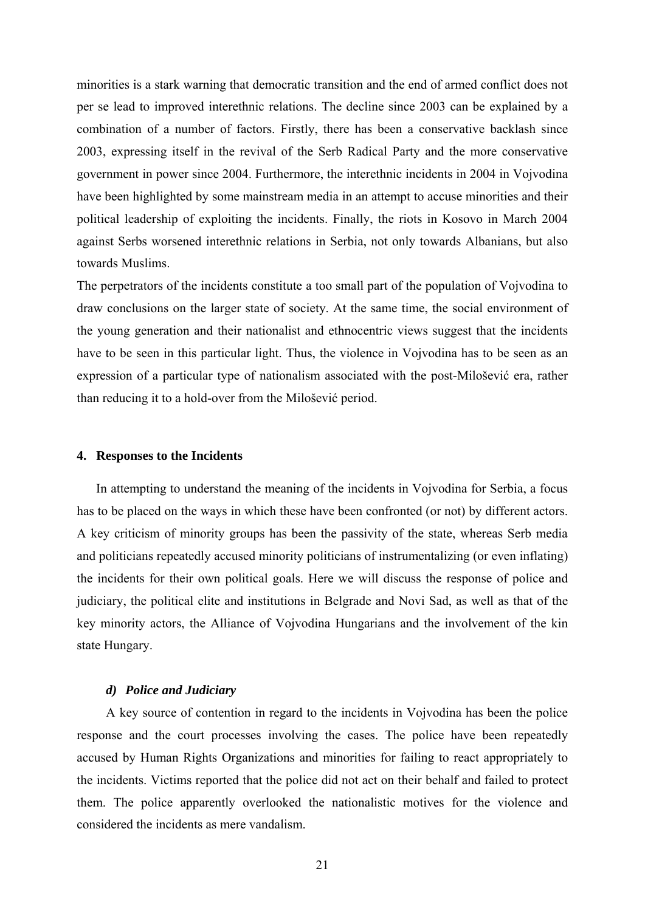minorities is a stark warning that democratic transition and the end of armed conflict does not per se lead to improved interethnic relations. The decline since 2003 can be explained by a combination of a number of factors. Firstly, there has been a conservative backlash since 2003, expressing itself in the revival of the Serb Radical Party and the more conservative government in power since 2004. Furthermore, the interethnic incidents in 2004 in Vojvodina have been highlighted by some mainstream media in an attempt to accuse minorities and their political leadership of exploiting the incidents. Finally, the riots in Kosovo in March 2004 against Serbs worsened interethnic relations in Serbia, not only towards Albanians, but also towards Muslims.

The perpetrators of the incidents constitute a too small part of the population of Vojvodina to draw conclusions on the larger state of society. At the same time, the social environment of the young generation and their nationalist and ethnocentric views suggest that the incidents have to be seen in this particular light. Thus, the violence in Vojvodina has to be seen as an expression of a particular type of nationalism associated with the post-Milošević era, rather than reducing it to a hold-over from the Milošević period.

## 4. Responses to the Incidents

In attempting to understand the meaning of the incidents in Vojvodina for Serbia, a focus has to be placed on the ways in which these have been confronted (or not) by different actors. A key criticism of minority groups has been the passivity of the state, whereas Serb media and politicians repeatedly accused minority politicians of instrumentalizing (or even inflating) the incidents for their own political goals. Here we will discuss the response of police and judiciary, the political elite and institutions in Belgrade and Novi Sad, as well as that of the key minority actors, the Alliance of Vojvodina Hungarians and the involvement of the kin state Hungary.

### *d) Police and Judiciary*

A key source of contention in regard to the incidents in Vojvodina has been the police response and the court processes involving the cases. The police have been repeatedly accused by Human Rights Organizations and minorities for failing to react appropriately to the incidents. Victims reported that the police did not act on their behalf and failed to protect them. The police apparently overlooked the nationalistic motives for the violence and considered the incidents as mere vandalism.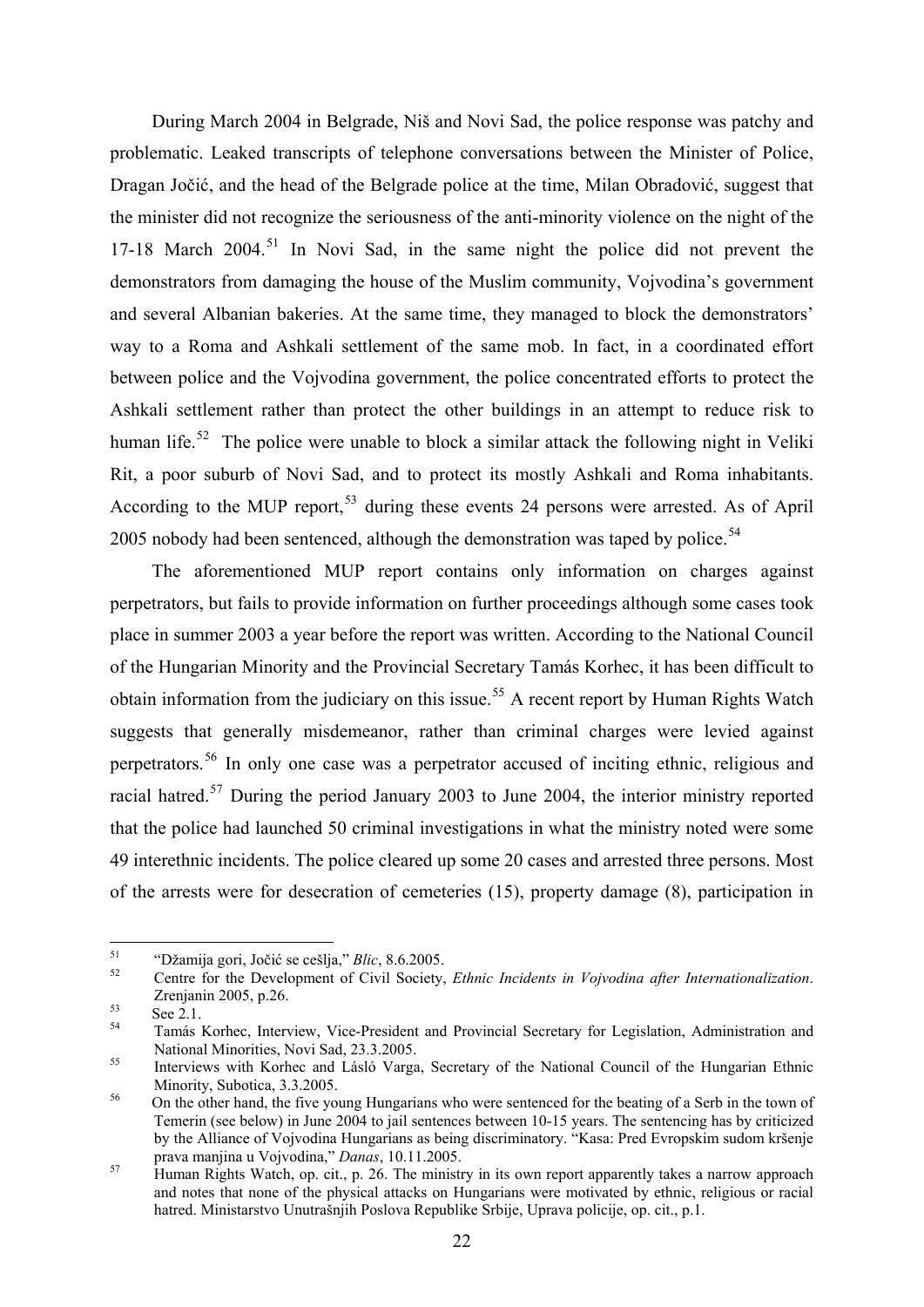During March 2004 in Belgrade, Niš and Novi Sad, the police response was patchy and problematic. Leaked transcripts of telephone conversations between the Minister of Police, Dragan Jočić, and the head of the Belgrade police at the time, Milan Obradović, suggest that the minister did not recognize the seriousness of the anti-minority violence on the night of the 17-18 March 2004.[51] In Novi Sad, in the same night the police did not prevent the demonstrators from damaging the house of the Muslim community, Vojvodina's government and several Albanian bakeries. At the same time, they managed to block the demonstrators' way to a Roma and Ashkali settlement of the same mob. In fact, in a coordinated effort between police and the Vojvodina government, the police concentrated efforts to protect the Ashkali settlement rather than protect the other buildings in an attempt to reduce risk to human life.[52] The police were unable to block a similar attack the following night in Veliki Rit, a poor suburb of Novi Sad, and to protect its mostly Ashkali and Roma inhabitants. According to the MUP report,[53] during these events 24 persons were arrested. As of April 2005 nobody had been sentenced, although the demonstration was taped by police.[54]

The aforementioned MUP report contains only information on charges against perpetrators, but fails to provide information on further proceedings although some cases took place in summer 2003 a year before the report was written. According to the National Council of the Hungarian Minority and the Provincial Secretary Tamás Korhec, it has been difficult to obtain information from the judiciary on this issue.[55] A recent report by Human Rights Watch suggests that generally misdemeanor, rather than criminal charges were levied against perpetrators.[56] In only one case was a perpetrator accused of inciting ethnic, religious and racial hatred.[57] During the period January 2003 to June 2004, the interior ministry reported that the police had launched 50 criminal investigations in what the ministry noted were some 49 interethnic incidents. The police cleared up some 20 cases and arrested three persons. Most of the arrests were for desecration of cemeteries (15), property damage (8), participation in

---

51 "Džamija gori, Jočić se češlja," *Blic*, 8.6.2005.

52 Centre for the Development of Civil Society, *Ethnic Incidents in Vojvodina after Internationalization*. Zrenjanin 2005, p.26.

53 See 2.1.

54 Tamás Korhec, Interview, Vice-President and Provincial Secretary for Legislation, Administration and National Minorities, Novi Sad, 23.3.2005.

55 Interviews with Korhec and Lásló Varga, Secretary of the National Council of the Hungarian Ethnic Minority, Subotica, 3.3.2005.

56 On the other hand, the five young Hungarians who were sentenced for the beating of a Serb in the town of Temerin (see below) in June 2004 to jail sentences between 10-15 years. The sentencing has by criticized by the Alliance of Vojvodina Hungarians as being discriminatory. "Kasa: Pred Evropskim sudom kršenje prava manjina u Vojvodina," *Danas*, 10.11.2005.

57 Human Rights Watch, op. cit., p. 26. The ministry in its own report apparently takes a narrow approach and notes that none of the physical attacks on Hungarians were motivated by ethnic, religious or racial hatred. Ministarstvo Unutrašnjih Poslova Republike Srbije, Uprava policije, op. cit., p.1.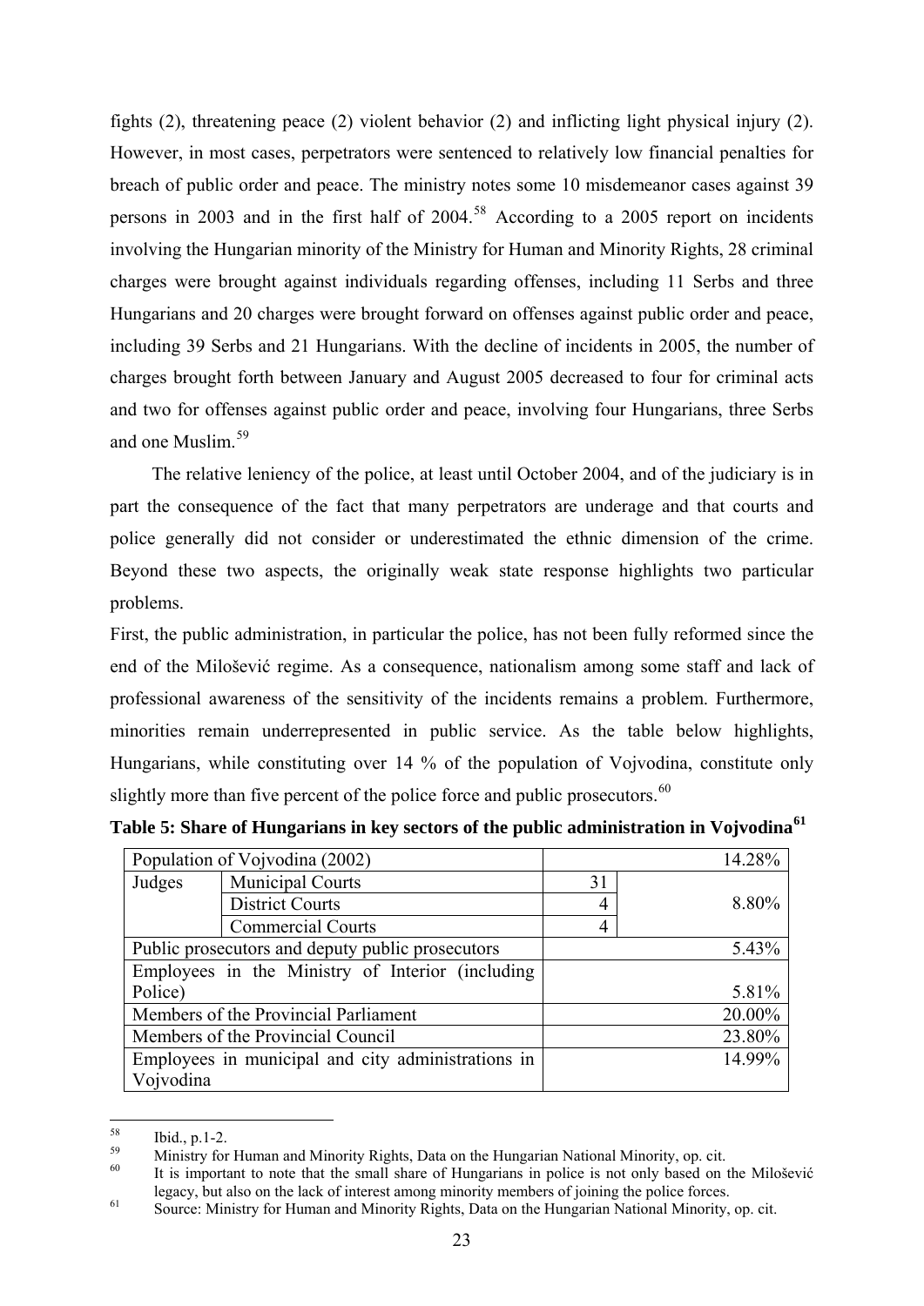fights (2), threatening peace (2) violent behavior (2) and inflicting light physical injury (2). However, in most cases, perpetrators were sentenced to relatively low financial penalties for breach of public order and peace. The ministry notes some 10 misdemeanor cases against 39 persons in 2003 and in the first half of 2004.[58] According to a 2005 report on incidents involving the Hungarian minority of the Ministry for Human and Minority Rights, 28 criminal charges were brought against individuals regarding offenses, including 11 Serbs and three Hungarians and 20 charges were brought forward on offenses against public order and peace, including 39 Serbs and 21 Hungarians. With the decline of incidents in 2005, the number of charges brought forth between January and August 2005 decreased to four for criminal acts and two for offenses against public order and peace, involving four Hungarians, three Serbs and one Muslim.[59]

The relative leniency of the police, at least until October 2004, and of the judiciary is in part the consequence of the fact that many perpetrators are underage and that courts and police generally did not consider or underestimated the ethnic dimension of the crime. Beyond these two aspects, the originally weak state response highlights two particular problems.

First, the public administration, in particular the police, has not been fully reformed since the end of the Milošević regime. As a consequence, nationalism among some staff and lack of professional awareness of the sensitivity of the incidents remains a problem. Furthermore, minorities remain underrepresented in public service. As the table below highlights, Hungarians, while constituting over 14 % of the population of Vojvodina, constitute only slightly more than five percent of the police force and public prosecutors.[60]

**Table 5: Share of Hungarians in key sectors of the public administration in Vojvodina[61]**

| Population of Vojvodina (2002) | | | 14.28% |
|---|---|---|---|
| Judges | Municipal Courts | 31 | 8.80% |
| | District Courts | 4 | |
| | Commercial Courts | 4 | |
| Public prosecutors and deputy public prosecutors | | | 5.43% |
| Employees in the Ministry of Interior (including Police) | | | 5.81% |
| Members of the Provincial Parliament | | | 20.00% |
| Members of the Provincial Council | | | 23.80% |
| Employees in municipal and city administrations in Vojvodina | | | 14.99% |

---

[58] Ibid., p.1-2.

[59] Ministry for Human and Minority Rights, Data on the Hungarian National Minority, op. cit.

[60] It is important to note that the small share of Hungarians in police is not only based on the Milošević legacy, but also on the lack of interest among minority members of joining the police forces.

[61] Source: Ministry for Human and Minority Rights, Data on the Hungarian National Minority, op. cit.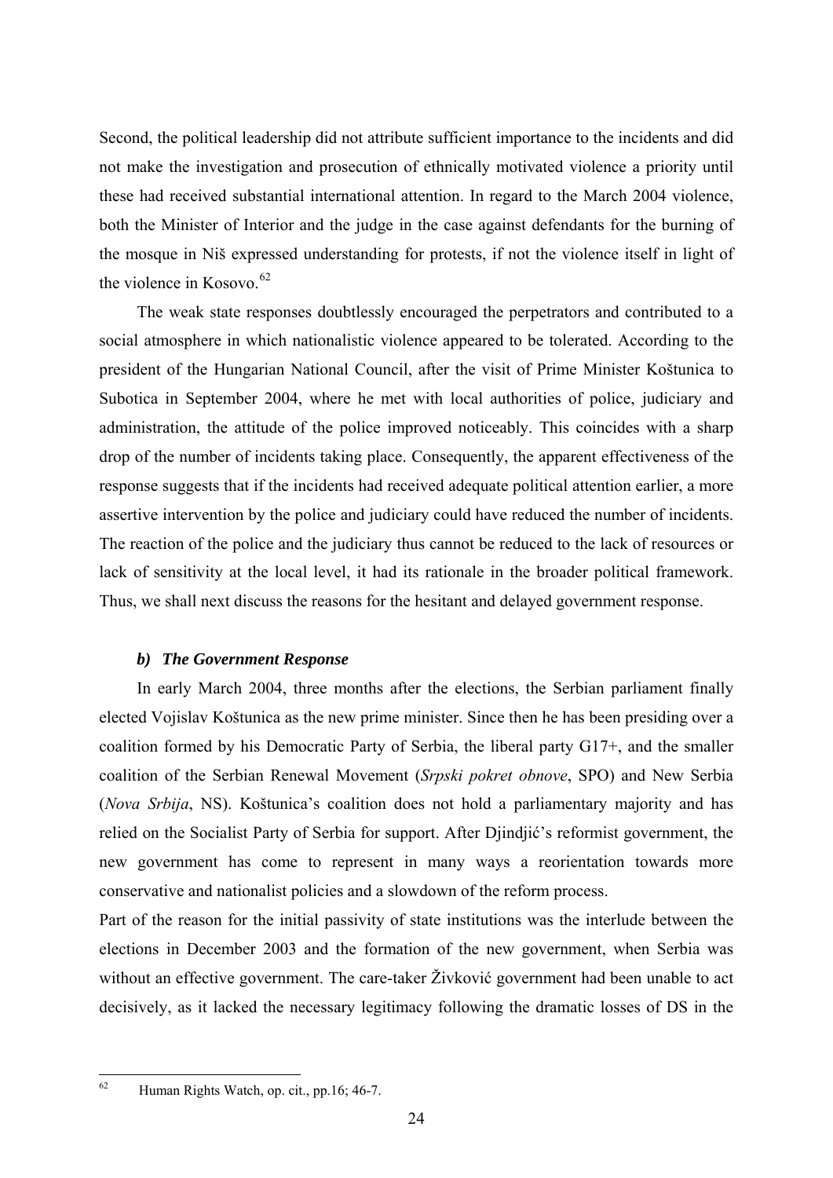Second, the political leadership did not attribute sufficient importance to the incidents and did not make the investigation and prosecution of ethnically motivated violence a priority until these had received substantial international attention. In regard to the March 2004 violence, both the Minister of Interior and the judge in the case against defendants for the burning of the mosque in Niš expressed understanding for protests, if not the violence itself in light of the violence in Kosovo.[62]

The weak state responses doubtlessly encouraged the perpetrators and contributed to a social atmosphere in which nationalistic violence appeared to be tolerated. According to the president of the Hungarian National Council, after the visit of Prime Minister Koštunica to Subotica in September 2004, where he met with local authorities of police, judiciary and administration, the attitude of the police improved noticeably. This coincides with a sharp drop of the number of incidents taking place. Consequently, the apparent effectiveness of the response suggests that if the incidents had received adequate political attention earlier, a more assertive intervention by the police and judiciary could have reduced the number of incidents. The reaction of the police and the judiciary thus cannot be reduced to the lack of resources or lack of sensitivity at the local level, it had its rationale in the broader political framework. Thus, we shall next discuss the reasons for the hesitant and delayed government response.

### *b) The Government Response*

In early March 2004, three months after the elections, the Serbian parliament finally elected Vojislav Koštunica as the new prime minister. Since then he has been presiding over a coalition formed by his Democratic Party of Serbia, the liberal party G17+, and the smaller coalition of the Serbian Renewal Movement (*Srpski pokret obnove*, SPO) and New Serbia (*Nova Srbija*, NS). Koštunica's coalition does not hold a parliamentary majority and has relied on the Socialist Party of Serbia for support. After Djindjić's reformist government, the new government has come to represent in many ways a reorientation towards more conservative and nationalist policies and a slowdown of the reform process.

Part of the reason for the initial passivity of state institutions was the interlude between the elections in December 2003 and the formation of the new government, when Serbia was without an effective government. The care-taker Živković government had been unable to act decisively, as it lacked the necessary legitimacy following the dramatic losses of DS in the

---

[62] Human Rights Watch, op. cit., pp.16; 46-7.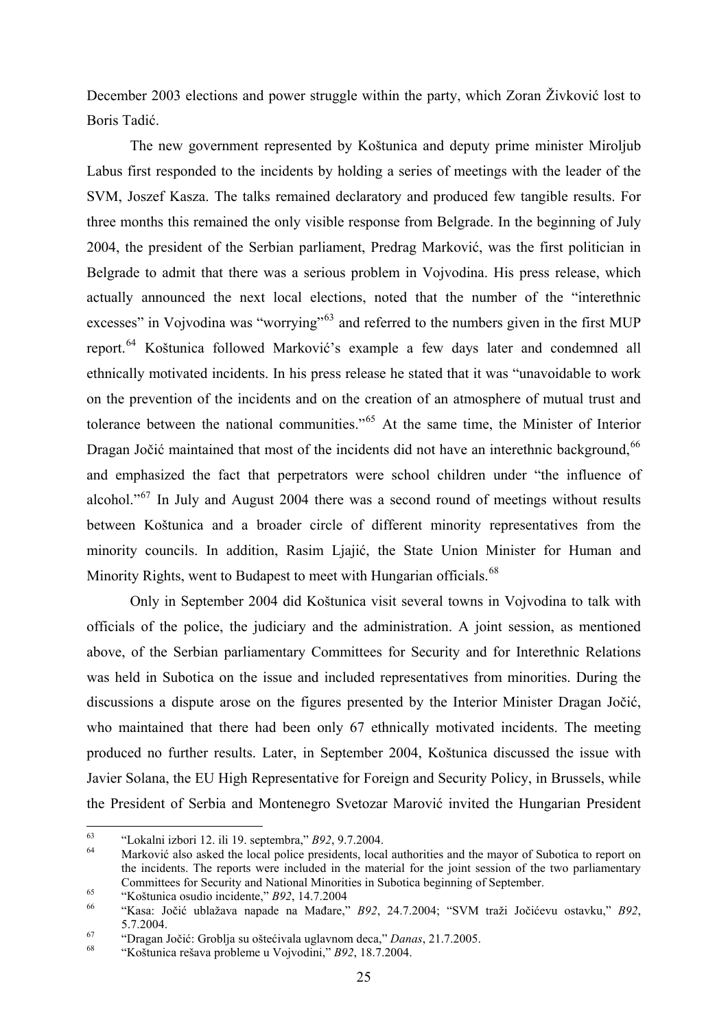December 2003 elections and power struggle within the party, which Zoran Živković lost to Boris Tadić.

The new government represented by Koštunica and deputy prime minister Miroljub Labus first responded to the incidents by holding a series of meetings with the leader of the SVM, Joszef Kasza. The talks remained declaratory and produced few tangible results. For three months this remained the only visible response from Belgrade. In the beginning of July 2004, the president of the Serbian parliament, Predrag Marković, was the first politician in Belgrade to admit that there was a serious problem in Vojvodina. His press release, which actually announced the next local elections, noted that the number of the "interethnic excesses" in Vojvodina was "worrying"[63] and referred to the numbers given in the first MUP report.[64] Koštunica followed Marković's example a few days later and condemned all ethnically motivated incidents. In his press release he stated that it was "unavoidable to work on the prevention of the incidents and on the creation of an atmosphere of mutual trust and tolerance between the national communities."[65] At the same time, the Minister of Interior Dragan Jočić maintained that most of the incidents did not have an interethnic background,[66] and emphasized the fact that perpetrators were school children under "the influence of alcohol."[67] In July and August 2004 there was a second round of meetings without results between Koštunica and a broader circle of different minority representatives from the minority councils. In addition, Rasim Ljajić, the State Union Minister for Human and Minority Rights, went to Budapest to meet with Hungarian officials.[68]

Only in September 2004 did Koštunica visit several towns in Vojvodina to talk with officials of the police, the judiciary and the administration. A joint session, as mentioned above, of the Serbian parliamentary Committees for Security and for Interethnic Relations was held in Subotica on the issue and included representatives from minorities. During the discussions a dispute arose on the figures presented by the Interior Minister Dragan Jočić, who maintained that there had been only 67 ethnically motivated incidents. The meeting produced no further results. Later, in September 2004, Koštunica discussed the issue with Javier Solana, the EU High Representative for Foreign and Security Policy, in Brussels, while the President of Serbia and Montenegro Svetozar Marović invited the Hungarian President

---

[63] "Lokalni izbori 12. ili 19. septembra," *B92*, 9.7.2004.

[64] Marković also asked the local police presidents, local authorities and the mayor of Subotica to report on the incidents. The reports were included in the material for the joint session of the two parliamentary Committees for Security and National Minorities in Subotica beginning of September.

[65] "Koštunica osudio incidente," *B92*, 14.7.2004

[66] "Kasa: Jočić ublažava napade na Mađare," *B92*, 24.7.2004; "SVM traži Jočićevu ostavku," *B92*, 5.7.2004.

[67] "Dragan Jočić: Groblja su oštećivala uglavnom deca," *Danas*, 21.7.2005.

[68] "Koštunica rešava probleme u Vojvodini," *B92*, 18.7.2004.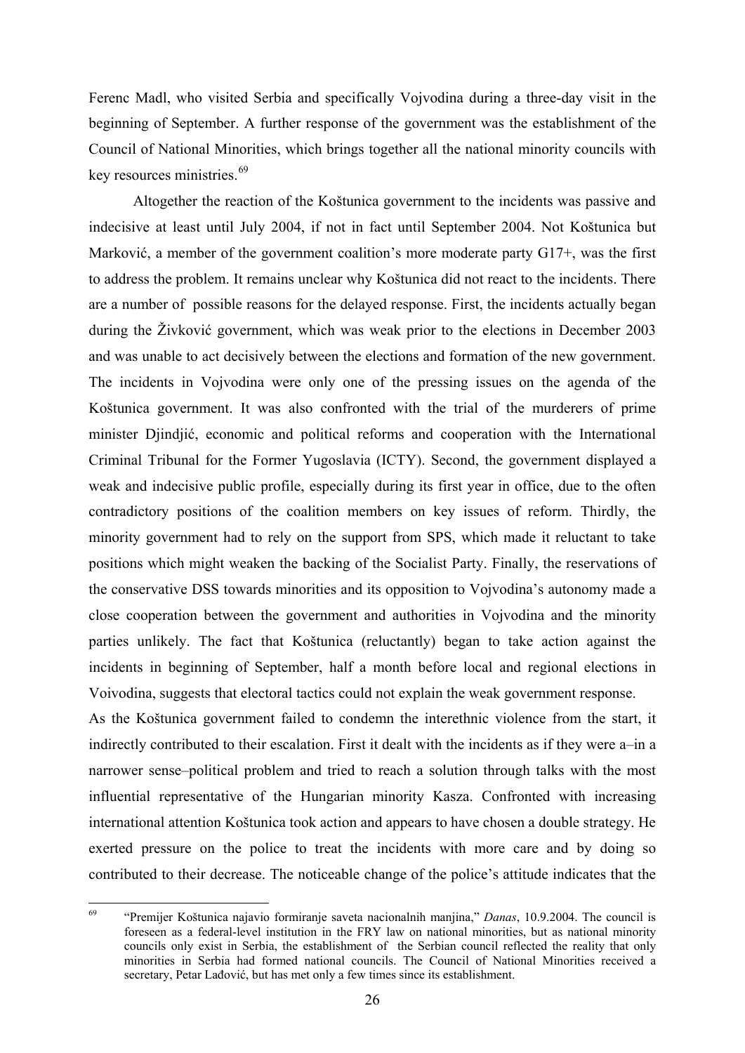Ferenc Madl, who visited Serbia and specifically Vojvodina during a three-day visit in the beginning of September. A further response of the government was the establishment of the Council of National Minorities, which brings together all the national minority councils with key resources ministries.[69]

Altogether the reaction of the Koštunica government to the incidents was passive and indecisive at least until July 2004, if not in fact until September 2004. Not Koštunica but Marković, a member of the government coalition's more moderate party G17+, was the first to address the problem. It remains unclear why Koštunica did not react to the incidents. There are a number of possible reasons for the delayed response. First, the incidents actually began during the Živković government, which was weak prior to the elections in December 2003 and was unable to act decisively between the elections and formation of the new government. The incidents in Vojvodina were only one of the pressing issues on the agenda of the Koštunica government. It was also confronted with the trial of the murderers of prime minister Djindjić, economic and political reforms and cooperation with the International Criminal Tribunal for the Former Yugoslavia (ICTY). Second, the government displayed a weak and indecisive public profile, especially during its first year in office, due to the often contradictory positions of the coalition members on key issues of reform. Thirdly, the minority government had to rely on the support from SPS, which made it reluctant to take positions which might weaken the backing of the Socialist Party. Finally, the reservations of the conservative DSS towards minorities and its opposition to Vojvodina's autonomy made a close cooperation between the government and authorities in Vojvodina and the minority parties unlikely. The fact that Koštunica (reluctantly) began to take action against the incidents in beginning of September, half a month before local and regional elections in Voivodina, suggests that electoral tactics could not explain the weak government response.

As the Koštunica government failed to condemn the interethnic violence from the start, it indirectly contributed to their escalation. First it dealt with the incidents as if they were a–in a narrower sense–political problem and tried to reach a solution through talks with the most influential representative of the Hungarian minority Kasza. Confronted with increasing international attention Koštunica took action and appears to have chosen a double strategy. He exerted pressure on the police to treat the incidents with more care and by doing so contributed to their decrease. The noticeable change of the police's attitude indicates that the

---

[69] "Premijer Koštunica najavio formiranje saveta nacionalnih manjina," *Danas*, 10.9.2004. The council is foreseen as a federal-level institution in the FRY law on national minorities, but as national minority councils only exist in Serbia, the establishment of the Serbian council reflected the reality that only minorities in Serbia had formed national councils. The Council of National Minorities received a secretary, Petar Lađović, but has met only a few times since its establishment.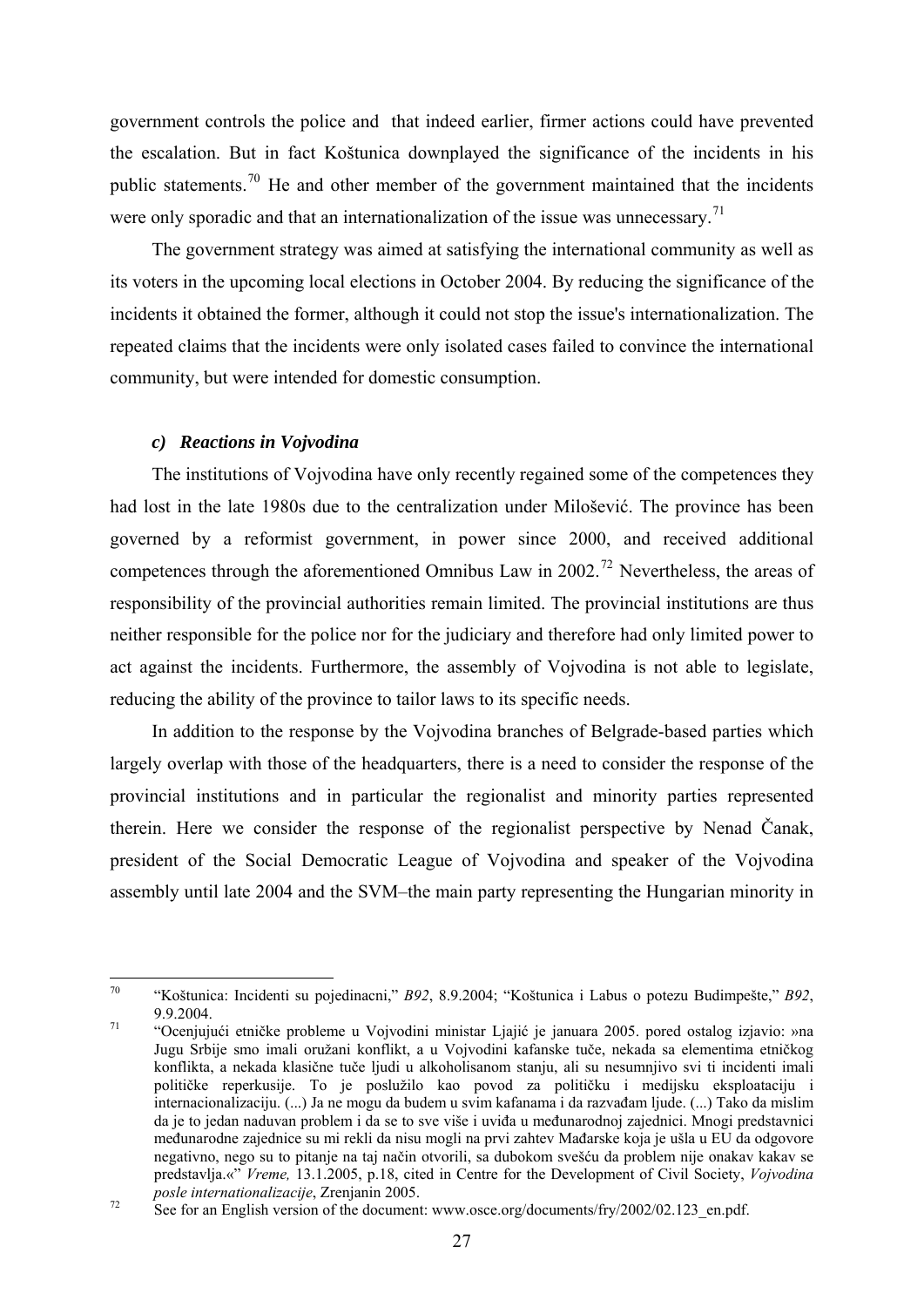government controls the police and that indeed earlier, firmer actions could have prevented the escalation. But in fact Koštunica downplayed the significance of the incidents in his public statements.[70] He and other member of the government maintained that the incidents were only sporadic and that an internationalization of the issue was unnecessary.[71]

The government strategy was aimed at satisfying the international community as well as its voters in the upcoming local elections in October 2004. By reducing the significance of the incidents it obtained the former, although it could not stop the issue's internationalization. The repeated claims that the incidents were only isolated cases failed to convince the international community, but were intended for domestic consumption.

### *c) Reactions in Vojvodina*

The institutions of Vojvodina have only recently regained some of the competences they had lost in the late 1980s due to the centralization under Milošević. The province has been governed by a reformist government, in power since 2000, and received additional competences through the aforementioned Omnibus Law in 2002.[72] Nevertheless, the areas of responsibility of the provincial authorities remain limited. The provincial institutions are thus neither responsible for the police nor for the judiciary and therefore had only limited power to act against the incidents. Furthermore, the assembly of Vojvodina is not able to legislate, reducing the ability of the province to tailor laws to its specific needs.

In addition to the response by the Vojvodina branches of Belgrade-based parties which largely overlap with those of the headquarters, there is a need to consider the response of the provincial institutions and in particular the regionalist and minority parties represented therein. Here we consider the response of the regionalist perspective by Nenad Čanak, president of the Social Democratic League of Vojvodina and speaker of the Vojvodina assembly until late 2004 and the SVM–the main party representing the Hungarian minority in

---

[70] "Koštunica: Incidenti su pojedinacni," *B92*, 8.9.2004; "Koštunica i Labus o potezu Budimpešte," *B92*, 9.9.2004.

[71] "Ocenjujući etničke probleme u Vojvodini ministar Ljajić je januara 2005. pored ostalog izjavio: »na Jugu Srbije smo imali oružani konflikt, a u Vojvodini kafanske tuče, nekada sa elementima etničkog konflikta, a nekada klasične tuče ljudi u alkoholisanom stanju, ali su nesumnjivo svi ti incidenti imali političke reperkusije. To je poslužilo kao povod za političku i medijsku eksploataciju i internacionalizaciju. (...) Ja ne mogu da budem u svim kafanama i da razvađam ljude. (...) Tako da mislim da je to jedan naduvan problem i da se to sve više i uviđa u međunarodnoj zajednici. Mnogi predstavnici međunarodne zajednice su mi rekli da nisu mogli na prvi zahtev Mađarske koja je ušla u EU da odgovore negativno, nego su to pitanje na taj način otvorili, sa dubokom svešću da problem nije onakav kakav se predstavlja.«" *Vreme,* 13.1.2005, p.18, cited in Centre for the Development of Civil Society, *Vojvodina posle internationalizacije*, Zrenjanin 2005.

[72] See for an English version of the document: www.osce.org/documents/fry/2002/02.123_en.pdf.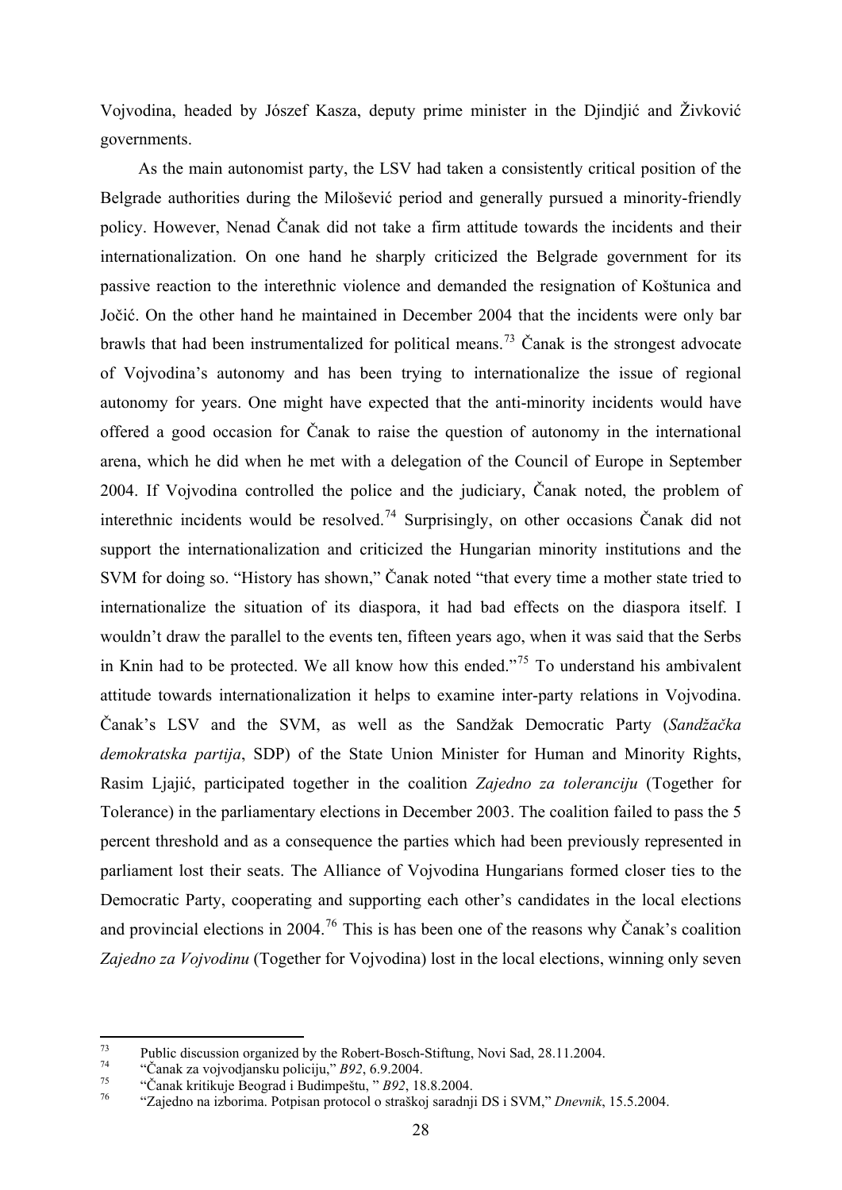Vojvodina, headed by Jószef Kasza, deputy prime minister in the Djindjić and Živković governments.

As the main autonomist party, the LSV had taken a consistently critical position of the Belgrade authorities during the Milošević period and generally pursued a minority-friendly policy. However, Nenad Čanak did not take a firm attitude towards the incidents and their internationalization. On one hand he sharply criticized the Belgrade government for its passive reaction to the interethnic violence and demanded the resignation of Koštunica and Jočić. On the other hand he maintained in December 2004 that the incidents were only bar brawls that had been instrumentalized for political means.[73] Čanak is the strongest advocate of Vojvodina's autonomy and has been trying to internationalize the issue of regional autonomy for years. One might have expected that the anti-minority incidents would have offered a good occasion for Čanak to raise the question of autonomy in the international arena, which he did when he met with a delegation of the Council of Europe in September 2004. If Vojvodina controlled the police and the judiciary, Čanak noted, the problem of interethnic incidents would be resolved.[74] Surprisingly, on other occasions Čanak did not support the internationalization and criticized the Hungarian minority institutions and the SVM for doing so. "History has shown," Čanak noted "that every time a mother state tried to internationalize the situation of its diaspora, it had bad effects on the diaspora itself. I wouldn't draw the parallel to the events ten, fifteen years ago, when it was said that the Serbs in Knin had to be protected. We all know how this ended."[75] To understand his ambivalent attitude towards internationalization it helps to examine inter-party relations in Vojvodina. Čanak's LSV and the SVM, as well as the Sandžak Democratic Party (*Sandžačka demokratska partija*, SDP) of the State Union Minister for Human and Minority Rights, Rasim Ljajić, participated together in the coalition *Zajedno za toleranciju* (Together for Tolerance) in the parliamentary elections in December 2003. The coalition failed to pass the 5 percent threshold and as a consequence the parties which had been previously represented in parliament lost their seats. The Alliance of Vojvodina Hungarians formed closer ties to the Democratic Party, cooperating and supporting each other's candidates in the local elections and provincial elections in 2004.[76] This is has been one of the reasons why Čanak's coalition *Zajedno za Vojvodinu* (Together for Vojvodina) lost in the local elections, winning only seven

---

[73] Public discussion organized by the Robert-Bosch-Stiftung, Novi Sad, 28.11.2004.

[74] "Čanak za vojvodjansku policiju," *B92*, 6.9.2004.

[75] "Čanak kritikuje Beograd i Budimpeštu, " *B92*, 18.8.2004.

[76] "Zajedno na izborima. Potpisan protocol o straškoj saradnji DS i SVM," *Dnevnik*, 15.5.2004.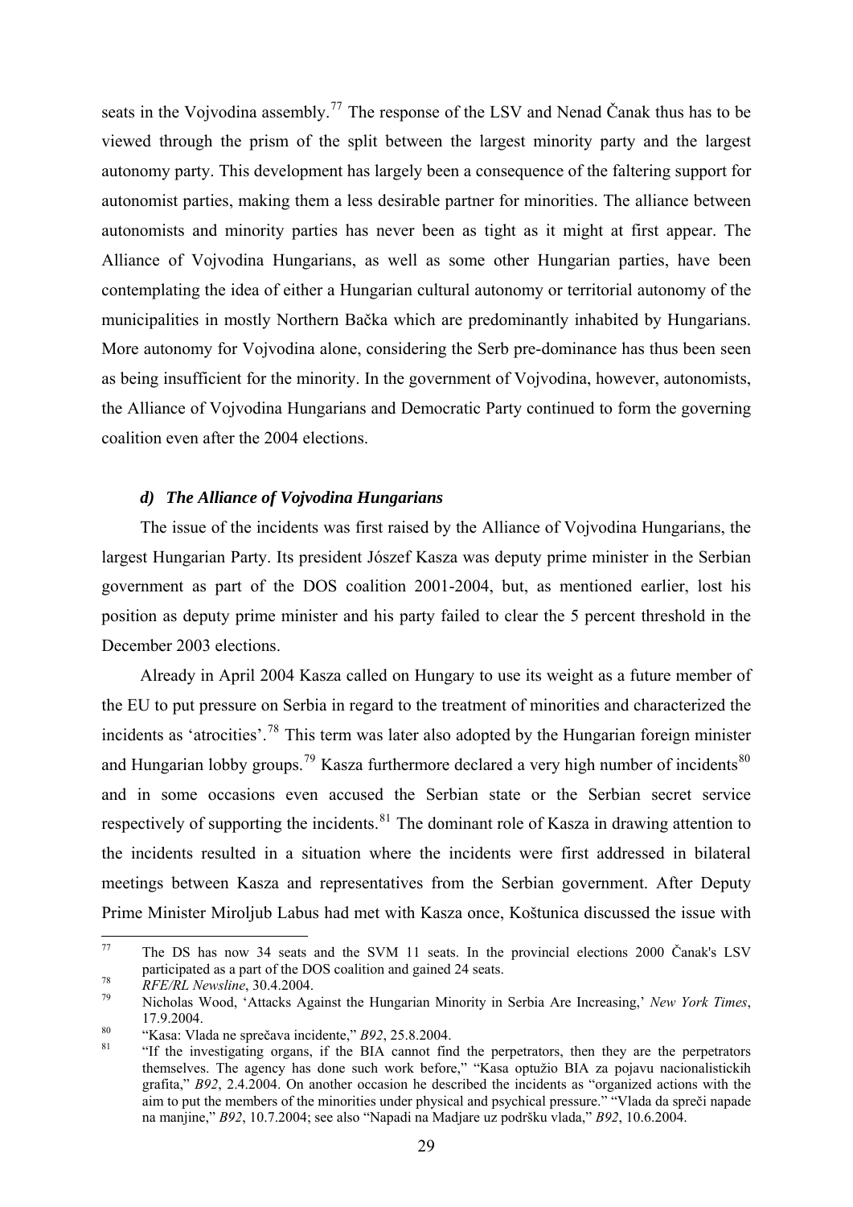seats in the Vojvodina assembly.[77] The response of the LSV and Nenad Čanak thus has to be viewed through the prism of the split between the largest minority party and the largest autonomy party. This development has largely been a consequence of the faltering support for autonomist parties, making them a less desirable partner for minorities. The alliance between autonomists and minority parties has never been as tight as it might at first appear. The Alliance of Vojvodina Hungarians, as well as some other Hungarian parties, have been contemplating the idea of either a Hungarian cultural autonomy or territorial autonomy of the municipalities in mostly Northern Bačka which are predominantly inhabited by Hungarians. More autonomy for Vojvodina alone, considering the Serb pre-dominance has thus been seen as being insufficient for the minority. In the government of Vojvodina, however, autonomists, the Alliance of Vojvodina Hungarians and Democratic Party continued to form the governing coalition even after the 2004 elections.

### *d) The Alliance of Vojvodina Hungarians*

The issue of the incidents was first raised by the Alliance of Vojvodina Hungarians, the largest Hungarian Party. Its president Jószef Kasza was deputy prime minister in the Serbian government as part of the DOS coalition 2001-2004, but, as mentioned earlier, lost his position as deputy prime minister and his party failed to clear the 5 percent threshold in the December 2003 elections.

Already in April 2004 Kasza called on Hungary to use its weight as a future member of the EU to put pressure on Serbia in regard to the treatment of minorities and characterized the incidents as 'atrocities'.[78] This term was later also adopted by the Hungarian foreign minister and Hungarian lobby groups.[79] Kasza furthermore declared a very high number of incidents[80] and in some occasions even accused the Serbian state or the Serbian secret service respectively of supporting the incidents.[81] The dominant role of Kasza in drawing attention to the incidents resulted in a situation where the incidents were first addressed in bilateral meetings between Kasza and representatives from the Serbian government. After Deputy Prime Minister Miroljub Labus had met with Kasza once, Koštunica discussed the issue with

---

[77] The DS has now 34 seats and the SVM 11 seats. In the provincial elections 2000 Čanak's LSV participated as a part of the DOS coalition and gained 24 seats.

[78] *RFE/RL Newsline*, 30.4.2004.

[79] Nicholas Wood, 'Attacks Against the Hungarian Minority in Serbia Are Increasing,' *New York Times*, 17.9.2004.

[80] "Kasa: Vlada ne sprečava incidente," *B92*, 25.8.2004.

[81] "If the investigating organs, if the BIA cannot find the perpetrators, then they are the perpetrators themselves. The agency has done such work before," "Kasa optužio BIA za pojavu nacionalistickih grafita," *B92*, 2.4.2004. On another occasion he described the incidents as "organized actions with the aim to put the members of the minorities under physical and psychical pressure." "Vlada da spreči napade na manjine," *B92*, 10.7.2004; see also "Napadi na Madjare uz podršku vlada," *B92*, 10.6.2004.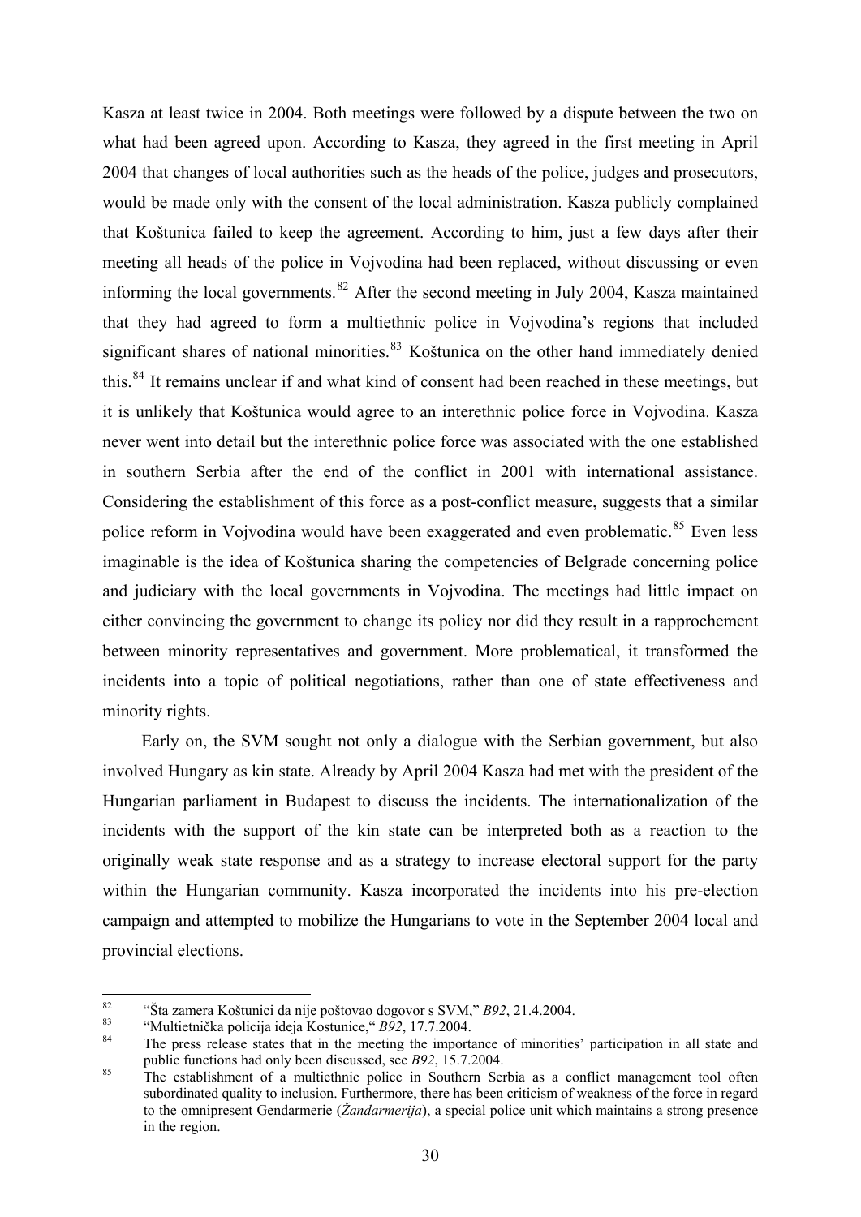Kasza at least twice in 2004. Both meetings were followed by a dispute between the two on what had been agreed upon. According to Kasza, they agreed in the first meeting in April 2004 that changes of local authorities such as the heads of the police, judges and prosecutors, would be made only with the consent of the local administration. Kasza publicly complained that Koštunica failed to keep the agreement. According to him, just a few days after their meeting all heads of the police in Vojvodina had been replaced, without discussing or even informing the local governments.[82] After the second meeting in July 2004, Kasza maintained that they had agreed to form a multiethnic police in Vojvodina's regions that included significant shares of national minorities.[83] Koštunica on the other hand immediately denied this.[84] It remains unclear if and what kind of consent had been reached in these meetings, but it is unlikely that Koštunica would agree to an interethnic police force in Vojvodina. Kasza never went into detail but the interethnic police force was associated with the one established in southern Serbia after the end of the conflict in 2001 with international assistance. Considering the establishment of this force as a post-conflict measure, suggests that a similar police reform in Vojvodina would have been exaggerated and even problematic.[85] Even less imaginable is the idea of Koštunica sharing the competencies of Belgrade concerning police and judiciary with the local governments in Vojvodina. The meetings had little impact on either convincing the government to change its policy nor did they result in a rapprochement between minority representatives and government. More problematical, it transformed the incidents into a topic of political negotiations, rather than one of state effectiveness and minority rights.

Early on, the SVM sought not only a dialogue with the Serbian government, but also involved Hungary as kin state. Already by April 2004 Kasza had met with the president of the Hungarian parliament in Budapest to discuss the incidents. The internationalization of the incidents with the support of the kin state can be interpreted both as a reaction to the originally weak state response and as a strategy to increase electoral support for the party within the Hungarian community. Kasza incorporated the incidents into his pre-election campaign and attempted to mobilize the Hungarians to vote in the September 2004 local and provincial elections.

---

[82] "Šta zamera Koštunici da nije poštovao dogovor s SVM," *B92*, 21.4.2004.

[83] "Multietnička policija ideja Kostunice," *B92*, 17.7.2004.

[84] The press release states that in the meeting the importance of minorities' participation in all state and public functions had only been discussed, see *B92*, 15.7.2004.

[85] The establishment of a multiethnic police in Southern Serbia as a conflict management tool often subordinated quality to inclusion. Furthermore, there has been criticism of weakness of the force in regard to the omnipresent Gendarmerie (*Žandarmerija*), a special police unit which maintains a strong presence in the region.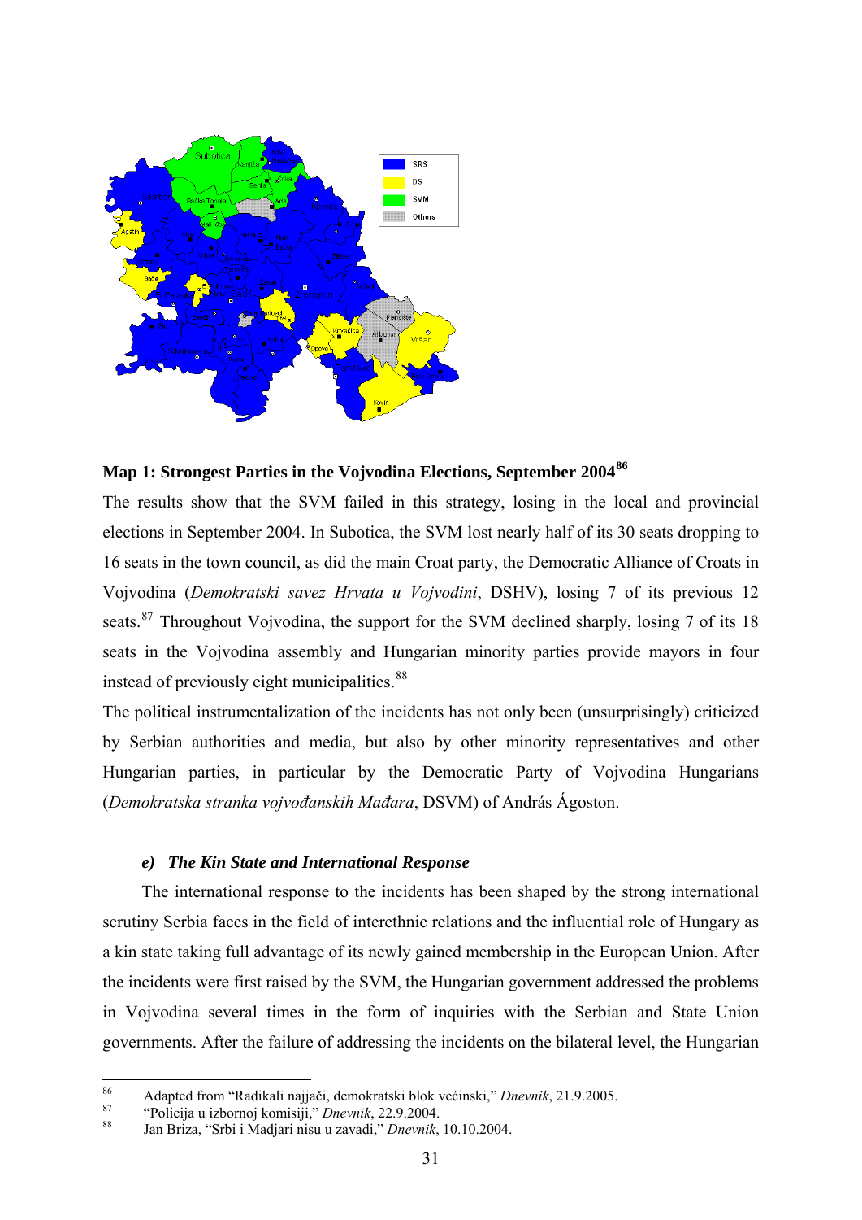**Map 1: Strongest Parties in the Vojvodina Elections, September 2004**[86]

The results show that the SVM failed in this strategy, losing in the local and provincial elections in September 2004. In Subotica, the SVM lost nearly half of its 30 seats dropping to 16 seats in the town council, as did the main Croat party, the Democratic Alliance of Croats in Vojvodina (*Demokratski savez Hrvata u Vojvodini*, DSHV), losing 7 of its previous 12 seats.[87] Throughout Vojvodina, the support for the SVM declined sharply, losing 7 of its 18 seats in the Vojvodina assembly and Hungarian minority parties provide mayors in four instead of previously eight municipalities.[88]

The political instrumentalization of the incidents has not only been (unsurprisingly) criticized by Serbian authorities and media, but also by other minority representatives and other Hungarian parties, in particular by the Democratic Party of Vojvodina Hungarians (*Demokratska stranka vojvođanskih Mađara*, DSVM) of András Ágoston.

### *e) The Kin State and International Response*

The international response to the incidents has been shaped by the strong international scrutiny Serbia faces in the field of interethnic relations and the influential role of Hungary as a kin state taking full advantage of its newly gained membership in the European Union. After the incidents were first raised by the SVM, the Hungarian government addressed the problems in Vojvodina several times in the form of inquiries with the Serbian and State Union governments. After the failure of addressing the incidents on the bilateral level, the Hungarian

---

[86] Adapted from "Radikali najjači, demokratski blok većinski," *Dnevnik*, 21.9.2005.

[87] "Policija u izbornoj komisiji," *Dnevnik*, 22.9.2004.

[88] Jan Briza, "Srbi i Madjari nisu u zavadi," *Dnevnik*, 10.10.2004.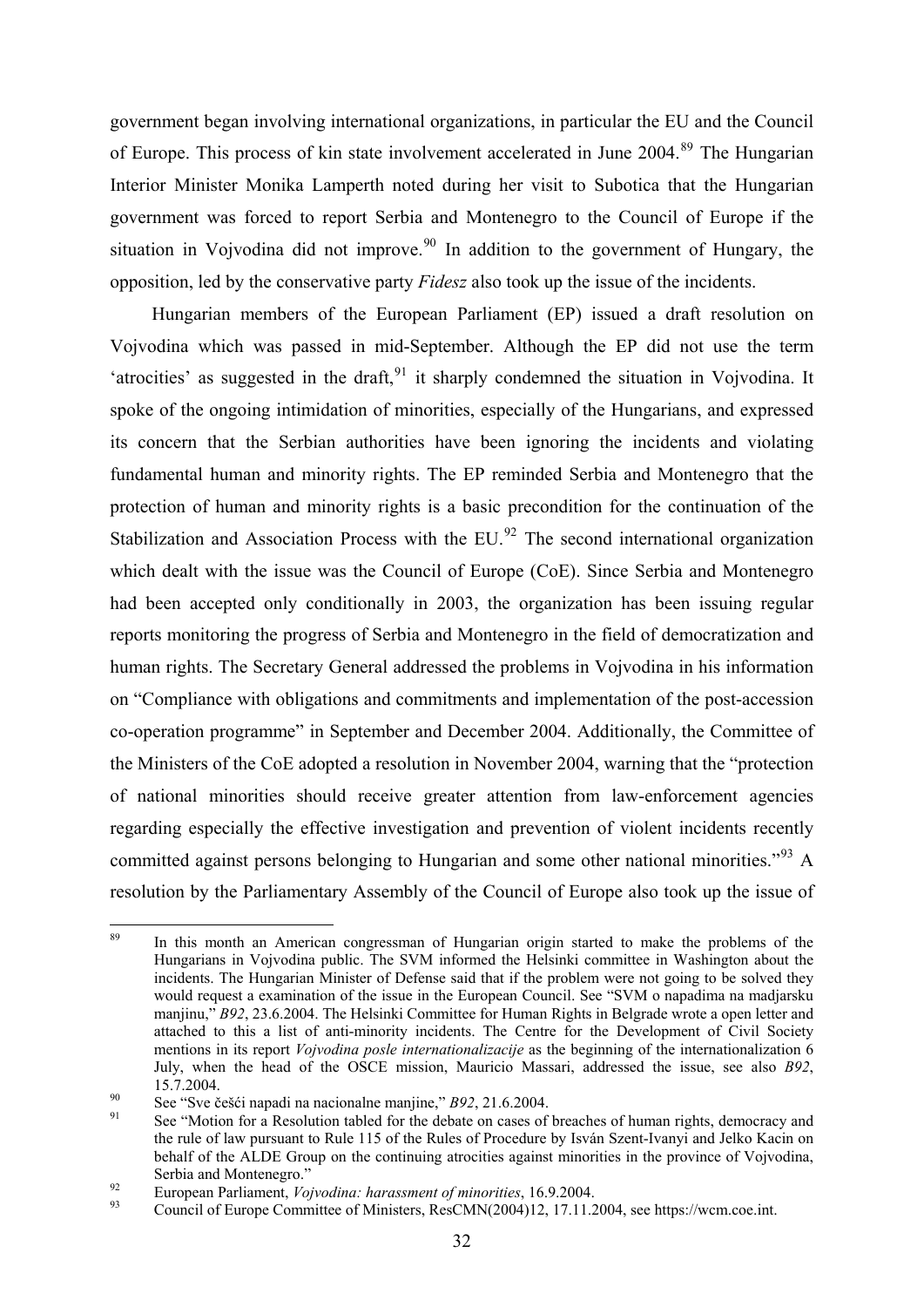government began involving international organizations, in particular the EU and the Council of Europe. This process of kin state involvement accelerated in June 2004.[89] The Hungarian Interior Minister Monika Lamperth noted during her visit to Subotica that the Hungarian government was forced to report Serbia and Montenegro to the Council of Europe if the situation in Vojvodina did not improve.[90] In addition to the government of Hungary, the opposition, led by the conservative party *Fidesz* also took up the issue of the incidents.

Hungarian members of the European Parliament (EP) issued a draft resolution on Vojvodina which was passed in mid-September. Although the EP did not use the term 'atrocities' as suggested in the draft,[91] it sharply condemned the situation in Vojvodina. It spoke of the ongoing intimidation of minorities, especially of the Hungarians, and expressed its concern that the Serbian authorities have been ignoring the incidents and violating fundamental human and minority rights. The EP reminded Serbia and Montenegro that the protection of human and minority rights is a basic precondition for the continuation of the Stabilization and Association Process with the EU.[92] The second international organization which dealt with the issue was the Council of Europe (CoE). Since Serbia and Montenegro had been accepted only conditionally in 2003, the organization has been issuing regular reports monitoring the progress of Serbia and Montenegro in the field of democratization and human rights. The Secretary General addressed the problems in Vojvodina in his information on "Compliance with obligations and commitments and implementation of the post-accession co-operation programme" in September and December 2004. Additionally, the Committee of the Ministers of the CoE adopted a resolution in November 2004, warning that the "protection of national minorities should receive greater attention from law-enforcement agencies regarding especially the effective investigation and prevention of violent incidents recently committed against persons belonging to Hungarian and some other national minorities."[93] A resolution by the Parliamentary Assembly of the Council of Europe also took up the issue of

---

[89] In this month an American congressman of Hungarian origin started to make the problems of the Hungarians in Vojvodina public. The SVM informed the Helsinki committee in Washington about the incidents. The Hungarian Minister of Defense said that if the problem were not going to be solved they would request a examination of the issue in the European Council. See "SVM o napadima na madjarsku manjinu," *B92*, 23.6.2004. The Helsinki Committee for Human Rights in Belgrade wrote a open letter and attached to this a list of anti-minority incidents. The Centre for the Development of Civil Society mentions in its report *Vojvodina posle internationalizacije* as the beginning of the internationalization 6 July, when the head of the OSCE mission, Mauricio Massari, addressed the issue, see also *B92*, 15.7.2004.

[90] See "Sve češći napadi na nacionalne manjine," *B92*, 21.6.2004.

[91] See "Motion for a Resolution tabled for the debate on cases of breaches of human rights, democracy and the rule of law pursuant to Rule 115 of the Rules of Procedure by Isván Szent-Ivanyi and Jelko Kacin on behalf of the ALDE Group on the continuing atrocities against minorities in the province of Vojvodina, Serbia and Montenegro."

[92] European Parliament, *Vojvodina: harassment of minorities*, 16.9.2004.

[93] Council of Europe Committee of Ministers, ResCMN(2004)12, 17.11.2004, see https://wcm.coe.int.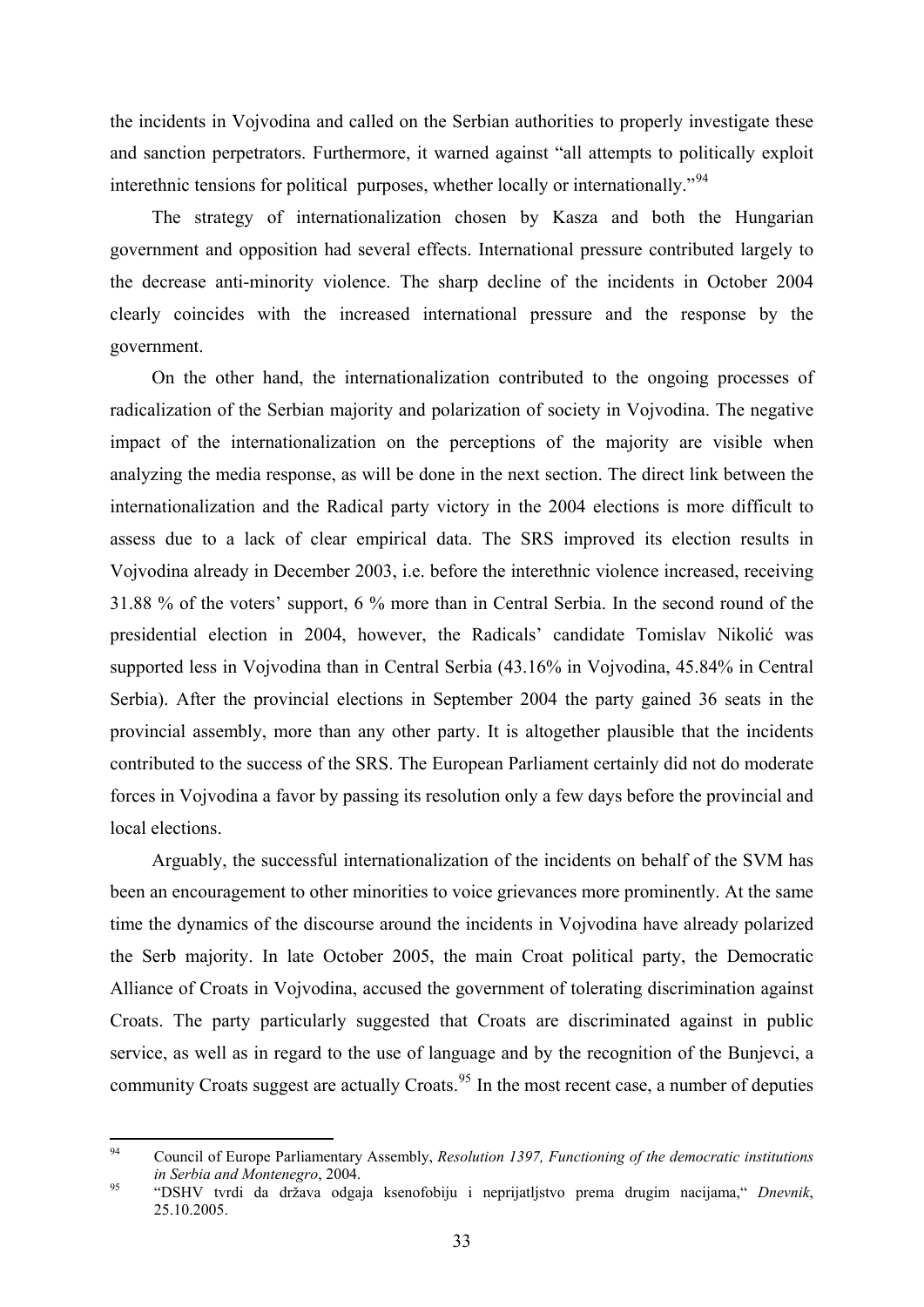the incidents in Vojvodina and called on the Serbian authorities to properly investigate these and sanction perpetrators. Furthermore, it warned against "all attempts to politically exploit interethnic tensions for political purposes, whether locally or internationally."[94]

The strategy of internationalization chosen by Kasza and both the Hungarian government and opposition had several effects. International pressure contributed largely to the decrease anti-minority violence. The sharp decline of the incidents in October 2004 clearly coincides with the increased international pressure and the response by the government.

On the other hand, the internationalization contributed to the ongoing processes of radicalization of the Serbian majority and polarization of society in Vojvodina. The negative impact of the internationalization on the perceptions of the majority are visible when analyzing the media response, as will be done in the next section. The direct link between the internationalization and the Radical party victory in the 2004 elections is more difficult to assess due to a lack of clear empirical data. The SRS improved its election results in Vojvodina already in December 2003, i.e. before the interethnic violence increased, receiving 31.88 % of the voters' support, 6 % more than in Central Serbia. In the second round of the presidential election in 2004, however, the Radicals' candidate Tomislav Nikolić was supported less in Vojvodina than in Central Serbia (43.16% in Vojvodina, 45.84% in Central Serbia). After the provincial elections in September 2004 the party gained 36 seats in the provincial assembly, more than any other party. It is altogether plausible that the incidents contributed to the success of the SRS. The European Parliament certainly did not do moderate forces in Vojvodina a favor by passing its resolution only a few days before the provincial and local elections.

Arguably, the successful internationalization of the incidents on behalf of the SVM has been an encouragement to other minorities to voice grievances more prominently. At the same time the dynamics of the discourse around the incidents in Vojvodina have already polarized the Serb majority. In late October 2005, the main Croat political party, the Democratic Alliance of Croats in Vojvodina, accused the government of tolerating discrimination against Croats. The party particularly suggested that Croats are discriminated against in public service, as well as in regard to the use of language and by the recognition of the Bunjevci, a community Croats suggest are actually Croats.[95] In the most recent case, a number of deputies

---

[94] Council of Europe Parliamentary Assembly, *Resolution 1397, Functioning of the democratic institutions in Serbia and Montenegro*, 2004.

[95] "DSHV tvrdi da država odgaja ksenofobiju i neprijatljstvo prema drugim nacijama," *Dnevnik*, 25.10.2005.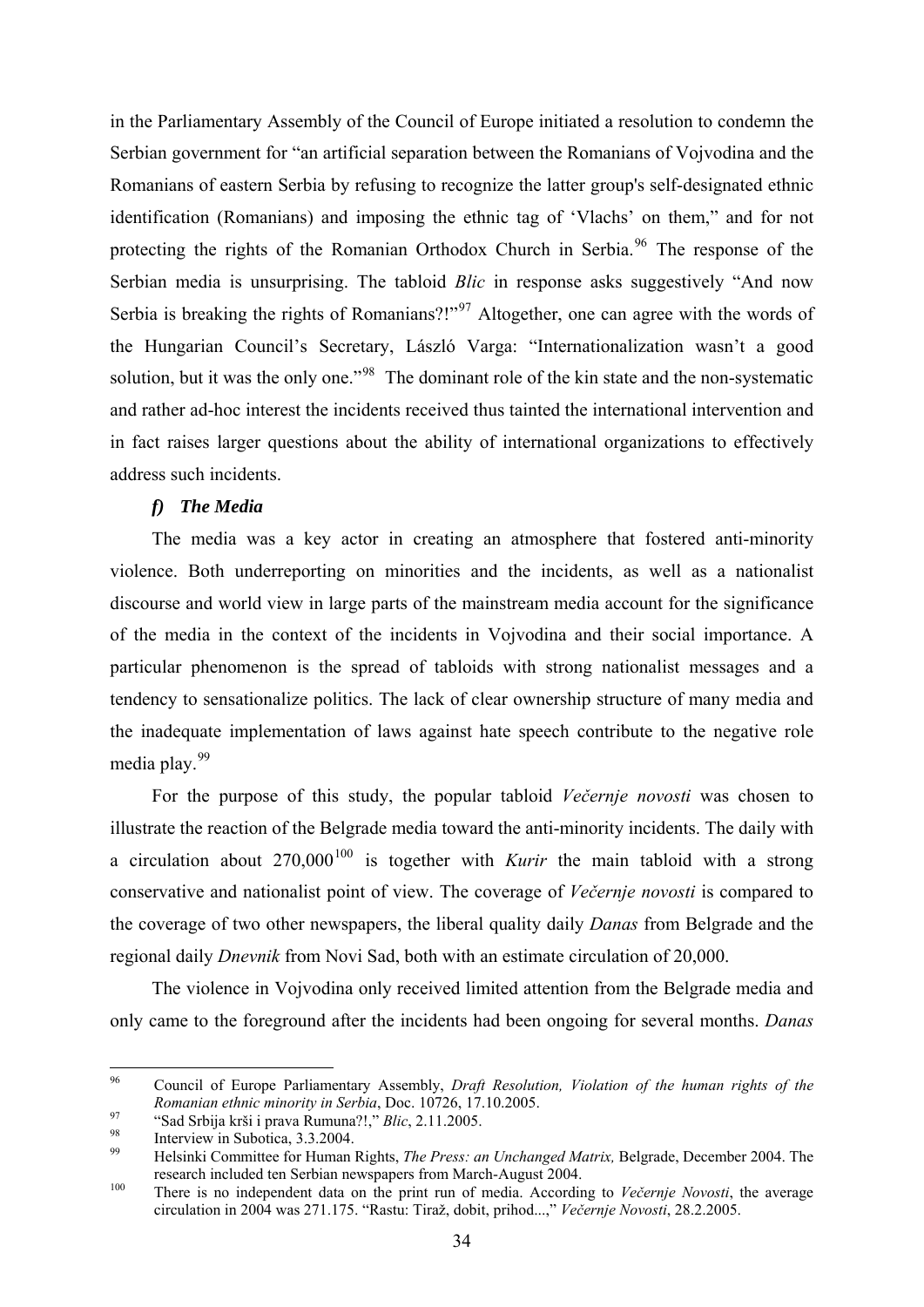in the Parliamentary Assembly of the Council of Europe initiated a resolution to condemn the Serbian government for "an artificial separation between the Romanians of Vojvodina and the Romanians of eastern Serbia by refusing to recognize the latter group's self-designated ethnic identification (Romanians) and imposing the ethnic tag of 'Vlachs' on them," and for not protecting the rights of the Romanian Orthodox Church in Serbia.[96] The response of the Serbian media is unsurprising. The tabloid *Blic* in response asks suggestively "And now Serbia is breaking the rights of Romanians?!"[97] Altogether, one can agree with the words of the Hungarian Council's Secretary, László Varga: "Internationalization wasn't a good solution, but it was the only one."[98] The dominant role of the kin state and the non-systematic and rather ad-hoc interest the incidents received thus tainted the international intervention and in fact raises larger questions about the ability of international organizations to effectively address such incidents.

#### *f) The Media*

The media was a key actor in creating an atmosphere that fostered anti-minority violence. Both underreporting on minorities and the incidents, as well as a nationalist discourse and world view in large parts of the mainstream media account for the significance of the media in the context of the incidents in Vojvodina and their social importance. A particular phenomenon is the spread of tabloids with strong nationalist messages and a tendency to sensationalize politics. The lack of clear ownership structure of many media and the inadequate implementation of laws against hate speech contribute to the negative role media play.[99]

For the purpose of this study, the popular tabloid *Večernje novosti* was chosen to illustrate the reaction of the Belgrade media toward the anti-minority incidents. The daily with a circulation about 270,000[100] is together with *Kurir* the main tabloid with a strong conservative and nationalist point of view. The coverage of *Večernje novosti* is compared to the coverage of two other newspapers, the liberal quality daily *Danas* from Belgrade and the regional daily *Dnevnik* from Novi Sad, both with an estimate circulation of 20,000.

The violence in Vojvodina only received limited attention from the Belgrade media and only came to the foreground after the incidents had been ongoing for several months. *Danas*

---

[96] Council of Europe Parliamentary Assembly, *Draft Resolution, Violation of the human rights of the Romanian ethnic minority in Serbia*, Doc. 10726, 17.10.2005.

[97] "Sad Srbija krši i prava Rumuna?!," *Blic*, 2.11.2005.

[98] Interview in Subotica, 3.3.2004.

[99] Helsinki Committee for Human Rights, *The Press: an Unchanged Matrix,* Belgrade, December 2004. The research included ten Serbian newspapers from March-August 2004.

[100] There is no independent data on the print run of media. According to *Večernje Novosti*, the average circulation in 2004 was 271.175. "Rastu: Tiraž, dobit, prihod...," *Večernje Novosti*, 28.2.2005.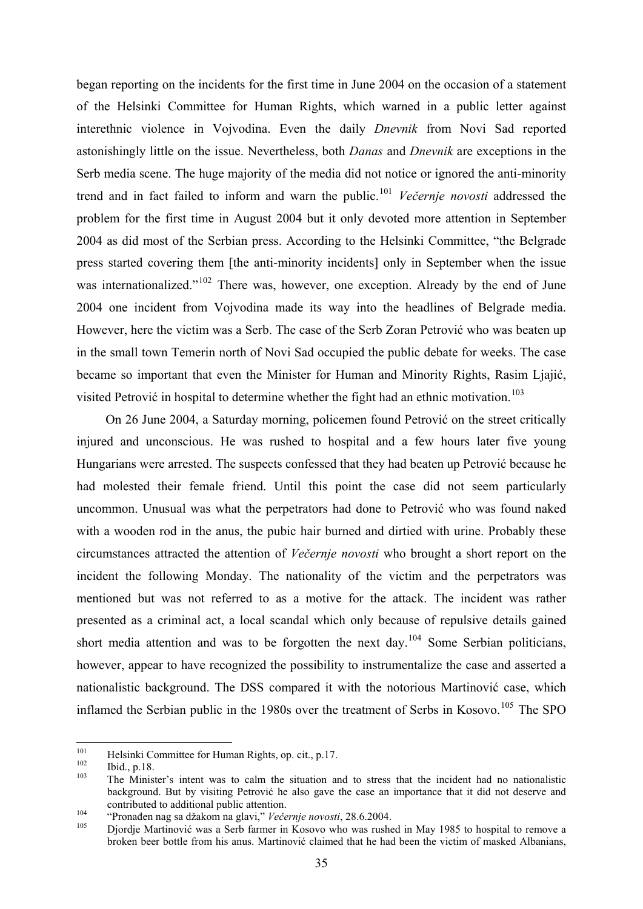began reporting on the incidents for the first time in June 2004 on the occasion of a statement of the Helsinki Committee for Human Rights, which warned in a public letter against interethnic violence in Vojvodina. Even the daily *Dnevnik* from Novi Sad reported astonishingly little on the issue. Nevertheless, both *Danas* and *Dnevnik* are exceptions in the Serb media scene. The huge majority of the media did not notice or ignored the anti-minority trend and in fact failed to inform and warn the public.[101] *Večernje novosti* addressed the problem for the first time in August 2004 but it only devoted more attention in September 2004 as did most of the Serbian press. According to the Helsinki Committee, "the Belgrade press started covering them [the anti-minority incidents] only in September when the issue was internationalized."[102] There was, however, one exception. Already by the end of June 2004 one incident from Vojvodina made its way into the headlines of Belgrade media. However, here the victim was a Serb. The case of the Serb Zoran Petrović who was beaten up in the small town Temerin north of Novi Sad occupied the public debate for weeks. The case became so important that even the Minister for Human and Minority Rights, Rasim Ljajić, visited Petrović in hospital to determine whether the fight had an ethnic motivation.[103]

On 26 June 2004, a Saturday morning, policemen found Petrović on the street critically injured and unconscious. He was rushed to hospital and a few hours later five young Hungarians were arrested. The suspects confessed that they had beaten up Petrović because he had molested their female friend. Until this point the case did not seem particularly uncommon. Unusual was what the perpetrators had done to Petrović who was found naked with a wooden rod in the anus, the pubic hair burned and dirtied with urine. Probably these circumstances attracted the attention of *Večernje novosti* who brought a short report on the incident the following Monday. The nationality of the victim and the perpetrators was mentioned but was not referred to as a motive for the attack. The incident was rather presented as a criminal act, a local scandal which only because of repulsive details gained short media attention and was to be forgotten the next day.[104] Some Serbian politicians, however, appear to have recognized the possibility to instrumentalize the case and asserted a nationalistic background. The DSS compared it with the notorious Martinović case, which inflamed the Serbian public in the 1980s over the treatment of Serbs in Kosovo.[105] The SPO

---

[101] Helsinki Committee for Human Rights, op. cit., p.17.

[102] Ibid., p.18.

[103] The Minister's intent was to calm the situation and to stress that the incident had no nationalistic background. But by visiting Petrović he also gave the case an importance that it did not deserve and contributed to additional public attention.

[104] "Pronađen nag sa džakom na glavi," *Večernje novosti*, 28.6.2004.

[105] Djordje Martinović was a Serb farmer in Kosovo who was rushed in May 1985 to hospital to remove a broken beer bottle from his anus. Martinović claimed that he had been the victim of masked Albanians,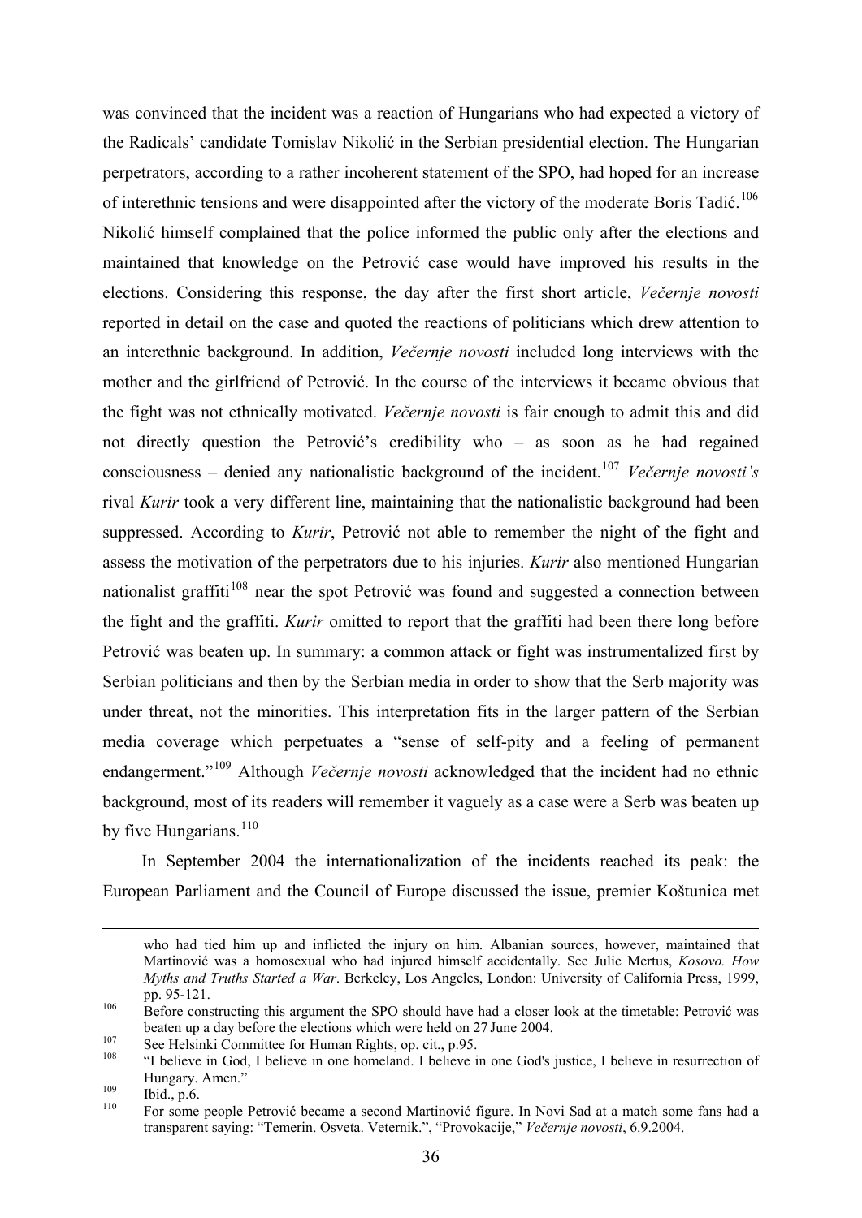was convinced that the incident was a reaction of Hungarians who had expected a victory of the Radicals' candidate Tomislav Nikolić in the Serbian presidential election. The Hungarian perpetrators, according to a rather incoherent statement of the SPO, had hoped for an increase of interethnic tensions and were disappointed after the victory of the moderate Boris Tadić.[106] Nikolić himself complained that the police informed the public only after the elections and maintained that knowledge on the Petrović case would have improved his results in the elections. Considering this response, the day after the first short article, *Večernje novosti* reported in detail on the case and quoted the reactions of politicians which drew attention to an interethnic background. In addition, *Večernje novosti* included long interviews with the mother and the girlfriend of Petrović. In the course of the interviews it became obvious that the fight was not ethnically motivated. *Večernje novosti* is fair enough to admit this and did not directly question the Petrović's credibility who – as soon as he had regained consciousness – denied any nationalistic background of the incident.[107] *Večernje novosti's* rival *Kurir* took a very different line, maintaining that the nationalistic background had been suppressed. According to *Kurir*, Petrović not able to remember the night of the fight and assess the motivation of the perpetrators due to his injuries. *Kurir* also mentioned Hungarian nationalist graffiti[108] near the spot Petrović was found and suggested a connection between the fight and the graffiti. *Kurir* omitted to report that the graffiti had been there long before Petrović was beaten up. In summary: a common attack or fight was instrumentalized first by Serbian politicians and then by the Serbian media in order to show that the Serb majority was under threat, not the minorities. This interpretation fits in the larger pattern of the Serbian media coverage which perpetuates a "sense of self-pity and a feeling of permanent endangerment."[109] Although *Večernje novosti* acknowledged that the incident had no ethnic background, most of its readers will remember it vaguely as a case were a Serb was beaten up by five Hungarians.[110]

In September 2004 the internationalization of the incidents reached its peak: the European Parliament and the Council of Europe discussed the issue, premier Koštunica met

---

who had tied him up and inflicted the injury on him. Albanian sources, however, maintained that Martinović was a homosexual who had injured himself accidentally. See Julie Mertus, *Kosovo. How Myths and Truths Started a War*. Berkeley, Los Angeles, London: University of California Press, 1999, pp. 95-121.

[106] Before constructing this argument the SPO should have had a closer look at the timetable: Petrović was beaten up a day before the elections which were held on 27 June 2004.

[107] See Helsinki Committee for Human Rights, op. cit., p.95.

[108] "I believe in God, I believe in one homeland. I believe in one God's justice, I believe in resurrection of Hungary. Amen."

[109] Ibid., p.6.

[110] For some people Petrović became a second Martinović figure. In Novi Sad at a match some fans had a transparent saying: "Temerin. Osveta. Veternik.", "Provokacije," *Večernje novosti*, 6.9.2004.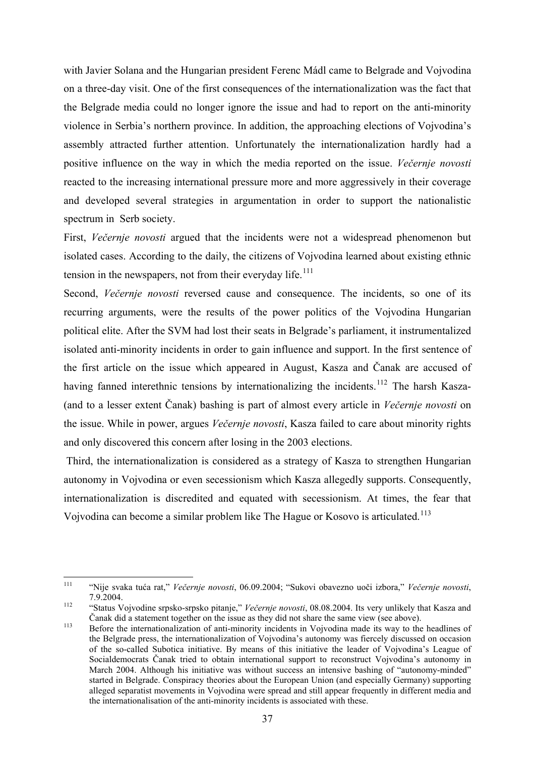with Javier Solana and the Hungarian president Ferenc Mádl came to Belgrade and Vojvodina on a three-day visit. One of the first consequences of the internationalization was the fact that the Belgrade media could no longer ignore the issue and had to report on the anti-minority violence in Serbia's northern province. In addition, the approaching elections of Vojvodina's assembly attracted further attention. Unfortunately the internationalization hardly had a positive influence on the way in which the media reported on the issue. *Večernje novosti* reacted to the increasing international pressure more and more aggressively in their coverage and developed several strategies in argumentation in order to support the nationalistic spectrum in Serb society.

First, *Večernje novosti* argued that the incidents were not a widespread phenomenon but isolated cases. According to the daily, the citizens of Vojvodina learned about existing ethnic tension in the newspapers, not from their everyday life.[111]

Second, *Večernje novosti* reversed cause and consequence. The incidents, so one of its recurring arguments, were the results of the power politics of the Vojvodina Hungarian political elite. After the SVM had lost their seats in Belgrade's parliament, it instrumentalized isolated anti-minority incidents in order to gain influence and support. In the first sentence of the first article on the issue which appeared in August, Kasza and Čanak are accused of having fanned interethnic tensions by internationalizing the incidents.[112] The harsh Kasza- (and to a lesser extent Čanak) bashing is part of almost every article in *Večernje novosti* on the issue. While in power, argues *Večernje novosti*, Kasza failed to care about minority rights and only discovered this concern after losing in the 2003 elections.

Third, the internationalization is considered as a strategy of Kasza to strengthen Hungarian autonomy in Vojvodina or even secessionism which Kasza allegedly supports. Consequently, internationalization is discredited and equated with secessionism. At times, the fear that Vojvodina can become a similar problem like The Hague or Kosovo is articulated.[113]

---

[111] "Nije svaka tuća rat," *Večernje novosti*, 06.09.2004; "Sukovi obavezno uoči izbora," *Večernje novosti*, 7.9.2004.

[112] "Status Vojvodine srpsko-srpsko pitanje," *Večernje novosti*, 08.08.2004. Its very unlikely that Kasza and Čanak did a statement together on the issue as they did not share the same view (see above).

[113] Before the internationalization of anti-minority incidents in Vojvodina made its way to the headlines of the Belgrade press, the internationalization of Vojvodina's autonomy was fiercely discussed on occasion of the so-called Subotica initiative. By means of this initiative the leader of Vojvodina's League of Socialdemocrats Čanak tried to obtain international support to reconstruct Vojvodina's autonomy in March 2004. Although his initiative was without success an intensive bashing of "autonomy-minded" started in Belgrade. Conspiracy theories about the European Union (and especially Germany) supporting alleged separatist movements in Vojvodina were spread and still appear frequently in different media and the internationalisation of the anti-minority incidents is associated with these.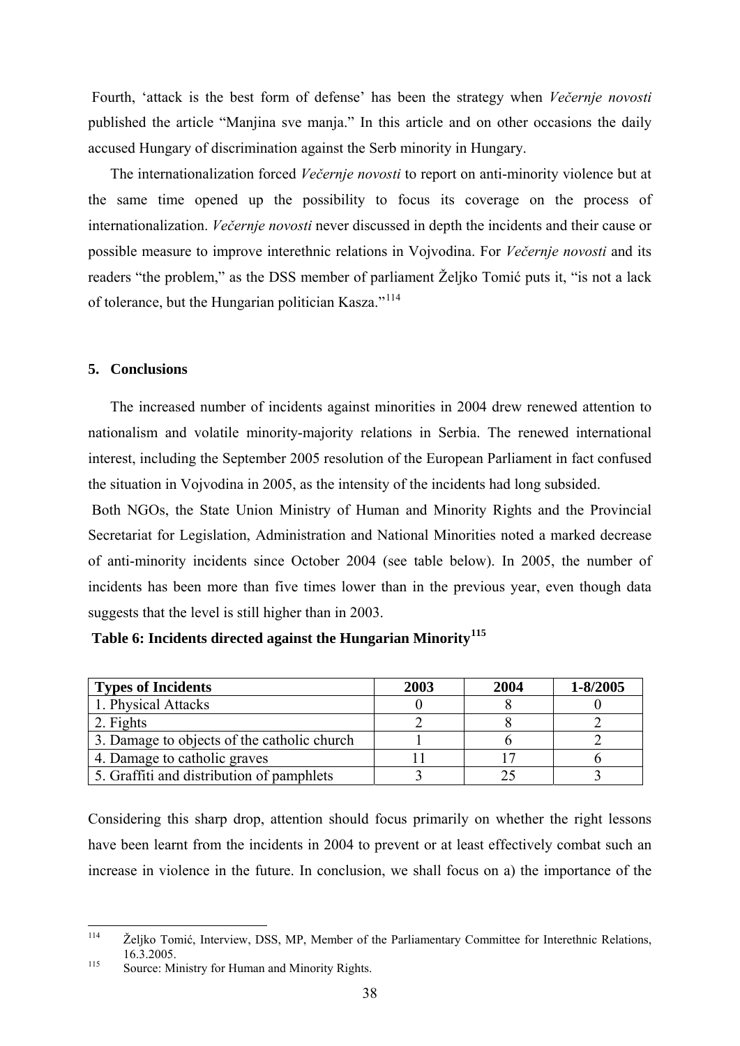Fourth, 'attack is the best form of defense' has been the strategy when *Večernje novosti* published the article "Manjina sve manja." In this article and on other occasions the daily accused Hungary of discrimination against the Serb minority in Hungary.

The internationalization forced *Večernje novosti* to report on anti-minority violence but at the same time opened up the possibility to focus its coverage on the process of internationalization. *Večernje novosti* never discussed in depth the incidents and their cause or possible measure to improve interethnic relations in Vojvodina. For *Večernje novosti* and its readers "the problem," as the DSS member of parliament Željko Tomić puts it, "is not a lack of tolerance, but the Hungarian politician Kasza."[114]

## 5. Conclusions

The increased number of incidents against minorities in 2004 drew renewed attention to nationalism and volatile minority-majority relations in Serbia. The renewed international interest, including the September 2005 resolution of the European Parliament in fact confused the situation in Vojvodina in 2005, as the intensity of the incidents had long subsided.

Both NGOs, the State Union Ministry of Human and Minority Rights and the Provincial Secretariat for Legislation, Administration and National Minorities noted a marked decrease of anti-minority incidents since October 2004 (see table below). In 2005, the number of incidents has been more than five times lower than in the previous year, even though data suggests that the level is still higher than in 2003.

**Table 6: Incidents directed against the Hungarian Minority[115]**

| Types of Incidents | 2003 | 2004 | 1-8/2005 |
|---|---|---|---|
| 1. Physical Attacks | 0 | 8 | 0 |
| 2. Fights | 2 | 8 | 2 |
| 3. Damage to objects of the catholic church | 1 | 6 | 2 |
| 4. Damage to catholic graves | 11 | 17 | 6 |
| 5. Graffiti and distribution of pamphlets | 3 | 25 | 3 |

Considering this sharp drop, attention should focus primarily on whether the right lessons have been learnt from the incidents in 2004 to prevent or at least effectively combat such an increase in violence in the future. In conclusion, we shall focus on a) the importance of the

---

[114] Željko Tomić, Interview, DSS, MP, Member of the Parliamentary Committee for Interethnic Relations, 16.3.2005.

[115] Source: Ministry for Human and Minority Rights.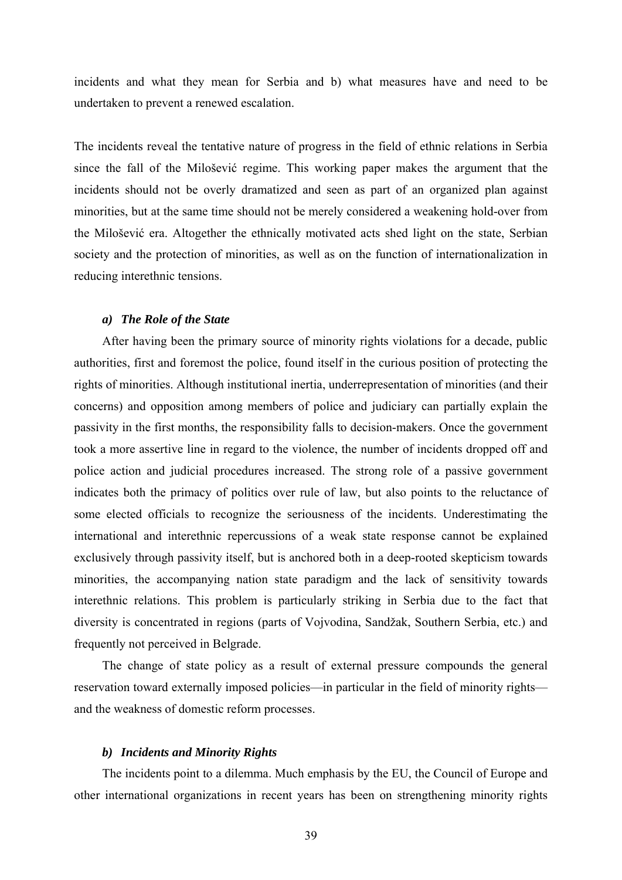incidents and what they mean for Serbia and b) what measures have and need to be undertaken to prevent a renewed escalation.

The incidents reveal the tentative nature of progress in the field of ethnic relations in Serbia since the fall of the Milošević regime. This working paper makes the argument that the incidents should not be overly dramatized and seen as part of an organized plan against minorities, but at the same time should not be merely considered a weakening hold-over from the Milošević era. Altogether the ethnically motivated acts shed light on the state, Serbian society and the protection of minorities, as well as on the function of internationalization in reducing interethnic tensions.

### *a) The Role of the State*

After having been the primary source of minority rights violations for a decade, public authorities, first and foremost the police, found itself in the curious position of protecting the rights of minorities. Although institutional inertia, underrepresentation of minorities (and their concerns) and opposition among members of police and judiciary can partially explain the passivity in the first months, the responsibility falls to decision-makers. Once the government took a more assertive line in regard to the violence, the number of incidents dropped off and police action and judicial procedures increased. The strong role of a passive government indicates both the primacy of politics over rule of law, but also points to the reluctance of some elected officials to recognize the seriousness of the incidents. Underestimating the international and interethnic repercussions of a weak state response cannot be explained exclusively through passivity itself, but is anchored both in a deep-rooted skepticism towards minorities, the accompanying nation state paradigm and the lack of sensitivity towards interethnic relations. This problem is particularly striking in Serbia due to the fact that diversity is concentrated in regions (parts of Vojvodina, Sandžak, Southern Serbia, etc.) and frequently not perceived in Belgrade.

The change of state policy as a result of external pressure compounds the general reservation toward externally imposed policies—in particular in the field of minority rights—and the weakness of domestic reform processes.

### *b) Incidents and Minority Rights*

The incidents point to a dilemma. Much emphasis by the EU, the Council of Europe and other international organizations in recent years has been on strengthening minority rights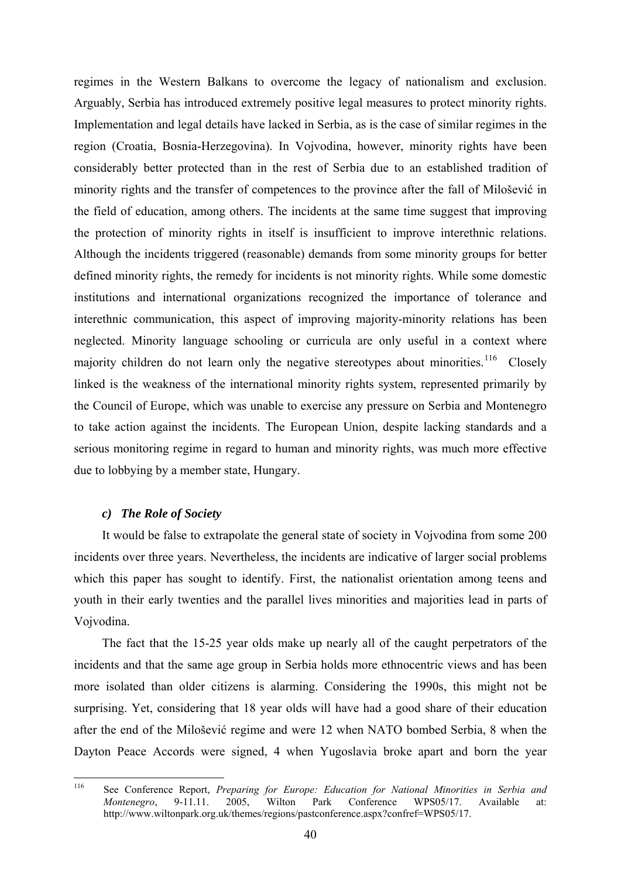regimes in the Western Balkans to overcome the legacy of nationalism and exclusion. Arguably, Serbia has introduced extremely positive legal measures to protect minority rights. Implementation and legal details have lacked in Serbia, as is the case of similar regimes in the region (Croatia, Bosnia-Herzegovina). In Vojvodina, however, minority rights have been considerably better protected than in the rest of Serbia due to an established tradition of minority rights and the transfer of competences to the province after the fall of Milošević in the field of education, among others. The incidents at the same time suggest that improving the protection of minority rights in itself is insufficient to improve interethnic relations. Although the incidents triggered (reasonable) demands from some minority groups for better defined minority rights, the remedy for incidents is not minority rights. While some domestic institutions and international organizations recognized the importance of tolerance and interethnic communication, this aspect of improving majority-minority relations has been neglected. Minority language schooling or curricula are only useful in a context where majority children do not learn only the negative stereotypes about minorities.[116] Closely linked is the weakness of the international minority rights system, represented primarily by the Council of Europe, which was unable to exercise any pressure on Serbia and Montenegro to take action against the incidents. The European Union, despite lacking standards and a serious monitoring regime in regard to human and minority rights, was much more effective due to lobbying by a member state, Hungary.

### *c) The Role of Society*

It would be false to extrapolate the general state of society in Vojvodina from some 200 incidents over three years. Nevertheless, the incidents are indicative of larger social problems which this paper has sought to identify. First, the nationalist orientation among teens and youth in their early twenties and the parallel lives minorities and majorities lead in parts of Vojvodina.

The fact that the 15-25 year olds make up nearly all of the caught perpetrators of the incidents and that the same age group in Serbia holds more ethnocentric views and has been more isolated than older citizens is alarming. Considering the 1990s, this might not be surprising. Yet, considering that 18 year olds will have had a good share of their education after the end of the Milošević regime and were 12 when NATO bombed Serbia, 8 when the Dayton Peace Accords were signed, 4 when Yugoslavia broke apart and born the year

---

116 See Conference Report, *Preparing for Europe: Education for National Minorities in Serbia and Montenegro*, 9-11.11. 2005, Wilton Park Conference WPS05/17. Available at: http://www.wiltonpark.org.uk/themes/regions/pastconference.aspx?confref=WPS05/17.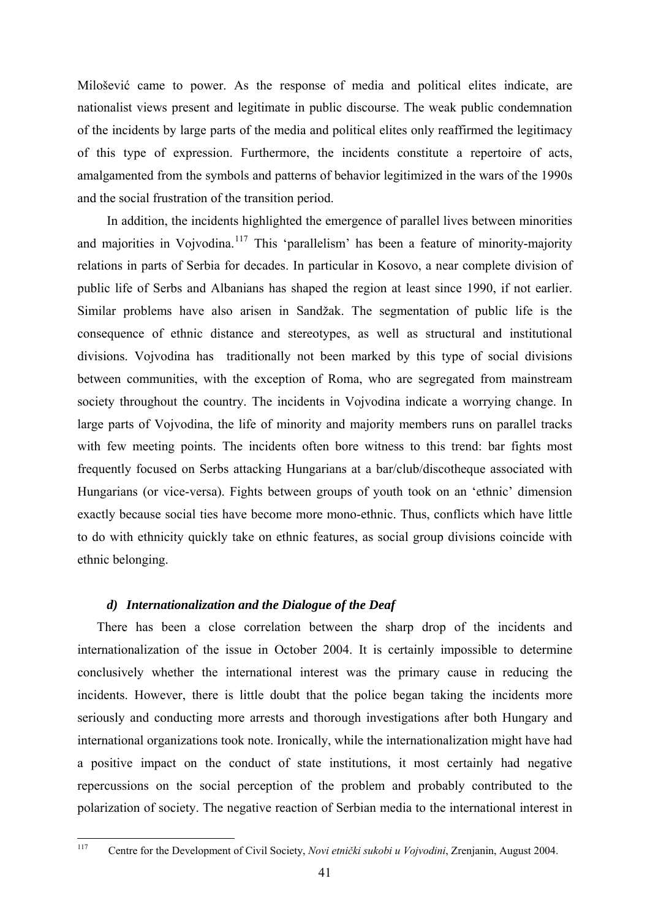Milošević came to power. As the response of media and political elites indicate, are nationalist views present and legitimate in public discourse. The weak public condemnation of the incidents by large parts of the media and political elites only reaffirmed the legitimacy of this type of expression. Furthermore, the incidents constitute a repertoire of acts, amalgamented from the symbols and patterns of behavior legitimized in the wars of the 1990s and the social frustration of the transition period.

In addition, the incidents highlighted the emergence of parallel lives between minorities and majorities in Vojvodina.[117] This 'parallelism' has been a feature of minority-majority relations in parts of Serbia for decades. In particular in Kosovo, a near complete division of public life of Serbs and Albanians has shaped the region at least since 1990, if not earlier. Similar problems have also arisen in Sandžak. The segmentation of public life is the consequence of ethnic distance and stereotypes, as well as structural and institutional divisions. Vojvodina has traditionally not been marked by this type of social divisions between communities, with the exception of Roma, who are segregated from mainstream society throughout the country. The incidents in Vojvodina indicate a worrying change. In large parts of Vojvodina, the life of minority and majority members runs on parallel tracks with few meeting points. The incidents often bore witness to this trend: bar fights most frequently focused on Serbs attacking Hungarians at a bar/club/discotheque associated with Hungarians (or vice-versa). Fights between groups of youth took on an 'ethnic' dimension exactly because social ties have become more mono-ethnic. Thus, conflicts which have little to do with ethnicity quickly take on ethnic features, as social group divisions coincide with ethnic belonging.

### *d) Internationalization and the Dialogue of the Deaf*

There has been a close correlation between the sharp drop of the incidents and internationalization of the issue in October 2004. It is certainly impossible to determine conclusively whether the international interest was the primary cause in reducing the incidents. However, there is little doubt that the police began taking the incidents more seriously and conducting more arrests and thorough investigations after both Hungary and international organizations took note. Ironically, while the internationalization might have had a positive impact on the conduct of state institutions, it most certainly had negative repercussions on the social perception of the problem and probably contributed to the polarization of society. The negative reaction of Serbian media to the international interest in

---

[117] Centre for the Development of Civil Society, *Novi etnički sukobi u Vojvodini*, Zrenjanin, August 2004.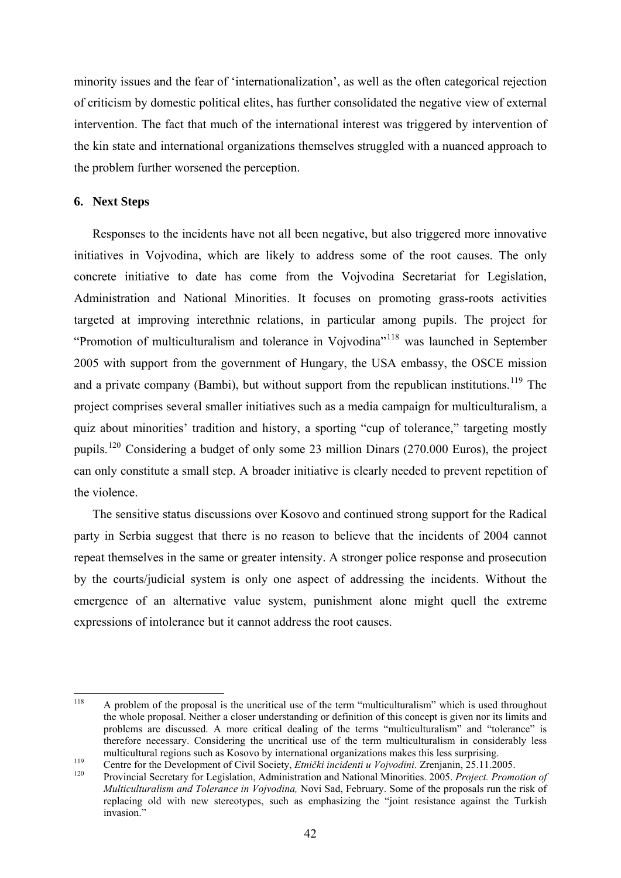minority issues and the fear of 'internationalization', as well as the often categorical rejection of criticism by domestic political elites, has further consolidated the negative view of external intervention. The fact that much of the international interest was triggered by intervention of the kin state and international organizations themselves struggled with a nuanced approach to the problem further worsened the perception.

## 6. Next Steps

Responses to the incidents have not all been negative, but also triggered more innovative initiatives in Vojvodina, which are likely to address some of the root causes. The only concrete initiative to date has come from the Vojvodina Secretariat for Legislation, Administration and National Minorities. It focuses on promoting grass-roots activities targeted at improving interethnic relations, in particular among pupils. The project for "Promotion of multiculturalism and tolerance in Vojvodina"[118] was launched in September 2005 with support from the government of Hungary, the USA embassy, the OSCE mission and a private company (Bambi), but without support from the republican institutions.[119] The project comprises several smaller initiatives such as a media campaign for multiculturalism, a quiz about minorities' tradition and history, a sporting "cup of tolerance," targeting mostly pupils.[120] Considering a budget of only some 23 million Dinars (270.000 Euros), the project can only constitute a small step. A broader initiative is clearly needed to prevent repetition of the violence.

The sensitive status discussions over Kosovo and continued strong support for the Radical party in Serbia suggest that there is no reason to believe that the incidents of 2004 cannot repeat themselves in the same or greater intensity. A stronger police response and prosecution by the courts/judicial system is only one aspect of addressing the incidents. Without the emergence of an alternative value system, punishment alone might quell the extreme expressions of intolerance but it cannot address the root causes.

---

[118] A problem of the proposal is the uncritical use of the term "multiculturalism" which is used throughout the whole proposal. Neither a closer understanding or definition of this concept is given nor its limits and problems are discussed. A more critical dealing of the terms "multiculturalism" and "tolerance" is therefore necessary. Considering the uncritical use of the term multiculturalism in considerably less multicultural regions such as Kosovo by international organizations makes this less surprising.

[119] Centre for the Development of Civil Society, *Etnički incidenti u Vojvodini*. Zrenjanin, 25.11.2005.

[120] Provincial Secretary for Legislation, Administration and National Minorities. 2005. *Project. Promotion of Multiculturalism and Tolerance in Vojvodina,* Novi Sad, February. Some of the proposals run the risk of replacing old with new stereotypes, such as emphasizing the "joint resistance against the Turkish invasion."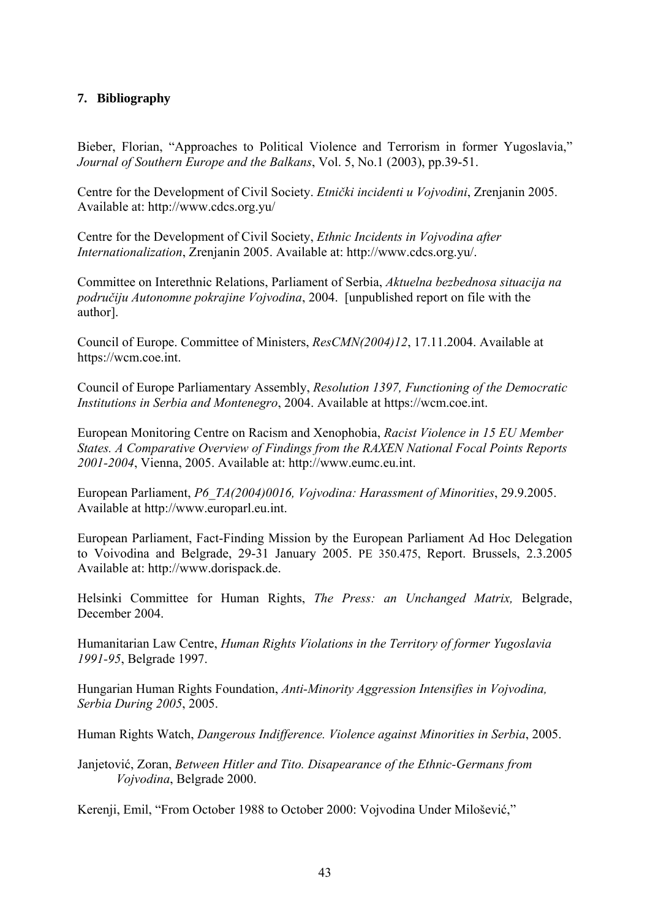## 7. Bibliography

Bieber, Florian, "Approaches to Political Violence and Terrorism in former Yugoslavia," *Journal of Southern Europe and the Balkans*, Vol. 5, No.1 (2003), pp.39-51.

Centre for the Development of Civil Society. *Etnički incidenti u Vojvodini*, Zrenjanin 2005. Available at: http://www.cdcs.org.yu/

Centre for the Development of Civil Society, *Ethnic Incidents in Vojvodina after Internationalization*, Zrenjanin 2005. Available at: http://www.cdcs.org.yu/.

Committee on Interethnic Relations, Parliament of Serbia, *Aktuelna bezbednosa situacija na području Autonomne pokrajine Vojvodina*, 2004. [unpublished report on file with the author].

Council of Europe. Committee of Ministers, *ResCMN(2004)12*, 17.11.2004. Available at https://wcm.coe.int.

Council of Europe Parliamentary Assembly, *Resolution 1397, Functioning of the Democratic Institutions in Serbia and Montenegro*, 2004. Available at https://wcm.coe.int.

European Monitoring Centre on Racism and Xenophobia, *Racist Violence in 15 EU Member States. A Comparative Overview of Findings from the RAXEN National Focal Points Reports 2001-2004*, Vienna, 2005. Available at: http://www.eumc.eu.int.

European Parliament, *P6_TA(2004)0016, Vojvodina: Harassment of Minorities*, 29.9.2005. Available at http://www.europarl.eu.int.

European Parliament, Fact-Finding Mission by the European Parliament Ad Hoc Delegation to Voivodina and Belgrade, 29-31 January 2005. PE 350.475, Report. Brussels, 2.3.2005 Available at: http://www.dorispack.de.

Helsinki Committee for Human Rights, *The Press: an Unchanged Matrix,* Belgrade, December 2004.

Humanitarian Law Centre, *Human Rights Violations in the Territory of former Yugoslavia 1991-95*, Belgrade 1997.

Hungarian Human Rights Foundation, *Anti-Minority Aggression Intensifies in Vojvodina, Serbia During 2005*, 2005.

Human Rights Watch, *Dangerous Indifference. Violence against Minorities in Serbia*, 2005.

Janjetović, Zoran, *Between Hitler and Tito. Disapearance of the Ethnic-Germans from Vojvodina*, Belgrade 2000.

Kerenji, Emil, "From October 1988 to October 2000: Vojvodina Under Milošević,"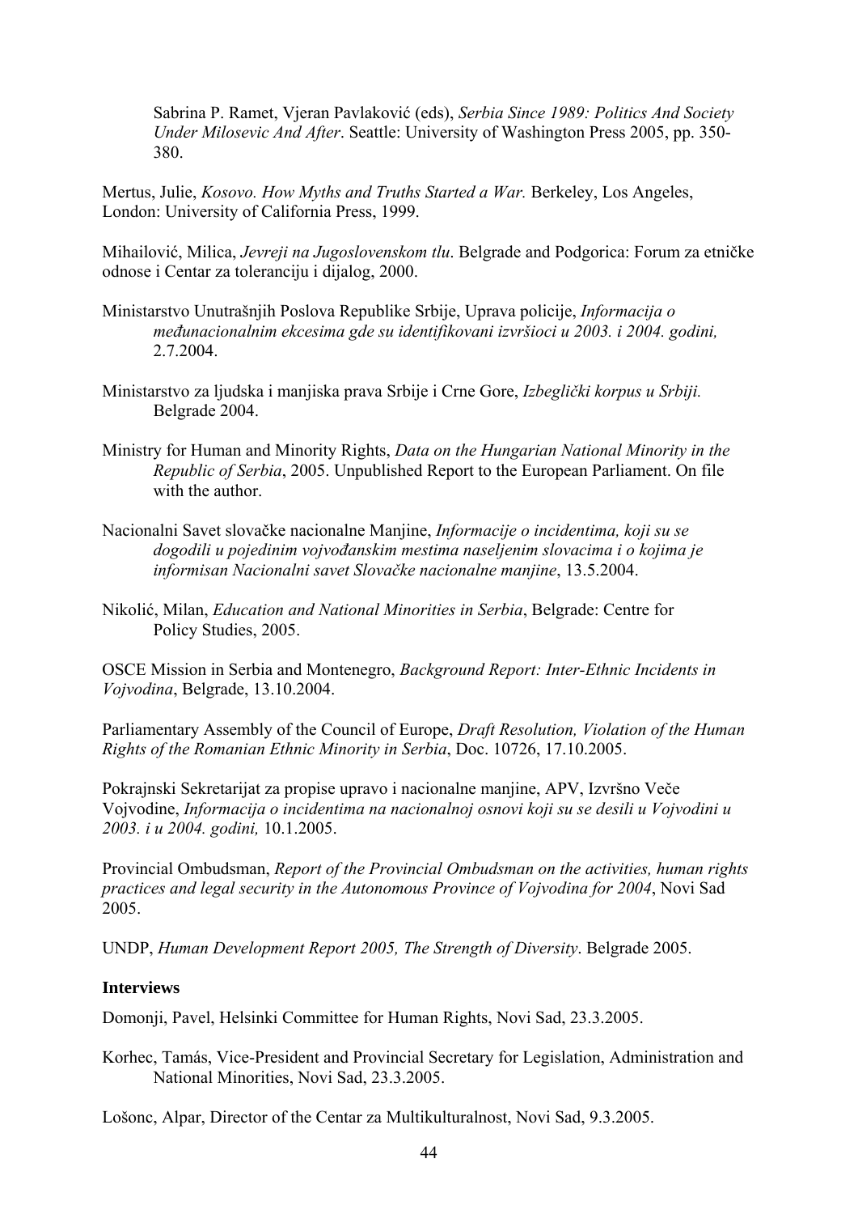Sabrina P. Ramet, Vjeran Pavlaković (eds), *Serbia Since 1989: Politics And Society Under Milosevic And After*. Seattle: University of Washington Press 2005, pp. 350-380.

Mertus, Julie, *Kosovo. How Myths and Truths Started a War.* Berkeley, Los Angeles, London: University of California Press, 1999.

Mihailović, Milica, *Jevreji na Jugoslovenskom tlu*. Belgrade and Podgorica: Forum za etničke odnose i Centar za toleranciju i dijalog, 2000.

Ministarstvo Unutrašnjih Poslova Republike Srbije, Uprava policije, *Informacija o međunacionalnim ekcesima gde su identifikovani izvršioci u 2003. i 2004. godini,* 2.7.2004.

Ministarstvo za ljudska i manjiska prava Srbije i Crne Gore, *Izbeglički korpus u Srbiji.* Belgrade 2004.

Ministry for Human and Minority Rights, *Data on the Hungarian National Minority in the Republic of Serbia*, 2005. Unpublished Report to the European Parliament. On file with the author.

Nacionalni Savet slovačke nacionalne Manjine, *Informacije o incidentima, koji su se dogodili u pojedinim vojvođanskim mestima naseljenim slovacima i o kojima je informisan Nacionalni savet Slovačke nacionalne manjine*, 13.5.2004.

Nikolić, Milan, *Education and National Minorities in Serbia*, Belgrade: Centre for Policy Studies, 2005.

OSCE Mission in Serbia and Montenegro, *Background Report: Inter-Ethnic Incidents in Vojvodina*, Belgrade, 13.10.2004.

Parliamentary Assembly of the Council of Europe, *Draft Resolution, Violation of the Human Rights of the Romanian Ethnic Minority in Serbia*, Doc. 10726, 17.10.2005.

Pokrajnski Sekretarijat za propise upravo i nacionalne manjine, APV, Izvršno Veče Vojvodine, *Informacija o incidentima na nacionalnoj osnovi koji su se desili u Vojvodini u 2003. i u 2004. godini,* 10.1.2005.

Provincial Ombudsman, *Report of the Provincial Ombudsman on the activities, human rights practices and legal security in the Autonomous Province of Vojvodina for 2004*, Novi Sad 2005.

UNDP, *Human Development Report 2005, The Strength of Diversity*. Belgrade 2005.

**Interviews**

Domonji, Pavel, Helsinki Committee for Human Rights, Novi Sad, 23.3.2005.

Korhec, Tamás, Vice-President and Provincial Secretary for Legislation, Administration and National Minorities, Novi Sad, 23.3.2005.

Lošonc, Alpar, Director of the Centar za Multikulturalnost, Novi Sad, 9.3.2005.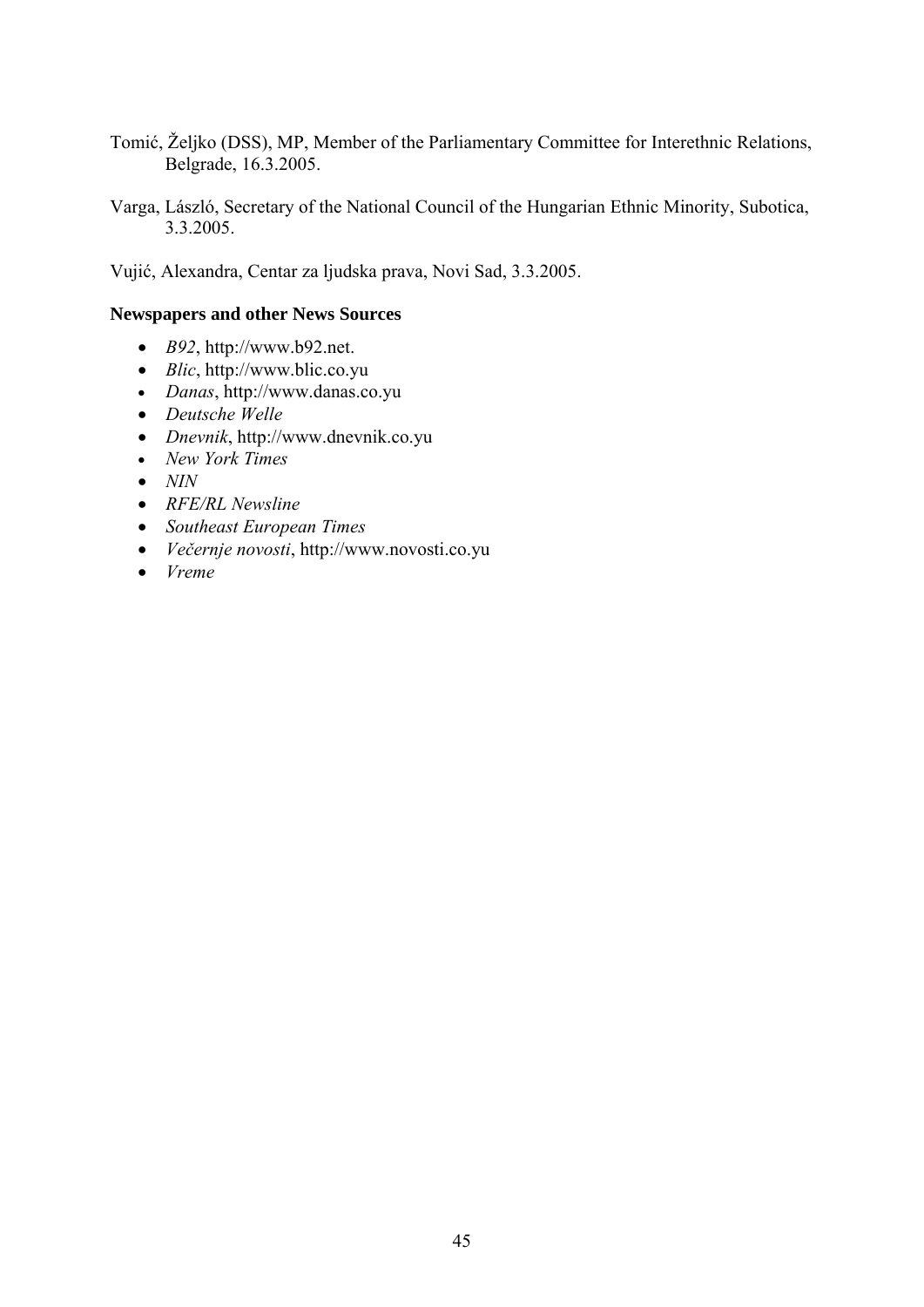Tomić, Željko (DSS), MP, Member of the Parliamentary Committee for Interethnic Relations, Belgrade, 16.3.2005.

Varga, László, Secretary of the National Council of the Hungarian Ethnic Minority, Subotica, 3.3.2005.

Vujić, Alexandra, Centar za ljudska prava, Novi Sad, 3.3.2005.

**Newspapers and other News Sources**

- *B92*, http://www.b92.net.
- *Blic*, http://www.blic.co.yu
- *Danas*, http://www.danas.co.yu
- *Deutsche Welle*
- *Dnevnik*, http://www.dnevnik.co.yu
- *New York Times*
- *NIN*
- *RFE/RL Newsline*
- *Southeast European Times*
- *Večernje novosti*, http://www.novosti.co.yu
- *Vreme*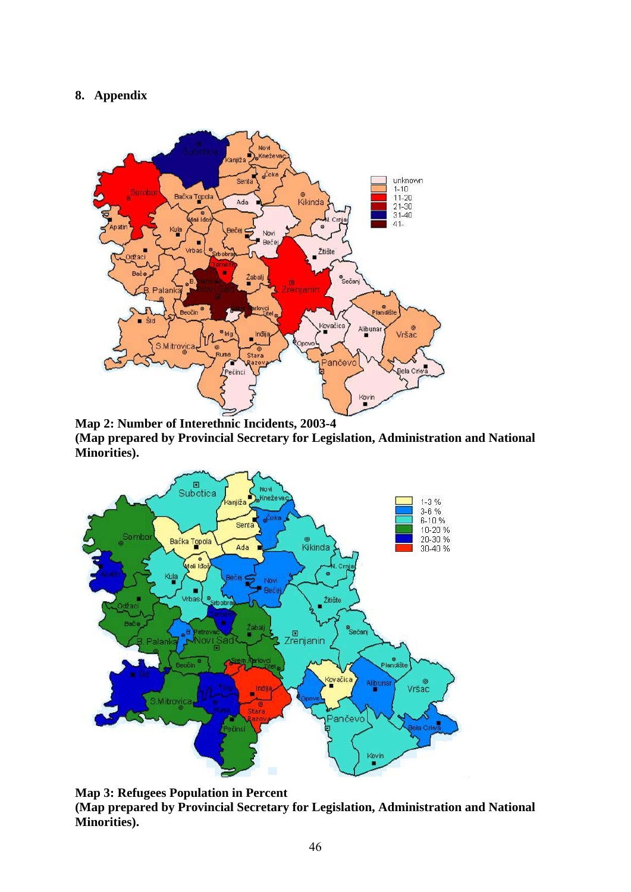## 8. Appendix

**Map 2: Number of Interethnic Incidents, 2003-4**
**(Map prepared by Provincial Secretary for Legislation, Administration and National Minorities).**

**Map 3: Refugees Population in Percent**
**(Map prepared by Provincial Secretary for Legislation, Administration and National Minorities).**